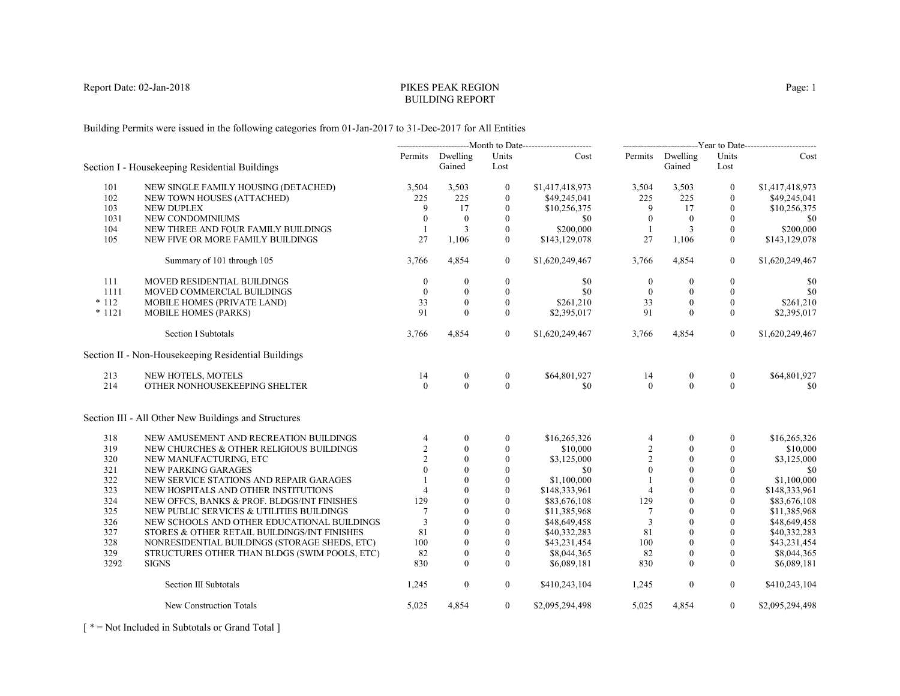Report Date: 02-Jan-2018

# PIKES PEAK REGION
# BUILDING REPORT

Building Permits were issued in the following categories from 01-Jan-2017 to 31-Dec-2017 for All Entities

| | | Month to Date | | | | Year to Date | | | |
|---|---|---|---|---|---|---|---|---|---|
| **Section I - Housekeeping Residential Buildings** | | Permits | Dwelling Gained | Units Lost | Cost | Permits | Dwelling Gained | Units Lost | Cost |
| 101 | NEW SINGLE FAMILY HOUSING (DETACHED) | 3,504 | 3,503 | 0 | $1,417,418,973 | 3,504 | 3,503 | 0 | $1,417,418,973 |
| 102 | NEW TOWN HOUSES (ATTACHED) | 225 | 225 | 0 | $49,245,041 | 225 | 225 | 0 | $49,245,041 |
| 103 | NEW DUPLEX | 9 | 17 | 0 | $10,256,375 | 9 | 17 | 0 | $10,256,375 |
| 1031 | NEW CONDOMINIUMS | 0 | 0 | 0 | $0 | 0 | 0 | 0 | $0 |
| 104 | NEW THREE AND FOUR FAMILY BUILDINGS | 1 | 3 | 0 | $200,000 | 1 | 3 | 0 | $200,000 |
| 105 | NEW FIVE OR MORE FAMILY BUILDINGS | 27 | 1,106 | 0 | $143,129,078 | 27 | 1,106 | 0 | $143,129,078 |
| | Summary of 101 through 105 | 3,766 | 4,854 | 0 | $1,620,249,467 | 3,766 | 4,854 | 0 | $1,620,249,467 |
| 111 | MOVED RESIDENTIAL BUILDINGS | 0 | 0 | 0 | $0 | 0 | 0 | 0 | $0 |
| 1111 | MOVED COMMERCIAL BUILDINGS | 0 | 0 | 0 | $0 | 0 | 0 | 0 | $0 |
| * 112 | MOBILE HOMES (PRIVATE LAND) | 33 | 0 | 0 | $261,210 | 33 | 0 | 0 | $261,210 |
| * 1121 | MOBILE HOMES (PARKS) | 91 | 0 | 0 | $2,395,017 | 91 | 0 | 0 | $2,395,017 |
| | Section I Subtotals | 3,766 | 4,854 | 0 | $1,620,249,467 | 3,766 | 4,854 | 0 | $1,620,249,467 |
| **Section II - Non-Housekeeping Residential Buildings** | | | | | | | | | |
| 213 | NEW HOTELS, MOTELS | 14 | 0 | 0 | $64,801,927 | 14 | 0 | 0 | $64,801,927 |
| 214 | OTHER NONHOUSEKEEPING SHELTER | 0 | 0 | 0 | $0 | 0 | 0 | 0 | $0 |
| **Section III - All Other New Buildings and Structures** | | | | | | | | | |
| 318 | NEW AMUSEMENT AND RECREATION BUILDINGS | 4 | 0 | 0 | $16,265,326 | 4 | 0 | 0 | $16,265,326 |
| 319 | NEW CHURCHES & OTHER RELIGIOUS BUILDINGS | 2 | 0 | 0 | $10,000 | 2 | 0 | 0 | $10,000 |
| 320 | NEW MANUFACTURING, ETC | 2 | 0 | 0 | $3,125,000 | 2 | 0 | 0 | $3,125,000 |
| 321 | NEW PARKING GARAGES | 0 | 0 | 0 | $0 | 0 | 0 | 0 | $0 |
| 322 | NEW SERVICE STATIONS AND REPAIR GARAGES | 1 | 0 | 0 | $1,100,000 | 1 | 0 | 0 | $1,100,000 |
| 323 | NEW HOSPITALS AND OTHER INSTITUTIONS | 4 | 0 | 0 | $148,333,961 | 4 | 0 | 0 | $148,333,961 |
| 324 | NEW OFFCS, BANKS & PROF. BLDGS/INT FINISHES | 129 | 0 | 0 | $83,676,108 | 129 | 0 | 0 | $83,676,108 |
| 325 | NEW PUBLIC SERVICES & UTILITIES BUILDINGS | 7 | 0 | 0 | $11,385,968 | 7 | 0 | 0 | $11,385,968 |
| 326 | NEW SCHOOLS AND OTHER EDUCATIONAL BUILDINGS | 3 | 0 | 0 | $48,649,458 | 3 | 0 | 0 | $48,649,458 |
| 327 | STORES & OTHER RETAIL BUILDINGS/INT FINISHES | 81 | 0 | 0 | $40,332,283 | 81 | 0 | 0 | $40,332,283 |
| 328 | NONRESIDENTIAL BUILDINGS (STORAGE SHEDS, ETC) | 100 | 0 | 0 | $43,231,454 | 100 | 0 | 0 | $43,231,454 |
| 329 | STRUCTURES OTHER THAN BLDGS (SWIM POOLS, ETC) | 82 | 0 | 0 | $8,044,365 | 82 | 0 | 0 | $8,044,365 |
| 3292 | SIGNS | 830 | 0 | 0 | $6,089,181 | 830 | 0 | 0 | $6,089,181 |
| | Section III Subtotals | 1,245 | 0 | 0 | $410,243,104 | 1,245 | 0 | 0 | $410,243,104 |
| | New Construction Totals | 5,025 | 4,854 | 0 | $2,095,294,498 | 5,025 | 4,854 | 0 | $2,095,294,498 |

[ * = Not Included in Subtotals or Grand Total ]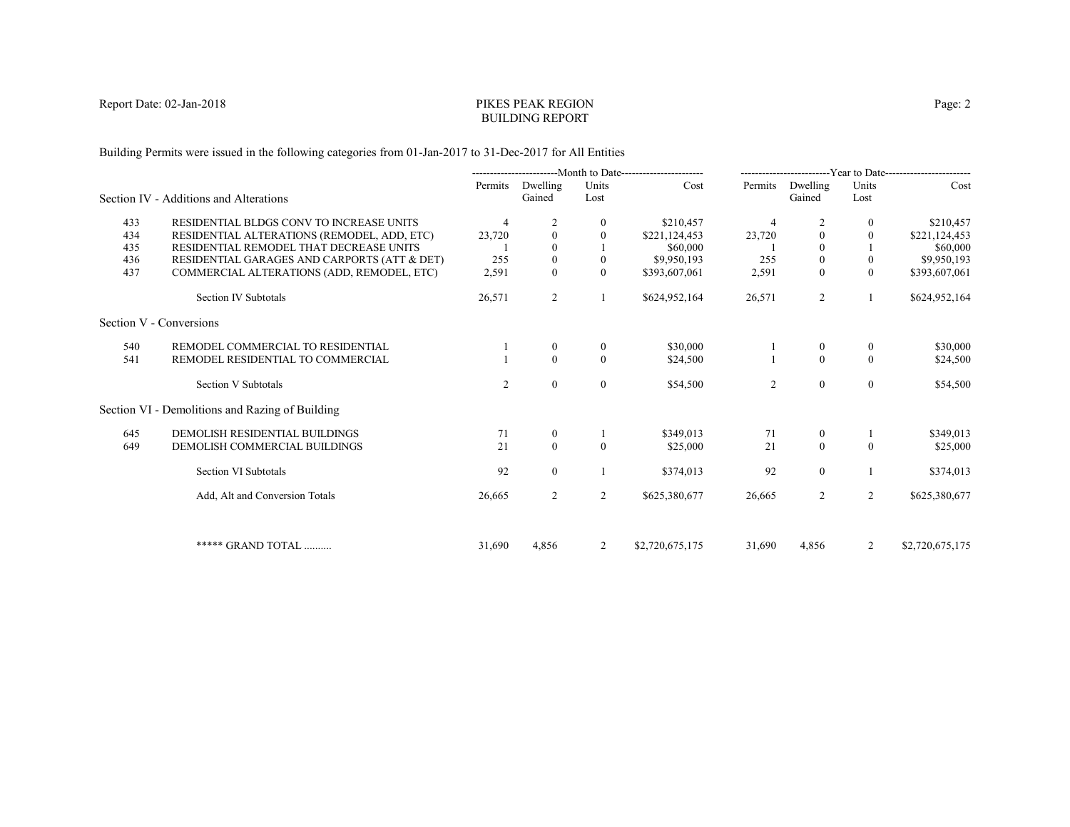Report Date: 02-Jan-2018

# PIKES PEAK REGION
## BUILDING REPORT

Building Permits were issued in the following categories from 01-Jan-2017 to 31-Dec-2017 for All Entities

| | | Month to Date | | | | Year to Date | | | |
|---|---|---|---|---|---|---|---|---|---|
| | Section IV - Additions and Alterations | Permits | Dwelling Gained | Units Lost | Cost | Permits | Dwelling Gained | Units Lost | Cost |
| 433 | RESIDENTIAL BLDGS CONV TO INCREASE UNITS | 4 | 2 | 0 | $210,457 | 4 | 2 | 0 | $210,457 |
| 434 | RESIDENTIAL ALTERATIONS (REMODEL, ADD, ETC) | 23,720 | 0 | 0 | $221,124,453 | 23,720 | 0 | 0 | $221,124,453 |
| 435 | RESIDENTIAL REMODEL THAT DECREASE UNITS | 1 | 0 | 1 | $60,000 | 1 | 0 | 1 | $60,000 |
| 436 | RESIDENTIAL GARAGES AND CARPORTS (ATT & DET) | 255 | 0 | 0 | $9,950,193 | 255 | 0 | 0 | $9,950,193 |
| 437 | COMMERCIAL ALTERATIONS (ADD, REMODEL, ETC) | 2,591 | 0 | 0 | $393,607,061 | 2,591 | 0 | 0 | $393,607,061 |
| | Section IV Subtotals | 26,571 | 2 | 1 | $624,952,164 | 26,571 | 2 | 1 | $624,952,164 |
| | **Section V - Conversions** | | | | | | | | |
| 540 | REMODEL COMMERCIAL TO RESIDENTIAL | 1 | 0 | 0 | $30,000 | 1 | 0 | 0 | $30,000 |
| 541 | REMODEL RESIDENTIAL TO COMMERCIAL | 1 | 0 | 0 | $24,500 | 1 | 0 | 0 | $24,500 |
| | Section V Subtotals | 2 | 0 | 0 | $54,500 | 2 | 0 | 0 | $54,500 |
| | **Section VI - Demolitions and Razing of Building** | | | | | | | | |
| 645 | DEMOLISH RESIDENTIAL BUILDINGS | 71 | 0 | 1 | $349,013 | 71 | 0 | 1 | $349,013 |
| 649 | DEMOLISH COMMERCIAL BUILDINGS | 21 | 0 | 0 | $25,000 | 21 | 0 | 0 | $25,000 |
| | Section VI Subtotals | 92 | 0 | 1 | $374,013 | 92 | 0 | 1 | $374,013 |
| | Add, Alt and Conversion Totals | 26,665 | 2 | 2 | $625,380,677 | 26,665 | 2 | 2 | $625,380,677 |
| | ***** GRAND TOTAL .......... | 31,690 | 4,856 | 2 | $2,720,675,175 | 31,690 | 4,856 | 2 | $2,720,675,175 |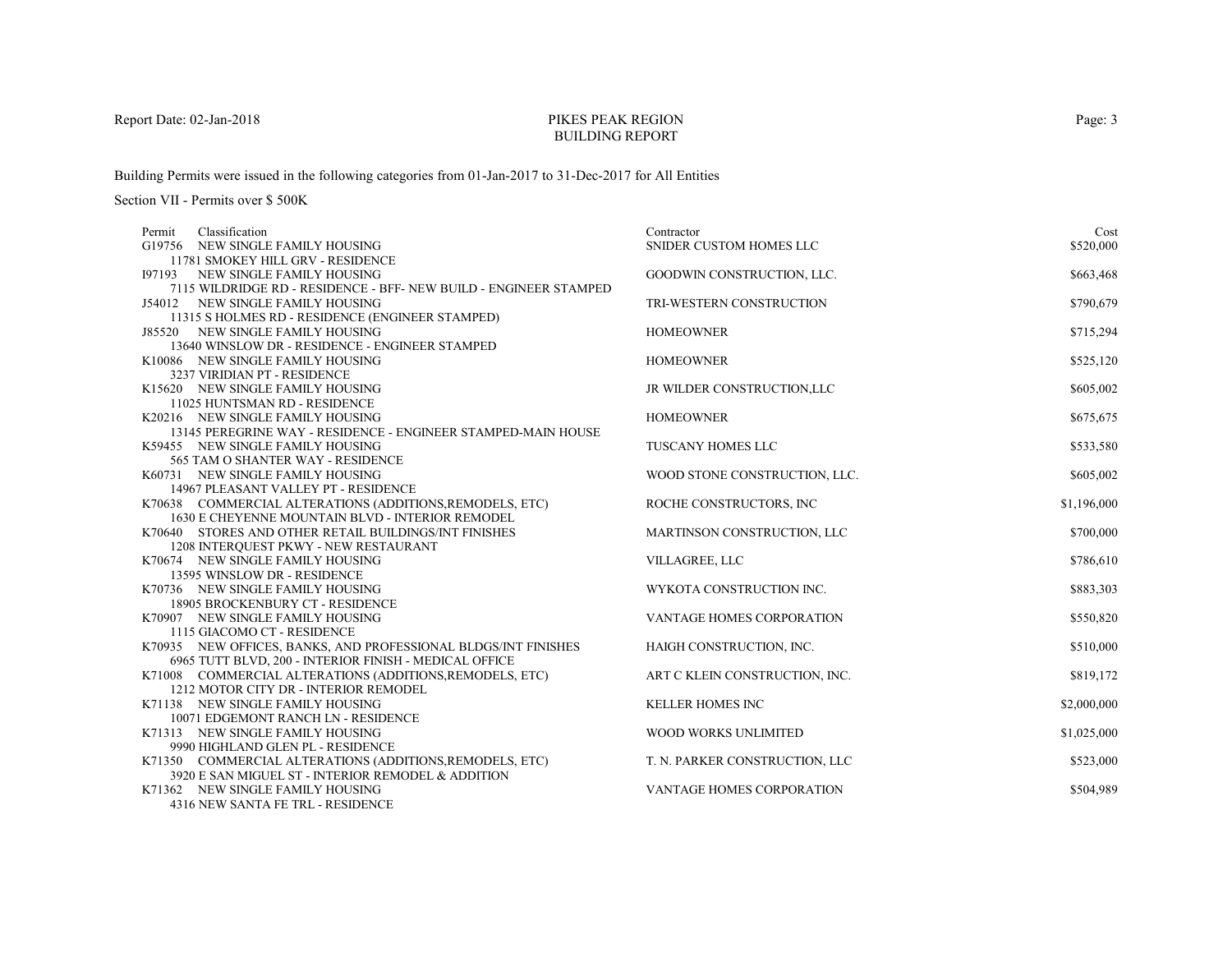Report Date: 02-Jan-2018

# PIKES PEAK REGION
# BUILDING REPORT

Building Permits were issued in the following categories from 01-Jan-2017 to 31-Dec-2017 for All Entities

Section VII - Permits over $ 500K

| Permit | Classification | Contractor | Cost |
|---|---|---|---|
| G19756 | NEW SINGLE FAMILY HOUSING<br>11781 SMOKEY HILL GRV - RESIDENCE | SNIDER CUSTOM HOMES LLC | $520,000 |
| I97193 | NEW SINGLE FAMILY HOUSING<br>7115 WILDRIDGE RD - RESIDENCE - BFF- NEW BUILD - ENGINEER STAMPED | GOODWIN CONSTRUCTION, LLC. | $663,468 |
| J54012 | NEW SINGLE FAMILY HOUSING<br>11315 S HOLMES RD - RESIDENCE (ENGINEER STAMPED) | TRI-WESTERN CONSTRUCTION | $790,679 |
| J85520 | NEW SINGLE FAMILY HOUSING<br>13640 WINSLOW DR - RESIDENCE - ENGINEER STAMPED | HOMEOWNER | $715,294 |
| K10086 | NEW SINGLE FAMILY HOUSING<br>3237 VIRIDIAN PT - RESIDENCE | HOMEOWNER | $525,120 |
| K15620 | NEW SINGLE FAMILY HOUSING<br>11025 HUNTSMAN RD - RESIDENCE | JR WILDER CONSTRUCTION,LLC | $605,002 |
| K20216 | NEW SINGLE FAMILY HOUSING<br>13145 PEREGRINE WAY - RESIDENCE - ENGINEER STAMPED-MAIN HOUSE | HOMEOWNER | $675,675 |
| K59455 | NEW SINGLE FAMILY HOUSING<br>565 TAM O SHANTER WAY - RESIDENCE | TUSCANY HOMES LLC | $533,580 |
| K60731 | NEW SINGLE FAMILY HOUSING<br>14967 PLEASANT VALLEY PT - RESIDENCE | WOOD STONE CONSTRUCTION, LLC. | $605,002 |
| K70638 | COMMERCIAL ALTERATIONS (ADDITIONS,REMODELS, ETC)<br>1630 E CHEYENNE MOUNTAIN BLVD - INTERIOR REMODEL | ROCHE CONSTRUCTORS, INC | $1,196,000 |
| K70640 | STORES AND OTHER RETAIL BUILDINGS/INT FINISHES<br>1208 INTERQUEST PKWY - NEW RESTAURANT | MARTINSON CONSTRUCTION, LLC | $700,000 |
| K70674 | NEW SINGLE FAMILY HOUSING<br>13595 WINSLOW DR - RESIDENCE | VILLAGREE, LLC | $786,610 |
| K70736 | NEW SINGLE FAMILY HOUSING<br>18905 BROCKENBURY CT - RESIDENCE | WYKOTA CONSTRUCTION INC. | $883,303 |
| K70907 | NEW SINGLE FAMILY HOUSING<br>1115 GIACOMO CT - RESIDENCE | VANTAGE HOMES CORPORATION | $550,820 |
| K70935 | NEW OFFICES, BANKS, AND PROFESSIONAL BLDGS/INT FINISHES<br>6965 TUTT BLVD, 200 - INTERIOR FINISH - MEDICAL OFFICE | HAIGH CONSTRUCTION, INC. | $510,000 |
| K71008 | COMMERCIAL ALTERATIONS (ADDITIONS,REMODELS, ETC)<br>1212 MOTOR CITY DR - INTERIOR REMODEL | ART C KLEIN CONSTRUCTION, INC. | $819,172 |
| K71138 | NEW SINGLE FAMILY HOUSING<br>10071 EDGEMONT RANCH LN - RESIDENCE | KELLER HOMES INC | $2,000,000 |
| K71313 | NEW SINGLE FAMILY HOUSING<br>9990 HIGHLAND GLEN PL - RESIDENCE | WOOD WORKS UNLIMITED | $1,025,000 |
| K71350 | COMMERCIAL ALTERATIONS (ADDITIONS,REMODELS, ETC)<br>3920 E SAN MIGUEL ST - INTERIOR REMODEL & ADDITION | T. N. PARKER CONSTRUCTION, LLC | $523,000 |
| K71362 | NEW SINGLE FAMILY HOUSING<br>4316 NEW SANTA FE TRL - RESIDENCE | VANTAGE HOMES CORPORATION | $504,989 |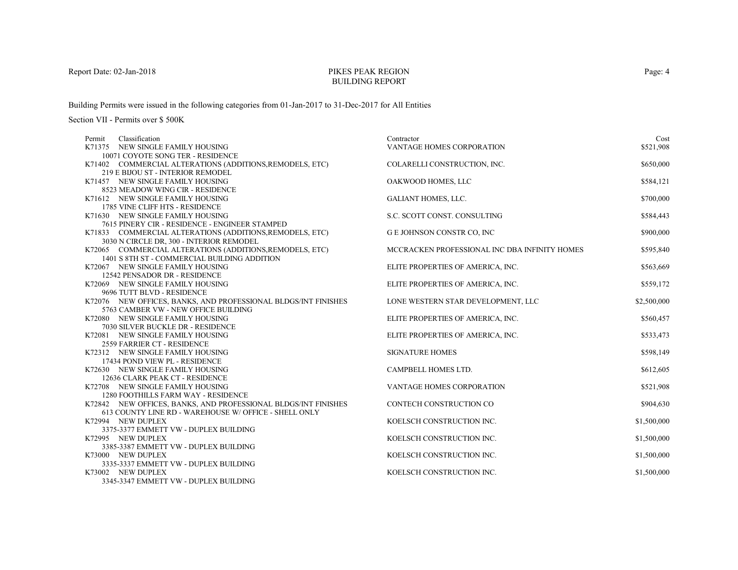Report Date: 02-Jan-2018

# PIKES PEAK REGION
## BUILDING REPORT

Building Permits were issued in the following categories from 01-Jan-2017 to 31-Dec-2017 for All Entities

Section VII - Permits over $ 500K

| Permit | Classification | Contractor | Cost |
|---|---|---|---|
| K71375 | NEW SINGLE FAMILY HOUSING<br>10071 COYOTE SONG TER - RESIDENCE | VANTAGE HOMES CORPORATION | $521,908 |
| K71402 | COMMERCIAL ALTERATIONS (ADDITIONS,REMODELS, ETC)<br>219 E BIJOU ST - INTERIOR REMODEL | COLARELLI CONSTRUCTION, INC. | $650,000 |
| K71457 | NEW SINGLE FAMILY HOUSING<br>8523 MEADOW WING CIR - RESIDENCE | OAKWOOD HOMES, LLC | $584,121 |
| K71612 | NEW SINGLE FAMILY HOUSING<br>1785 VINE CLIFF HTS - RESIDENCE | GALIANT HOMES, LLC. | $700,000 |
| K71630 | NEW SINGLE FAMILY HOUSING<br>7615 PINERY CIR - RESIDENCE - ENGINEER STAMPED | S.C. SCOTT CONST. CONSULTING | $584,443 |
| K71833 | COMMERCIAL ALTERATIONS (ADDITIONS,REMODELS, ETC)<br>3030 N CIRCLE DR, 300 - INTERIOR REMODEL | G E JOHNSON CONSTR CO, INC | $900,000 |
| K72065 | COMMERCIAL ALTERATIONS (ADDITIONS,REMODELS, ETC)<br>1401 S 8TH ST - COMMERCIAL BUILDING ADDITION | MCCRACKEN PROFESSIONAL INC DBA INFINITY HOMES | $595,840 |
| K72067 | NEW SINGLE FAMILY HOUSING<br>12542 PENSADOR DR - RESIDENCE | ELITE PROPERTIES OF AMERICA, INC. | $563,669 |
| K72069 | NEW SINGLE FAMILY HOUSING<br>9696 TUTT BLVD - RESIDENCE | ELITE PROPERTIES OF AMERICA, INC. | $559,172 |
| K72076 | NEW OFFICES, BANKS, AND PROFESSIONAL BLDGS/INT FINISHES<br>5763 CAMBER VW - NEW OFFICE BUILDING | LONE WESTERN STAR DEVELOPMENT, LLC | $2,500,000 |
| K72080 | NEW SINGLE FAMILY HOUSING<br>7030 SILVER BUCKLE DR - RESIDENCE | ELITE PROPERTIES OF AMERICA, INC. | $560,457 |
| K72081 | NEW SINGLE FAMILY HOUSING<br>2559 FARRIER CT - RESIDENCE | ELITE PROPERTIES OF AMERICA, INC. | $533,473 |
| K72312 | NEW SINGLE FAMILY HOUSING<br>17434 POND VIEW PL - RESIDENCE | SIGNATURE HOMES | $598,149 |
| K72630 | NEW SINGLE FAMILY HOUSING<br>12636 CLARK PEAK CT - RESIDENCE | CAMPBELL HOMES LTD. | $612,605 |
| K72708 | NEW SINGLE FAMILY HOUSING<br>1280 FOOTHILLS FARM WAY - RESIDENCE | VANTAGE HOMES CORPORATION | $521,908 |
| K72842 | NEW OFFICES, BANKS, AND PROFESSIONAL BLDGS/INT FINISHES<br>613 COUNTY LINE RD - WAREHOUSE W/ OFFICE - SHELL ONLY | CONTECH CONSTRUCTION CO | $904,630 |
| K72994 | NEW DUPLEX<br>3375-3377 EMMETT VW - DUPLEX BUILDING | KOELSCH CONSTRUCTION INC. | $1,500,000 |
| K72995 | NEW DUPLEX<br>3385-3387 EMMETT VW - DUPLEX BUILDING | KOELSCH CONSTRUCTION INC. | $1,500,000 |
| K73000 | NEW DUPLEX<br>3335-3337 EMMETT VW - DUPLEX BUILDING | KOELSCH CONSTRUCTION INC. | $1,500,000 |
| K73002 | NEW DUPLEX<br>3345-3347 EMMETT VW - DUPLEX BUILDING | KOELSCH CONSTRUCTION INC. | $1,500,000 |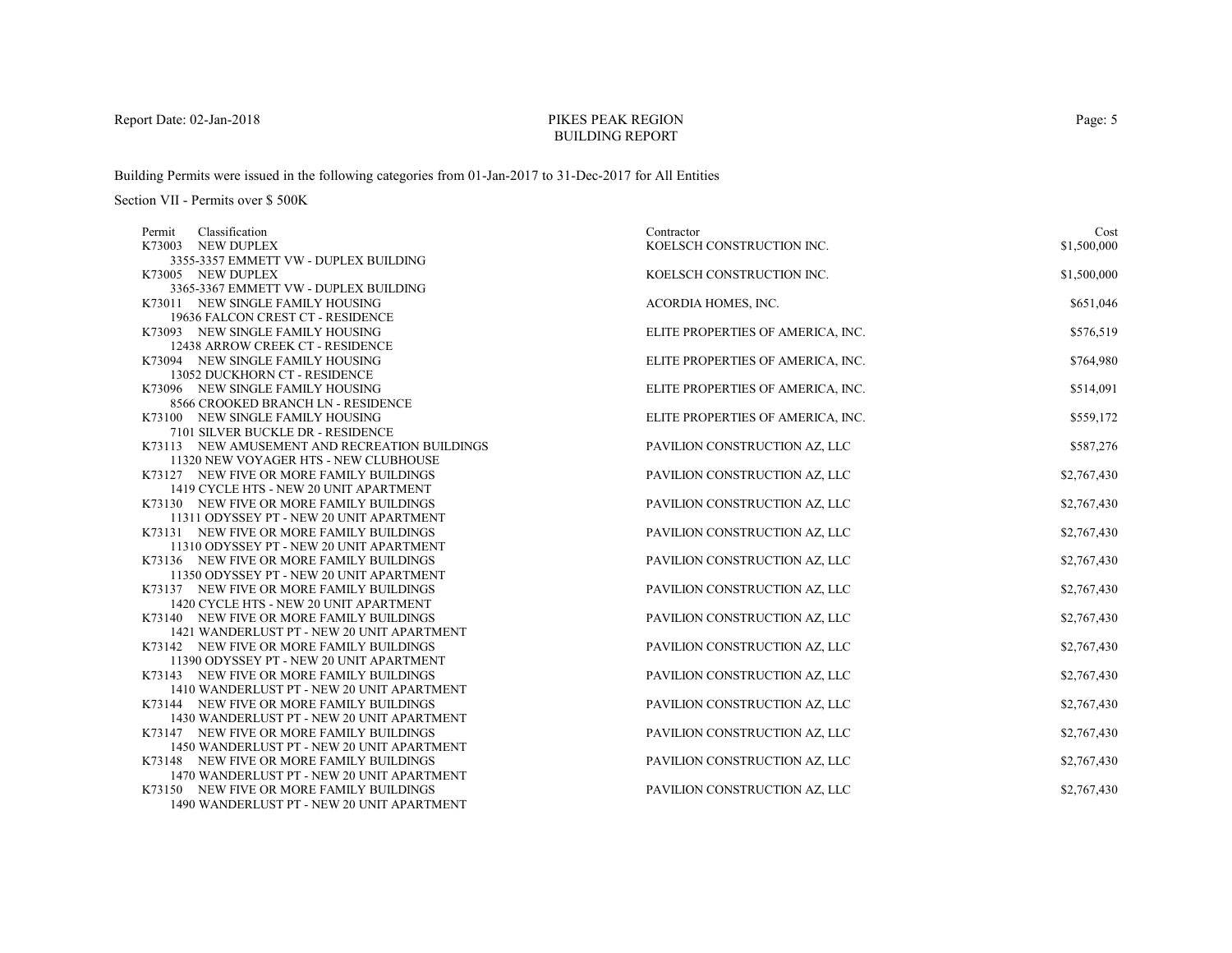# PIKES PEAK REGION
## BUILDING REPORT

Building Permits were issued in the following categories from 01-Jan-2017 to 31-Dec-2017 for All Entities

Section VII - Permits over $ 500K

| Permit | Classification | Contractor | Cost |
|---|---|---|---|
| K73003 | NEW DUPLEX<br>3355-3357 EMMETT VW - DUPLEX BUILDING | KOELSCH CONSTRUCTION INC. | $1,500,000 |
| K73005 | NEW DUPLEX<br>3365-3367 EMMETT VW - DUPLEX BUILDING | KOELSCH CONSTRUCTION INC. | $1,500,000 |
| K73011 | NEW SINGLE FAMILY HOUSING<br>19636 FALCON CREST CT - RESIDENCE | ACORDIA HOMES, INC. | $651,046 |
| K73093 | NEW SINGLE FAMILY HOUSING<br>12438 ARROW CREEK CT - RESIDENCE | ELITE PROPERTIES OF AMERICA, INC. | $576,519 |
| K73094 | NEW SINGLE FAMILY HOUSING<br>13052 DUCKHORN CT - RESIDENCE | ELITE PROPERTIES OF AMERICA, INC. | $764,980 |
| K73096 | NEW SINGLE FAMILY HOUSING<br>8566 CROOKED BRANCH LN - RESIDENCE | ELITE PROPERTIES OF AMERICA, INC. | $514,091 |
| K73100 | NEW SINGLE FAMILY HOUSING<br>7101 SILVER BUCKLE DR - RESIDENCE | ELITE PROPERTIES OF AMERICA, INC. | $559,172 |
| K73113 | NEW AMUSEMENT AND RECREATION BUILDINGS<br>11320 NEW VOYAGER HTS - NEW CLUBHOUSE | PAVILION CONSTRUCTION AZ, LLC | $587,276 |
| K73127 | NEW FIVE OR MORE FAMILY BUILDINGS<br>1419 CYCLE HTS - NEW 20 UNIT APARTMENT | PAVILION CONSTRUCTION AZ, LLC | $2,767,430 |
| K73130 | NEW FIVE OR MORE FAMILY BUILDINGS<br>11311 ODYSSEY PT - NEW 20 UNIT APARTMENT | PAVILION CONSTRUCTION AZ, LLC | $2,767,430 |
| K73131 | NEW FIVE OR MORE FAMILY BUILDINGS<br>11310 ODYSSEY PT - NEW 20 UNIT APARTMENT | PAVILION CONSTRUCTION AZ, LLC | $2,767,430 |
| K73136 | NEW FIVE OR MORE FAMILY BUILDINGS<br>11350 ODYSSEY PT - NEW 20 UNIT APARTMENT | PAVILION CONSTRUCTION AZ, LLC | $2,767,430 |
| K73137 | NEW FIVE OR MORE FAMILY BUILDINGS<br>1420 CYCLE HTS - NEW 20 UNIT APARTMENT | PAVILION CONSTRUCTION AZ, LLC | $2,767,430 |
| K73140 | NEW FIVE OR MORE FAMILY BUILDINGS<br>1421 WANDERLUST PT - NEW 20 UNIT APARTMENT | PAVILION CONSTRUCTION AZ, LLC | $2,767,430 |
| K73142 | NEW FIVE OR MORE FAMILY BUILDINGS<br>11390 ODYSSEY PT - NEW 20 UNIT APARTMENT | PAVILION CONSTRUCTION AZ, LLC | $2,767,430 |
| K73143 | NEW FIVE OR MORE FAMILY BUILDINGS<br>1410 WANDERLUST PT - NEW 20 UNIT APARTMENT | PAVILION CONSTRUCTION AZ, LLC | $2,767,430 |
| K73144 | NEW FIVE OR MORE FAMILY BUILDINGS<br>1430 WANDERLUST PT - NEW 20 UNIT APARTMENT | PAVILION CONSTRUCTION AZ, LLC | $2,767,430 |
| K73147 | NEW FIVE OR MORE FAMILY BUILDINGS<br>1450 WANDERLUST PT - NEW 20 UNIT APARTMENT | PAVILION CONSTRUCTION AZ, LLC | $2,767,430 |
| K73148 | NEW FIVE OR MORE FAMILY BUILDINGS<br>1470 WANDERLUST PT - NEW 20 UNIT APARTMENT | PAVILION CONSTRUCTION AZ, LLC | $2,767,430 |
| K73150 | NEW FIVE OR MORE FAMILY BUILDINGS<br>1490 WANDERLUST PT - NEW 20 UNIT APARTMENT | PAVILION CONSTRUCTION AZ, LLC | $2,767,430 |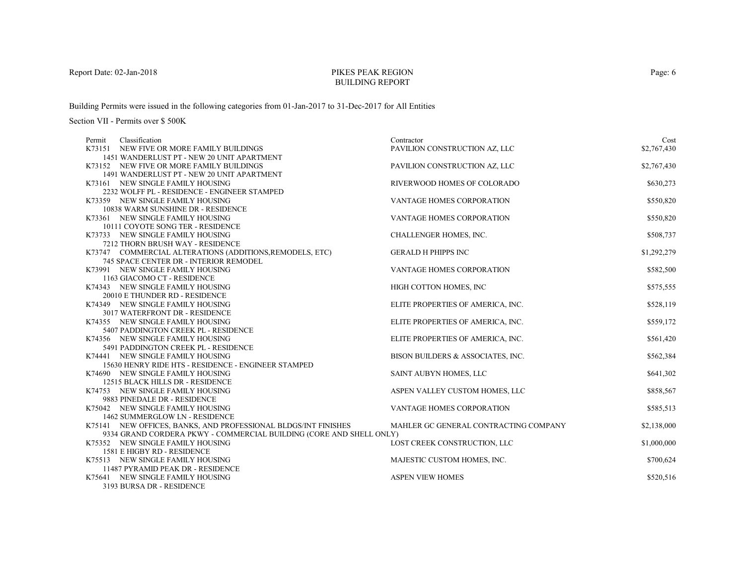# PIKES PEAK REGION BUILDING REPORT

Report Date: 02-Jan-2018

Building Permits were issued in the following categories from 01-Jan-2017 to 31-Dec-2017 for All Entities

Section VII - Permits over $ 500K

| Permit | Classification | Contractor | Cost |
|---|---|---|---|
| K73151 | NEW FIVE OR MORE FAMILY BUILDINGS<br>1451 WANDERLUST PT - NEW 20 UNIT APARTMENT | PAVILION CONSTRUCTION AZ, LLC | $2,767,430 |
| K73152 | NEW FIVE OR MORE FAMILY BUILDINGS<br>1491 WANDERLUST PT - NEW 20 UNIT APARTMENT | PAVILION CONSTRUCTION AZ, LLC | $2,767,430 |
| K73161 | NEW SINGLE FAMILY HOUSING<br>2232 WOLFF PL - RESIDENCE - ENGINEER STAMPED | RIVERWOOD HOMES OF COLORADO | $630,273 |
| K73359 | NEW SINGLE FAMILY HOUSING<br>10838 WARM SUNSHINE DR - RESIDENCE | VANTAGE HOMES CORPORATION | $550,820 |
| K73361 | NEW SINGLE FAMILY HOUSING<br>10111 COYOTE SONG TER - RESIDENCE | VANTAGE HOMES CORPORATION | $550,820 |
| K73733 | NEW SINGLE FAMILY HOUSING<br>7212 THORN BRUSH WAY - RESIDENCE | CHALLENGER HOMES, INC. | $508,737 |
| K73747 | COMMERCIAL ALTERATIONS (ADDITIONS,REMODELS, ETC)<br>745 SPACE CENTER DR - INTERIOR REMODEL | GERALD H PHIPPS INC | $1,292,279 |
| K73991 | NEW SINGLE FAMILY HOUSING<br>1163 GIACOMO CT - RESIDENCE | VANTAGE HOMES CORPORATION | $582,500 |
| K74343 | NEW SINGLE FAMILY HOUSING<br>20010 E THUNDER RD - RESIDENCE | HIGH COTTON HOMES, INC | $575,555 |
| K74349 | NEW SINGLE FAMILY HOUSING<br>3017 WATERFRONT DR - RESIDENCE | ELITE PROPERTIES OF AMERICA, INC. | $528,119 |
| K74355 | NEW SINGLE FAMILY HOUSING<br>5407 PADDINGTON CREEK PL - RESIDENCE | ELITE PROPERTIES OF AMERICA, INC. | $559,172 |
| K74356 | NEW SINGLE FAMILY HOUSING<br>5491 PADDINGTON CREEK PL - RESIDENCE | ELITE PROPERTIES OF AMERICA, INC. | $561,420 |
| K74441 | NEW SINGLE FAMILY HOUSING<br>15630 HENRY RIDE HTS - RESIDENCE - ENGINEER STAMPED | BISON BUILDERS & ASSOCIATES, INC. | $562,384 |
| K74690 | NEW SINGLE FAMILY HOUSING<br>12515 BLACK HILLS DR - RESIDENCE | SAINT AUBYN HOMES, LLC | $641,302 |
| K74753 | NEW SINGLE FAMILY HOUSING<br>9883 PINEDALE DR - RESIDENCE | ASPEN VALLEY CUSTOM HOMES, LLC | $858,567 |
| K75042 | NEW SINGLE FAMILY HOUSING<br>1462 SUMMERGLOW LN - RESIDENCE | VANTAGE HOMES CORPORATION | $585,513 |
| K75141 | NEW OFFICES, BANKS, AND PROFESSIONAL BLDGS/INT FINISHES<br>9334 GRAND CORDERA PKWY - COMMERCIAL BUILDING (CORE AND SHELL ONLY) | MAHLER GC GENERAL CONTRACTING COMPANY | $2,138,000 |
| K75352 | NEW SINGLE FAMILY HOUSING<br>1581 E HIGBY RD - RESIDENCE | LOST CREEK CONSTRUCTION, LLC | $1,000,000 |
| K75513 | NEW SINGLE FAMILY HOUSING<br>11487 PYRAMID PEAK DR - RESIDENCE | MAJESTIC CUSTOM HOMES, INC. | $700,624 |
| K75641 | NEW SINGLE FAMILY HOUSING<br>3193 BURSA DR - RESIDENCE | ASPEN VIEW HOMES | $520,516 |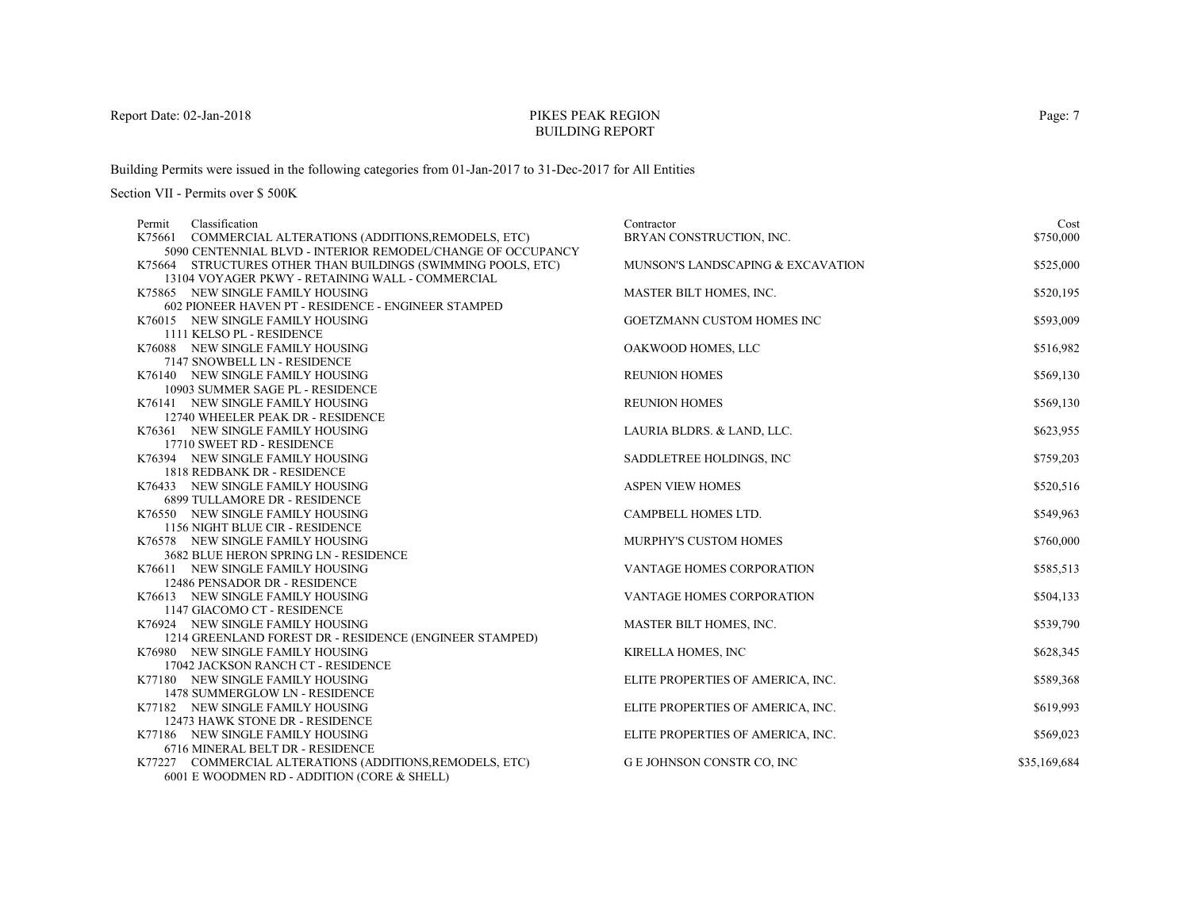# PIKES PEAK REGION
## BUILDING REPORT

Report Date: 02-Jan-2018

Building Permits were issued in the following categories from 01-Jan-2017 to 31-Dec-2017 for All Entities

Section VII - Permits over $ 500K

| Permit | Classification | Contractor | Cost |
|---|---|---|---|
| K75661 | COMMERCIAL ALTERATIONS (ADDITIONS,REMODELS, ETC)<br>5090 CENTENNIAL BLVD - INTERIOR REMODEL/CHANGE OF OCCUPANCY | BRYAN CONSTRUCTION, INC. | $750,000 |
| K75664 | STRUCTURES OTHER THAN BUILDINGS (SWIMMING POOLS, ETC)<br>13104 VOYAGER PKWY - RETAINING WALL - COMMERCIAL | MUNSON'S LANDSCAPING & EXCAVATION | $525,000 |
| K75865 | NEW SINGLE FAMILY HOUSING<br>602 PIONEER HAVEN PT - RESIDENCE - ENGINEER STAMPED | MASTER BILT HOMES, INC. | $520,195 |
| K76015 | NEW SINGLE FAMILY HOUSING<br>1111 KELSO PL - RESIDENCE | GOETZMANN CUSTOM HOMES INC | $593,009 |
| K76088 | NEW SINGLE FAMILY HOUSING<br>7147 SNOWBELL LN - RESIDENCE | OAKWOOD HOMES, LLC | $516,982 |
| K76140 | NEW SINGLE FAMILY HOUSING<br>10903 SUMMER SAGE PL - RESIDENCE | REUNION HOMES | $569,130 |
| K76141 | NEW SINGLE FAMILY HOUSING<br>12740 WHEELER PEAK DR - RESIDENCE | REUNION HOMES | $569,130 |
| K76361 | NEW SINGLE FAMILY HOUSING<br>17710 SWEET RD - RESIDENCE | LAURIA BLDRS. & LAND, LLC. | $623,955 |
| K76394 | NEW SINGLE FAMILY HOUSING<br>1818 REDBANK DR - RESIDENCE | SADDLETREE HOLDINGS, INC | $759,203 |
| K76433 | NEW SINGLE FAMILY HOUSING<br>6899 TULLAMORE DR - RESIDENCE | ASPEN VIEW HOMES | $520,516 |
| K76550 | NEW SINGLE FAMILY HOUSING<br>1156 NIGHT BLUE CIR - RESIDENCE | CAMPBELL HOMES LTD. | $549,963 |
| K76578 | NEW SINGLE FAMILY HOUSING<br>3682 BLUE HERON SPRING LN - RESIDENCE | MURPHY'S CUSTOM HOMES | $760,000 |
| K76611 | NEW SINGLE FAMILY HOUSING<br>12486 PENSADOR DR - RESIDENCE | VANTAGE HOMES CORPORATION | $585,513 |
| K76613 | NEW SINGLE FAMILY HOUSING<br>1147 GIACOMO CT - RESIDENCE | VANTAGE HOMES CORPORATION | $504,133 |
| K76924 | NEW SINGLE FAMILY HOUSING<br>1214 GREENLAND FOREST DR - RESIDENCE (ENGINEER STAMPED) | MASTER BILT HOMES, INC. | $539,790 |
| K76980 | NEW SINGLE FAMILY HOUSING<br>17042 JACKSON RANCH CT - RESIDENCE | KIRELLA HOMES, INC | $628,345 |
| K77180 | NEW SINGLE FAMILY HOUSING<br>1478 SUMMERGLOW LN - RESIDENCE | ELITE PROPERTIES OF AMERICA, INC. | $589,368 |
| K77182 | NEW SINGLE FAMILY HOUSING<br>12473 HAWK STONE DR - RESIDENCE | ELITE PROPERTIES OF AMERICA, INC. | $619,993 |
| K77186 | NEW SINGLE FAMILY HOUSING<br>6716 MINERAL BELT DR - RESIDENCE | ELITE PROPERTIES OF AMERICA, INC. | $569,023 |
| K77227 | COMMERCIAL ALTERATIONS (ADDITIONS,REMODELS, ETC)<br>6001 E WOODMEN RD - ADDITION (CORE & SHELL) | G E JOHNSON CONSTR CO, INC | $35,169,684 |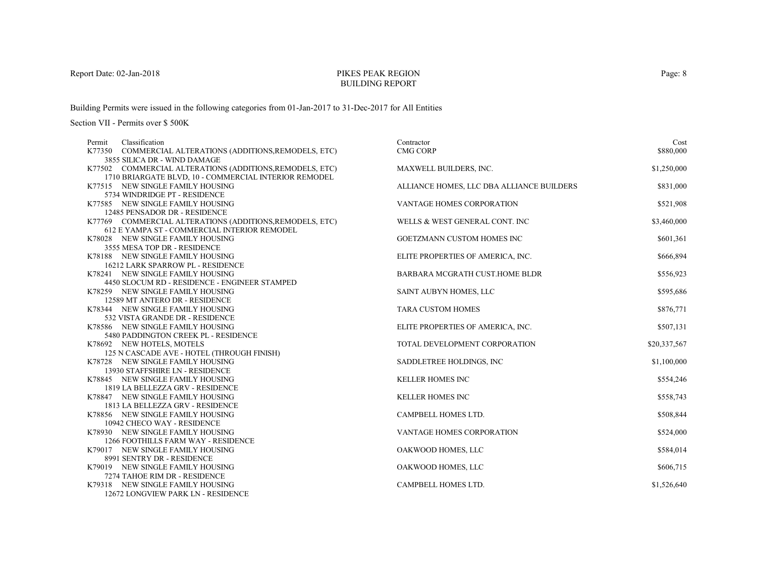# PIKES PEAK REGION
## BUILDING REPORT

Report Date: 02-Jan-2018

Building Permits were issued in the following categories from 01-Jan-2017 to 31-Dec-2017 for All Entities

Section VII - Permits over $ 500K

| Permit | Classification | Contractor | Cost |
|---|---|---|---|
| K77350 | COMMERCIAL ALTERATIONS (ADDITIONS,REMODELS, ETC)<br>3855 SILICA DR - WIND DAMAGE | CMG CORP | $880,000 |
| K77502 | COMMERCIAL ALTERATIONS (ADDITIONS,REMODELS, ETC)<br>1710 BRIARGATE BLVD, 10 - COMMERCIAL INTERIOR REMODEL | MAXWELL BUILDERS, INC. | $1,250,000 |
| K77515 | NEW SINGLE FAMILY HOUSING<br>5734 WINDRIDGE PT - RESIDENCE | ALLIANCE HOMES, LLC DBA ALLIANCE BUILDERS | $831,000 |
| K77585 | NEW SINGLE FAMILY HOUSING<br>12485 PENSADOR DR - RESIDENCE | VANTAGE HOMES CORPORATION | $521,908 |
| K77769 | COMMERCIAL ALTERATIONS (ADDITIONS,REMODELS, ETC)<br>612 E YAMPA ST - COMMERCIAL INTERIOR REMODEL | WELLS & WEST GENERAL CONT. INC | $3,460,000 |
| K78028 | NEW SINGLE FAMILY HOUSING<br>3555 MESA TOP DR - RESIDENCE | GOETZMANN CUSTOM HOMES INC | $601,361 |
| K78188 | NEW SINGLE FAMILY HOUSING<br>16212 LARK SPARROW PL - RESIDENCE | ELITE PROPERTIES OF AMERICA, INC. | $666,894 |
| K78241 | NEW SINGLE FAMILY HOUSING<br>4450 SLOCUM RD - RESIDENCE - ENGINEER STAMPED | BARBARA MCGRATH CUST.HOME BLDR | $556,923 |
| K78259 | NEW SINGLE FAMILY HOUSING<br>12589 MT ANTERO DR - RESIDENCE | SAINT AUBYN HOMES, LLC | $595,686 |
| K78344 | NEW SINGLE FAMILY HOUSING<br>532 VISTA GRANDE DR - RESIDENCE | TARA CUSTOM HOMES | $876,771 |
| K78586 | NEW SINGLE FAMILY HOUSING<br>5480 PADDINGTON CREEK PL - RESIDENCE | ELITE PROPERTIES OF AMERICA, INC. | $507,131 |
| K78692 | NEW HOTELS, MOTELS<br>125 N CASCADE AVE - HOTEL (THROUGH FINISH) | TOTAL DEVELOPMENT CORPORATION | $20,337,567 |
| K78728 | NEW SINGLE FAMILY HOUSING<br>13930 STAFFSHIRE LN - RESIDENCE | SADDLETREE HOLDINGS, INC | $1,100,000 |
| K78845 | NEW SINGLE FAMILY HOUSING<br>1819 LA BELLEZZA GRV - RESIDENCE | KELLER HOMES INC | $554,246 |
| K78847 | NEW SINGLE FAMILY HOUSING<br>1813 LA BELLEZZA GRV - RESIDENCE | KELLER HOMES INC | $558,743 |
| K78856 | NEW SINGLE FAMILY HOUSING<br>10942 CHECO WAY - RESIDENCE | CAMPBELL HOMES LTD. | $508,844 |
| K78930 | NEW SINGLE FAMILY HOUSING<br>1266 FOOTHILLS FARM WAY - RESIDENCE | VANTAGE HOMES CORPORATION | $524,000 |
| K79017 | NEW SINGLE FAMILY HOUSING<br>8991 SENTRY DR - RESIDENCE | OAKWOOD HOMES, LLC | $584,014 |
| K79019 | NEW SINGLE FAMILY HOUSING<br>7274 TAHOE RIM DR - RESIDENCE | OAKWOOD HOMES, LLC | $606,715 |
| K79318 | NEW SINGLE FAMILY HOUSING<br>12672 LONGVIEW PARK LN - RESIDENCE | CAMPBELL HOMES LTD. | $1,526,640 |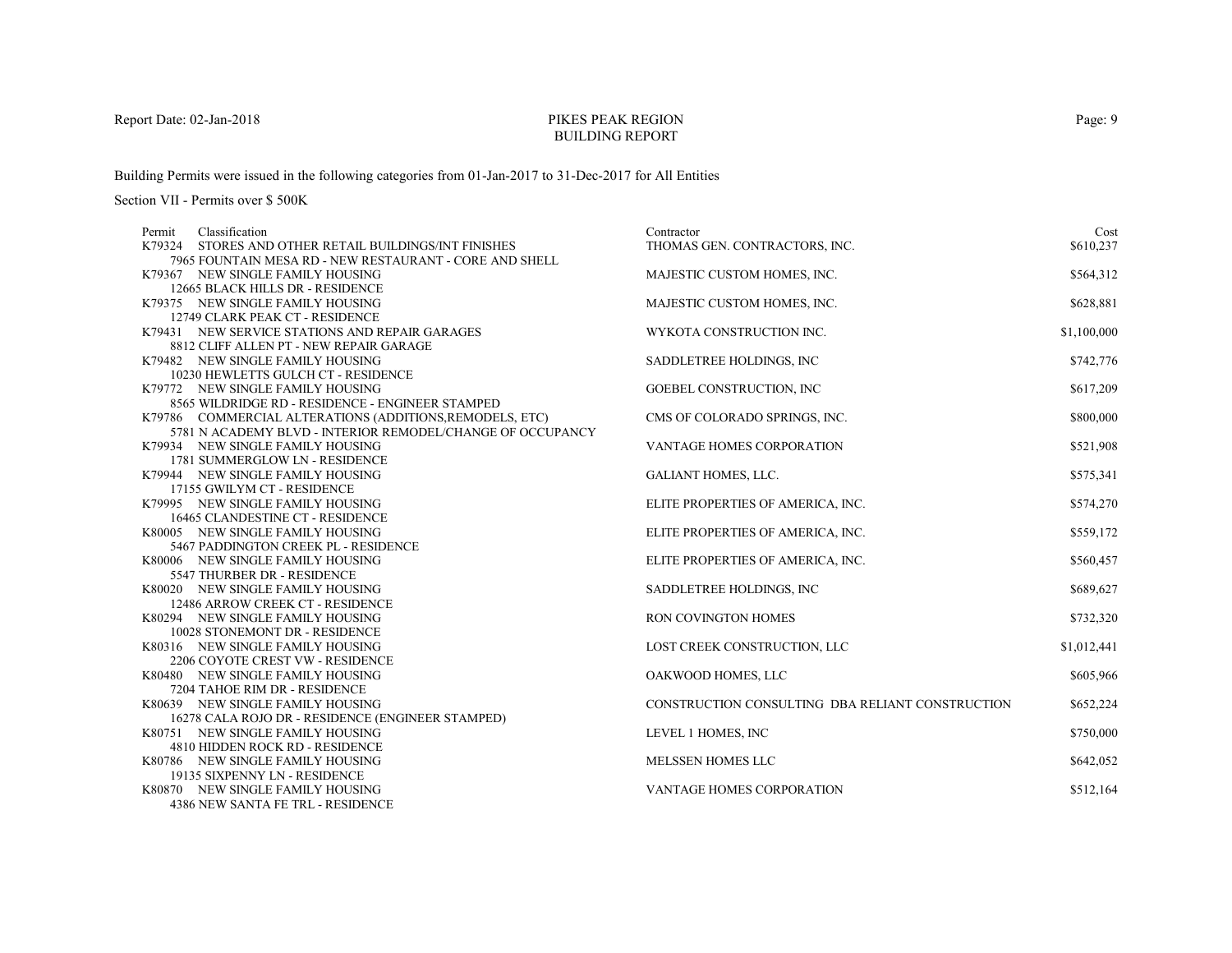Report Date: 02-Jan-2018

# PIKES PEAK REGION
## BUILDING REPORT

Building Permits were issued in the following categories from 01-Jan-2017 to 31-Dec-2017 for All Entities

Section VII - Permits over $ 500K

| Permit | Classification | Contractor | Cost |
|---|---|---|---|
| K79324 | STORES AND OTHER RETAIL BUILDINGS/INT FINISHES<br>7965 FOUNTAIN MESA RD - NEW RESTAURANT - CORE AND SHELL | THOMAS GEN. CONTRACTORS, INC. | $610,237 |
| K79367 | NEW SINGLE FAMILY HOUSING<br>12665 BLACK HILLS DR - RESIDENCE | MAJESTIC CUSTOM HOMES, INC. | $564,312 |
| K79375 | NEW SINGLE FAMILY HOUSING<br>12749 CLARK PEAK CT - RESIDENCE | MAJESTIC CUSTOM HOMES, INC. | $628,881 |
| K79431 | NEW SERVICE STATIONS AND REPAIR GARAGES<br>8812 CLIFF ALLEN PT - NEW REPAIR GARAGE | WYKOTA CONSTRUCTION INC. | $1,100,000 |
| K79482 | NEW SINGLE FAMILY HOUSING<br>10230 HEWLETTS GULCH CT - RESIDENCE | SADDLETREE HOLDINGS, INC | $742,776 |
| K79772 | NEW SINGLE FAMILY HOUSING<br>8565 WILDRIDGE RD - RESIDENCE - ENGINEER STAMPED | GOEBEL CONSTRUCTION, INC | $617,209 |
| K79786 | COMMERCIAL ALTERATIONS (ADDITIONS,REMODELS, ETC)<br>5781 N ACADEMY BLVD - INTERIOR REMODEL/CHANGE OF OCCUPANCY | CMS OF COLORADO SPRINGS, INC. | $800,000 |
| K79934 | NEW SINGLE FAMILY HOUSING<br>1781 SUMMERGLOW LN - RESIDENCE | VANTAGE HOMES CORPORATION | $521,908 |
| K79944 | NEW SINGLE FAMILY HOUSING<br>17155 GWILYM CT - RESIDENCE | GALIANT HOMES, LLC. | $575,341 |
| K79995 | NEW SINGLE FAMILY HOUSING<br>16465 CLANDESTINE CT - RESIDENCE | ELITE PROPERTIES OF AMERICA, INC. | $574,270 |
| K80005 | NEW SINGLE FAMILY HOUSING<br>5467 PADDINGTON CREEK PL - RESIDENCE | ELITE PROPERTIES OF AMERICA, INC. | $559,172 |
| K80006 | NEW SINGLE FAMILY HOUSING<br>5547 THURBER DR - RESIDENCE | ELITE PROPERTIES OF AMERICA, INC. | $560,457 |
| K80020 | NEW SINGLE FAMILY HOUSING<br>12486 ARROW CREEK CT - RESIDENCE | SADDLETREE HOLDINGS, INC | $689,627 |
| K80294 | NEW SINGLE FAMILY HOUSING<br>10028 STONEMONT DR - RESIDENCE | RON COVINGTON HOMES | $732,320 |
| K80316 | NEW SINGLE FAMILY HOUSING<br>2206 COYOTE CREST VW - RESIDENCE | LOST CREEK CONSTRUCTION, LLC | $1,012,441 |
| K80480 | NEW SINGLE FAMILY HOUSING<br>7204 TAHOE RIM DR - RESIDENCE | OAKWOOD HOMES, LLC | $605,966 |
| K80639 | NEW SINGLE FAMILY HOUSING<br>16278 CALA ROJO DR - RESIDENCE (ENGINEER STAMPED) | CONSTRUCTION CONSULTING DBA RELIANT CONSTRUCTION | $652,224 |
| K80751 | NEW SINGLE FAMILY HOUSING<br>4810 HIDDEN ROCK RD - RESIDENCE | LEVEL 1 HOMES, INC | $750,000 |
| K80786 | NEW SINGLE FAMILY HOUSING<br>19135 SIXPENNY LN - RESIDENCE | MELSSEN HOMES LLC | $642,052 |
| K80870 | NEW SINGLE FAMILY HOUSING<br>4386 NEW SANTA FE TRL - RESIDENCE | VANTAGE HOMES CORPORATION | $512,164 |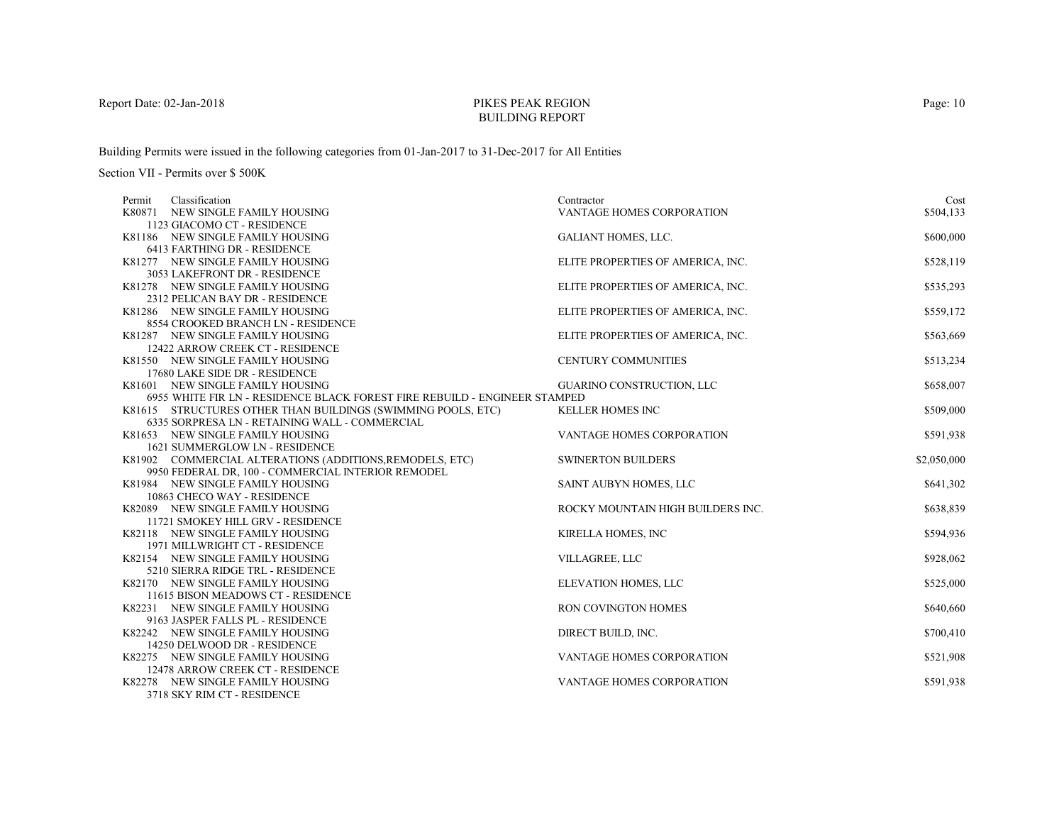PIKES PEAK REGION
BUILDING REPORT

Report Date: 02-Jan-2018

Building Permits were issued in the following categories from 01-Jan-2017 to 31-Dec-2017 for All Entities

Section VII - Permits over $ 500K

| Permit | Classification | Contractor | Cost |
|---|---|---|---|
| K80871 | NEW SINGLE FAMILY HOUSING<br>1123 GIACOMO CT - RESIDENCE | VANTAGE HOMES CORPORATION | $504,133 |
| K81186 | NEW SINGLE FAMILY HOUSING<br>6413 FARTHING DR - RESIDENCE | GALIANT HOMES, LLC. | $600,000 |
| K81277 | NEW SINGLE FAMILY HOUSING<br>3053 LAKEFRONT DR - RESIDENCE | ELITE PROPERTIES OF AMERICA, INC. | $528,119 |
| K81278 | NEW SINGLE FAMILY HOUSING<br>2312 PELICAN BAY DR - RESIDENCE | ELITE PROPERTIES OF AMERICA, INC. | $535,293 |
| K81286 | NEW SINGLE FAMILY HOUSING<br>8554 CROOKED BRANCH LN - RESIDENCE | ELITE PROPERTIES OF AMERICA, INC. | $559,172 |
| K81287 | NEW SINGLE FAMILY HOUSING<br>12422 ARROW CREEK CT - RESIDENCE | ELITE PROPERTIES OF AMERICA, INC. | $563,669 |
| K81550 | NEW SINGLE FAMILY HOUSING<br>17680 LAKE SIDE DR - RESIDENCE | CENTURY COMMUNITIES | $513,234 |
| K81601 | NEW SINGLE FAMILY HOUSING<br>6955 WHITE FIR LN - RESIDENCE BLACK FOREST FIRE REBUILD - ENGINEER STAMPED | GUARINO CONSTRUCTION, LLC | $658,007 |
| K81615 | STRUCTURES OTHER THAN BUILDINGS (SWIMMING POOLS, ETC)<br>6335 SORPRESA LN - RETAINING WALL - COMMERCIAL | KELLER HOMES INC | $509,000 |
| K81653 | NEW SINGLE FAMILY HOUSING<br>1621 SUMMERGLOW LN - RESIDENCE | VANTAGE HOMES CORPORATION | $591,938 |
| K81902 | COMMERCIAL ALTERATIONS (ADDITIONS,REMODELS, ETC)<br>9950 FEDERAL DR, 100 - COMMERCIAL INTERIOR REMODEL | SWINERTON BUILDERS | $2,050,000 |
| K81984 | NEW SINGLE FAMILY HOUSING<br>10863 CHECO WAY - RESIDENCE | SAINT AUBYN HOMES, LLC | $641,302 |
| K82089 | NEW SINGLE FAMILY HOUSING<br>11721 SMOKEY HILL GRV - RESIDENCE | ROCKY MOUNTAIN HIGH BUILDERS INC. | $638,839 |
| K82118 | NEW SINGLE FAMILY HOUSING<br>1971 MILLWRIGHT CT - RESIDENCE | KIRELLA HOMES, INC | $594,936 |
| K82154 | NEW SINGLE FAMILY HOUSING<br>5210 SIERRA RIDGE TRL - RESIDENCE | VILLAGREE, LLC | $928,062 |
| K82170 | NEW SINGLE FAMILY HOUSING<br>11615 BISON MEADOWS CT - RESIDENCE | ELEVATION HOMES, LLC | $525,000 |
| K82231 | NEW SINGLE FAMILY HOUSING<br>9163 JASPER FALLS PL - RESIDENCE | RON COVINGTON HOMES | $640,660 |
| K82242 | NEW SINGLE FAMILY HOUSING<br>14250 DELWOOD DR - RESIDENCE | DIRECT BUILD, INC. | $700,410 |
| K82275 | NEW SINGLE FAMILY HOUSING<br>12478 ARROW CREEK CT - RESIDENCE | VANTAGE HOMES CORPORATION | $521,908 |
| K82278 | NEW SINGLE FAMILY HOUSING<br>3718 SKY RIM CT - RESIDENCE | VANTAGE HOMES CORPORATION | $591,938 |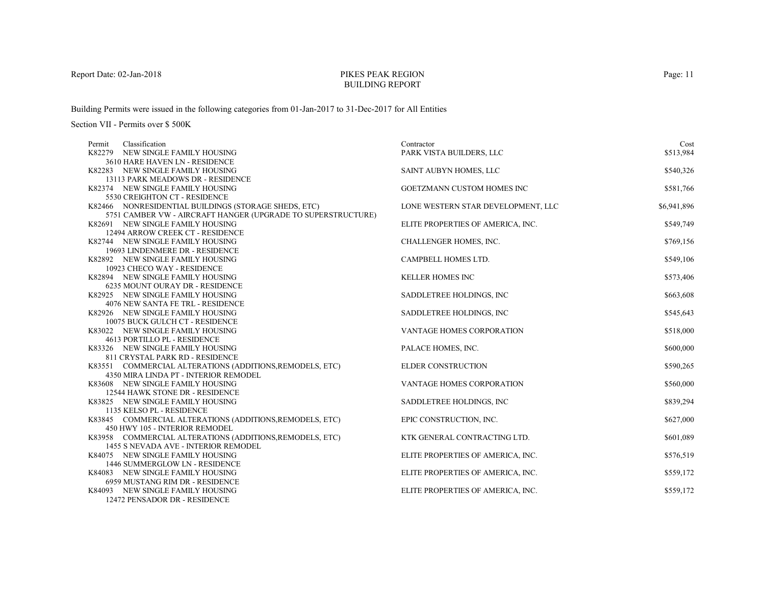# PIKES PEAK REGION BUILDING REPORT

Report Date: 02-Jan-2018

Building Permits were issued in the following categories from 01-Jan-2017 to 31-Dec-2017 for All Entities

Section VII - Permits over $ 500K

| Permit | Classification | Contractor | Cost |
|---|---|---|---|
| K82279 | NEW SINGLE FAMILY HOUSING<br>3610 HARE HAVEN LN - RESIDENCE | PARK VISTA BUILDERS, LLC | $513,984 |
| K82283 | NEW SINGLE FAMILY HOUSING<br>13113 PARK MEADOWS DR - RESIDENCE | SAINT AUBYN HOMES, LLC | $540,326 |
| K82374 | NEW SINGLE FAMILY HOUSING<br>5530 CREIGHTON CT - RESIDENCE | GOETZMANN CUSTOM HOMES INC | $581,766 |
| K82466 | NONRESIDENTIAL BUILDINGS (STORAGE SHEDS, ETC)<br>5751 CAMBER VW - AIRCRAFT HANGER (UPGRADE TO SUPERSTRUCTURE) | LONE WESTERN STAR DEVELOPMENT, LLC | $6,941,896 |
| K82691 | NEW SINGLE FAMILY HOUSING<br>12494 ARROW CREEK CT - RESIDENCE | ELITE PROPERTIES OF AMERICA, INC. | $549,749 |
| K82744 | NEW SINGLE FAMILY HOUSING<br>19693 LINDENMERE DR - RESIDENCE | CHALLENGER HOMES, INC. | $769,156 |
| K82892 | NEW SINGLE FAMILY HOUSING<br>10923 CHECO WAY - RESIDENCE | CAMPBELL HOMES LTD. | $549,106 |
| K82894 | NEW SINGLE FAMILY HOUSING<br>6235 MOUNT OURAY DR - RESIDENCE | KELLER HOMES INC | $573,406 |
| K82925 | NEW SINGLE FAMILY HOUSING<br>4076 NEW SANTA FE TRL - RESIDENCE | SADDLETREE HOLDINGS, INC | $663,608 |
| K82926 | NEW SINGLE FAMILY HOUSING<br>10075 BUCK GULCH CT - RESIDENCE | SADDLETREE HOLDINGS, INC | $545,643 |
| K83022 | NEW SINGLE FAMILY HOUSING<br>4613 PORTILLO PL - RESIDENCE | VANTAGE HOMES CORPORATION | $518,000 |
| K83326 | NEW SINGLE FAMILY HOUSING<br>811 CRYSTAL PARK RD - RESIDENCE | PALACE HOMES, INC. | $600,000 |
| K83551 | COMMERCIAL ALTERATIONS (ADDITIONS,REMODELS, ETC)<br>4350 MIRA LINDA PT - INTERIOR REMODEL | ELDER CONSTRUCTION | $590,265 |
| K83608 | NEW SINGLE FAMILY HOUSING<br>12544 HAWK STONE DR - RESIDENCE | VANTAGE HOMES CORPORATION | $560,000 |
| K83825 | NEW SINGLE FAMILY HOUSING<br>1135 KELSO PL - RESIDENCE | SADDLETREE HOLDINGS, INC | $839,294 |
| K83845 | COMMERCIAL ALTERATIONS (ADDITIONS,REMODELS, ETC)<br>450 HWY 105 - INTERIOR REMODEL | EPIC CONSTRUCTION, INC. | $627,000 |
| K83958 | COMMERCIAL ALTERATIONS (ADDITIONS,REMODELS, ETC)<br>1455 S NEVADA AVE - INTERIOR REMODEL | KTK GENERAL CONTRACTING LTD. | $601,089 |
| K84075 | NEW SINGLE FAMILY HOUSING<br>1446 SUMMERGLOW LN - RESIDENCE | ELITE PROPERTIES OF AMERICA, INC. | $576,519 |
| K84083 | NEW SINGLE FAMILY HOUSING<br>6959 MUSTANG RIM DR - RESIDENCE | ELITE PROPERTIES OF AMERICA, INC. | $559,172 |
| K84093 | NEW SINGLE FAMILY HOUSING<br>12472 PENSADOR DR - RESIDENCE | ELITE PROPERTIES OF AMERICA, INC. | $559,172 |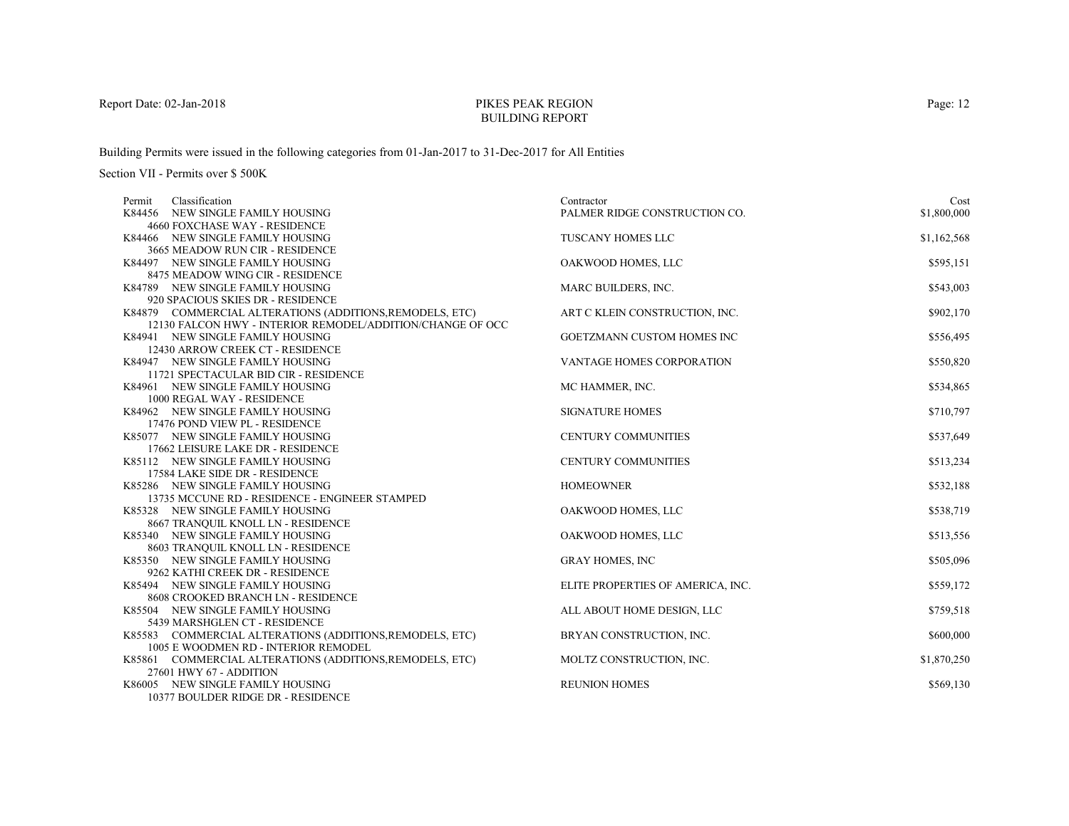# PIKES PEAK REGION
# BUILDING REPORT

Report Date: 02-Jan-2018

Building Permits were issued in the following categories from 01-Jan-2017 to 31-Dec-2017 for All Entities

Section VII - Permits over $ 500K

| Permit | Classification | Contractor | Cost |
|---|---|---|---|
| K84456 | NEW SINGLE FAMILY HOUSING<br>4660 FOXCHASE WAY - RESIDENCE | PALMER RIDGE CONSTRUCTION CO. | $1,800,000 |
| K84466 | NEW SINGLE FAMILY HOUSING<br>3665 MEADOW RUN CIR - RESIDENCE | TUSCANY HOMES LLC | $1,162,568 |
| K84497 | NEW SINGLE FAMILY HOUSING<br>8475 MEADOW WING CIR - RESIDENCE | OAKWOOD HOMES, LLC | $595,151 |
| K84789 | NEW SINGLE FAMILY HOUSING<br>920 SPACIOUS SKIES DR - RESIDENCE | MARC BUILDERS, INC. | $543,003 |
| K84879 | COMMERCIAL ALTERATIONS (ADDITIONS,REMODELS, ETC)<br>12130 FALCON HWY - INTERIOR REMODEL/ADDITION/CHANGE OF OCC | ART C KLEIN CONSTRUCTION, INC. | $902,170 |
| K84941 | NEW SINGLE FAMILY HOUSING<br>12430 ARROW CREEK CT - RESIDENCE | GOETZMANN CUSTOM HOMES INC | $556,495 |
| K84947 | NEW SINGLE FAMILY HOUSING<br>11721 SPECTACULAR BID CIR - RESIDENCE | VANTAGE HOMES CORPORATION | $550,820 |
| K84961 | NEW SINGLE FAMILY HOUSING<br>1000 REGAL WAY - RESIDENCE | MC HAMMER, INC. | $534,865 |
| K84962 | NEW SINGLE FAMILY HOUSING<br>17476 POND VIEW PL - RESIDENCE | SIGNATURE HOMES | $710,797 |
| K85077 | NEW SINGLE FAMILY HOUSING<br>17662 LEISURE LAKE DR - RESIDENCE | CENTURY COMMUNITIES | $537,649 |
| K85112 | NEW SINGLE FAMILY HOUSING<br>17584 LAKE SIDE DR - RESIDENCE | CENTURY COMMUNITIES | $513,234 |
| K85286 | NEW SINGLE FAMILY HOUSING<br>13735 MCCUNE RD - RESIDENCE - ENGINEER STAMPED | HOMEOWNER | $532,188 |
| K85328 | NEW SINGLE FAMILY HOUSING<br>8667 TRANQUIL KNOLL LN - RESIDENCE | OAKWOOD HOMES, LLC | $538,719 |
| K85340 | NEW SINGLE FAMILY HOUSING<br>8603 TRANQUIL KNOLL LN - RESIDENCE | OAKWOOD HOMES, LLC | $513,556 |
| K85350 | NEW SINGLE FAMILY HOUSING<br>9262 KATHI CREEK DR - RESIDENCE | GRAY HOMES, INC | $505,096 |
| K85494 | NEW SINGLE FAMILY HOUSING<br>8608 CROOKED BRANCH LN - RESIDENCE | ELITE PROPERTIES OF AMERICA, INC. | $559,172 |
| K85504 | NEW SINGLE FAMILY HOUSING<br>5439 MARSHGLEN CT - RESIDENCE | ALL ABOUT HOME DESIGN, LLC | $759,518 |
| K85583 | COMMERCIAL ALTERATIONS (ADDITIONS,REMODELS, ETC)<br>1005 E WOODMEN RD - INTERIOR REMODEL | BRYAN CONSTRUCTION, INC. | $600,000 |
| K85861 | COMMERCIAL ALTERATIONS (ADDITIONS,REMODELS, ETC)<br>27601 HWY 67 - ADDITION | MOLTZ CONSTRUCTION, INC. | $1,870,250 |
| K86005 | NEW SINGLE FAMILY HOUSING<br>10377 BOULDER RIDGE DR - RESIDENCE | REUNION HOMES | $569,130 |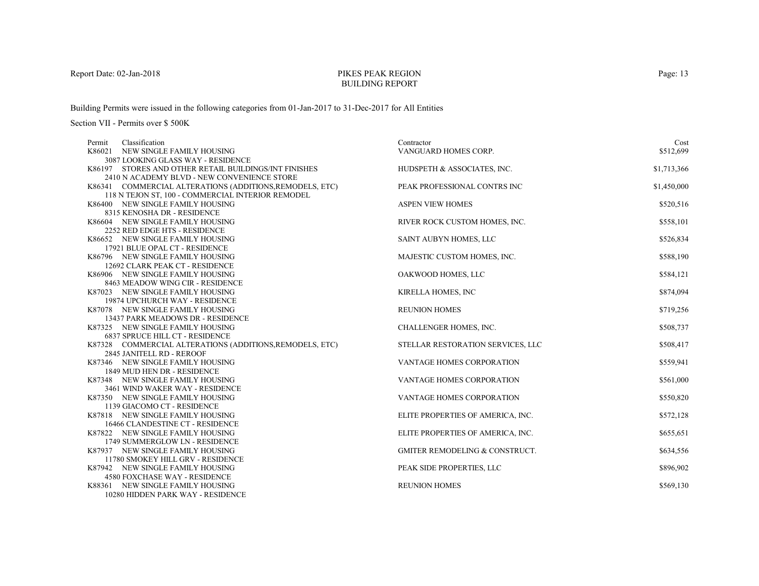PIKES PEAK REGION
BUILDING REPORT

Building Permits were issued in the following categories from 01-Jan-2017 to 31-Dec-2017 for All Entities

Section VII - Permits over $ 500K

| Permit | Classification | Contractor | Cost |
|---|---|---|---|
| K86021 | NEW SINGLE FAMILY HOUSING<br>3087 LOOKING GLASS WAY - RESIDENCE | VANGUARD HOMES CORP. | $512,699 |
| K86197 | STORES AND OTHER RETAIL BUILDINGS/INT FINISHES<br>2410 N ACADEMY BLVD - NEW CONVENIENCE STORE | HUDSPETH & ASSOCIATES, INC. | $1,713,366 |
| K86341 | COMMERCIAL ALTERATIONS (ADDITIONS,REMODELS, ETC)<br>118 N TEJON ST, 100 - COMMERCIAL INTERIOR REMODEL | PEAK PROFESSIONAL CONTRS INC | $1,450,000 |
| K86400 | NEW SINGLE FAMILY HOUSING<br>8315 KENOSHA DR - RESIDENCE | ASPEN VIEW HOMES | $520,516 |
| K86604 | NEW SINGLE FAMILY HOUSING<br>2252 RED EDGE HTS - RESIDENCE | RIVER ROCK CUSTOM HOMES, INC. | $558,101 |
| K86652 | NEW SINGLE FAMILY HOUSING<br>17921 BLUE OPAL CT - RESIDENCE | SAINT AUBYN HOMES, LLC | $526,834 |
| K86796 | NEW SINGLE FAMILY HOUSING<br>12692 CLARK PEAK CT - RESIDENCE | MAJESTIC CUSTOM HOMES, INC. | $588,190 |
| K86906 | NEW SINGLE FAMILY HOUSING<br>8463 MEADOW WING CIR - RESIDENCE | OAKWOOD HOMES, LLC | $584,121 |
| K87023 | NEW SINGLE FAMILY HOUSING<br>19874 UPCHURCH WAY - RESIDENCE | KIRELLA HOMES, INC | $874,094 |
| K87078 | NEW SINGLE FAMILY HOUSING<br>13437 PARK MEADOWS DR - RESIDENCE | REUNION HOMES | $719,256 |
| K87325 | NEW SINGLE FAMILY HOUSING<br>6837 SPRUCE HILL CT - RESIDENCE | CHALLENGER HOMES, INC. | $508,737 |
| K87328 | COMMERCIAL ALTERATIONS (ADDITIONS,REMODELS, ETC)<br>2845 JANITELL RD - REROOF | STELLAR RESTORATION SERVICES, LLC | $508,417 |
| K87346 | NEW SINGLE FAMILY HOUSING<br>1849 MUD HEN DR - RESIDENCE | VANTAGE HOMES CORPORATION | $559,941 |
| K87348 | NEW SINGLE FAMILY HOUSING<br>3461 WIND WAKER WAY - RESIDENCE | VANTAGE HOMES CORPORATION | $561,000 |
| K87350 | NEW SINGLE FAMILY HOUSING<br>1139 GIACOMO CT - RESIDENCE | VANTAGE HOMES CORPORATION | $550,820 |
| K87818 | NEW SINGLE FAMILY HOUSING<br>16466 CLANDESTINE CT - RESIDENCE | ELITE PROPERTIES OF AMERICA, INC. | $572,128 |
| K87822 | NEW SINGLE FAMILY HOUSING<br>1749 SUMMERGLOW LN - RESIDENCE | ELITE PROPERTIES OF AMERICA, INC. | $655,651 |
| K87937 | NEW SINGLE FAMILY HOUSING<br>11780 SMOKEY HILL GRV - RESIDENCE | GMITER REMODELING & CONSTRUCT. | $634,556 |
| K87942 | NEW SINGLE FAMILY HOUSING<br>4580 FOXCHASE WAY - RESIDENCE | PEAK SIDE PROPERTIES, LLC | $896,902 |
| K88361 | NEW SINGLE FAMILY HOUSING<br>10280 HIDDEN PARK WAY - RESIDENCE | REUNION HOMES | $569,130 |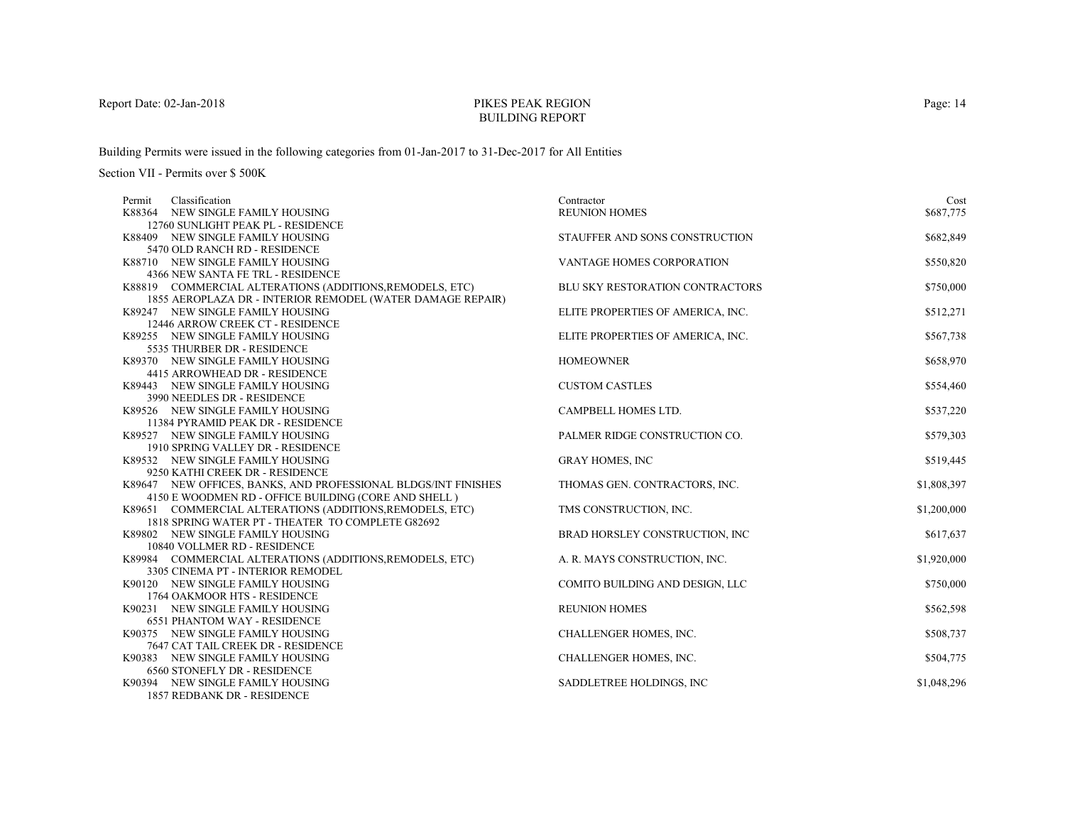Report Date: 02-Jan-2018

# PIKES PEAK REGION
## BUILDING REPORT

Building Permits were issued in the following categories from 01-Jan-2017 to 31-Dec-2017 for All Entities

Section VII - Permits over $ 500K

| Permit | Classification | Contractor | Cost |
|---|---|---|---|
| K88364 | NEW SINGLE FAMILY HOUSING<br>12760 SUNLIGHT PEAK PL - RESIDENCE | REUNION HOMES | $687,775 |
| K88409 | NEW SINGLE FAMILY HOUSING<br>5470 OLD RANCH RD - RESIDENCE | STAUFFER AND SONS CONSTRUCTION | $682,849 |
| K88710 | NEW SINGLE FAMILY HOUSING<br>4366 NEW SANTA FE TRL - RESIDENCE | VANTAGE HOMES CORPORATION | $550,820 |
| K88819 | COMMERCIAL ALTERATIONS (ADDITIONS,REMODELS, ETC)<br>1855 AEROPLAZA DR - INTERIOR REMODEL (WATER DAMAGE REPAIR) | BLU SKY RESTORATION CONTRACTORS | $750,000 |
| K89247 | NEW SINGLE FAMILY HOUSING<br>12446 ARROW CREEK CT - RESIDENCE | ELITE PROPERTIES OF AMERICA, INC. | $512,271 |
| K89255 | NEW SINGLE FAMILY HOUSING<br>5535 THURBER DR - RESIDENCE | ELITE PROPERTIES OF AMERICA, INC. | $567,738 |
| K89370 | NEW SINGLE FAMILY HOUSING<br>4415 ARROWHEAD DR - RESIDENCE | HOMEOWNER | $658,970 |
| K89443 | NEW SINGLE FAMILY HOUSING<br>3990 NEEDLES DR - RESIDENCE | CUSTOM CASTLES | $554,460 |
| K89526 | NEW SINGLE FAMILY HOUSING<br>11384 PYRAMID PEAK DR - RESIDENCE | CAMPBELL HOMES LTD. | $537,220 |
| K89527 | NEW SINGLE FAMILY HOUSING<br>1910 SPRING VALLEY DR - RESIDENCE | PALMER RIDGE CONSTRUCTION CO. | $579,303 |
| K89532 | NEW SINGLE FAMILY HOUSING<br>9250 KATHI CREEK DR - RESIDENCE | GRAY HOMES, INC | $519,445 |
| K89647 | NEW OFFICES, BANKS, AND PROFESSIONAL BLDGS/INT FINISHES<br>4150 E WOODMEN RD - OFFICE BUILDING (CORE AND SHELL ) | THOMAS GEN. CONTRACTORS, INC. | $1,808,397 |
| K89651 | COMMERCIAL ALTERATIONS (ADDITIONS,REMODELS, ETC)<br>1818 SPRING WATER PT - THEATER TO COMPLETE G82692 | TMS CONSTRUCTION, INC. | $1,200,000 |
| K89802 | NEW SINGLE FAMILY HOUSING<br>10840 VOLLMER RD - RESIDENCE | BRAD HORSLEY CONSTRUCTION, INC | $617,637 |
| K89984 | COMMERCIAL ALTERATIONS (ADDITIONS,REMODELS, ETC)<br>3305 CINEMA PT - INTERIOR REMODEL | A. R. MAYS CONSTRUCTION, INC. | $1,920,000 |
| K90120 | NEW SINGLE FAMILY HOUSING<br>1764 OAKMOOR HTS - RESIDENCE | COMITO BUILDING AND DESIGN, LLC | $750,000 |
| K90231 | NEW SINGLE FAMILY HOUSING<br>6551 PHANTOM WAY - RESIDENCE | REUNION HOMES | $562,598 |
| K90375 | NEW SINGLE FAMILY HOUSING<br>7647 CAT TAIL CREEK DR - RESIDENCE | CHALLENGER HOMES, INC. | $508,737 |
| K90383 | NEW SINGLE FAMILY HOUSING<br>6560 STONEFLY DR - RESIDENCE | CHALLENGER HOMES, INC. | $504,775 |
| K90394 | NEW SINGLE FAMILY HOUSING<br>1857 REDBANK DR - RESIDENCE | SADDLETREE HOLDINGS, INC | $1,048,296 |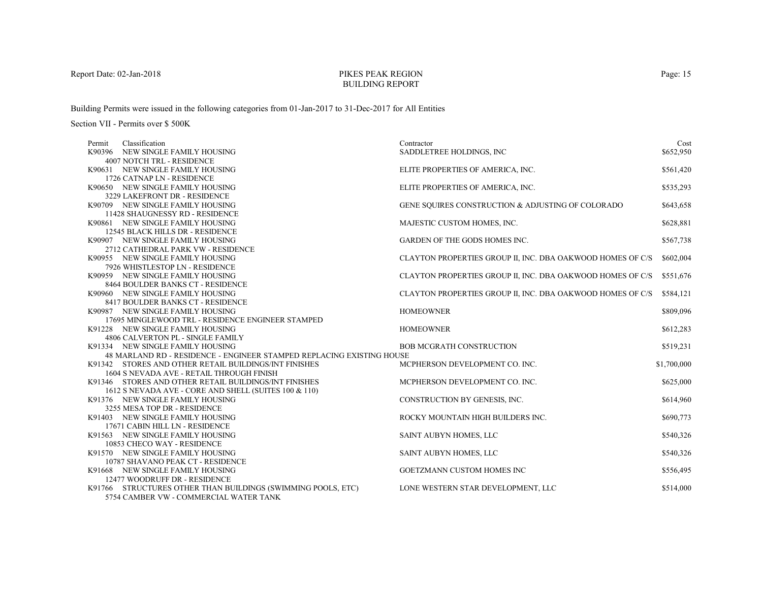Report Date: 02-Jan-2018

# PIKES PEAK REGION
## BUILDING REPORT

Building Permits were issued in the following categories from 01-Jan-2017 to 31-Dec-2017 for All Entities

Section VII - Permits over $ 500K

| Permit | Classification | Contractor | Cost |
|---|---|---|---|
| K90396 | NEW SINGLE FAMILY HOUSING<br>4007 NOTCH TRL - RESIDENCE | SADDLETREE HOLDINGS, INC | $652,950 |
| K90631 | NEW SINGLE FAMILY HOUSING<br>1726 CATNAP LN - RESIDENCE | ELITE PROPERTIES OF AMERICA, INC. | $561,420 |
| K90650 | NEW SINGLE FAMILY HOUSING<br>3229 LAKEFRONT DR - RESIDENCE | ELITE PROPERTIES OF AMERICA, INC. | $535,293 |
| K90709 | NEW SINGLE FAMILY HOUSING<br>11428 SHAUGNESSY RD - RESIDENCE | GENE SQUIRES CONSTRUCTION & ADJUSTING OF COLORADO | $643,658 |
| K90861 | NEW SINGLE FAMILY HOUSING<br>12545 BLACK HILLS DR - RESIDENCE | MAJESTIC CUSTOM HOMES, INC. | $628,881 |
| K90907 | NEW SINGLE FAMILY HOUSING<br>2712 CATHEDRAL PARK VW - RESIDENCE | GARDEN OF THE GODS HOMES INC. | $567,738 |
| K90955 | NEW SINGLE FAMILY HOUSING<br>7926 WHISTLESTOP LN - RESIDENCE | CLAYTON PROPERTIES GROUP II, INC. DBA OAKWOOD HOMES OF C/S | $602,004 |
| K90959 | NEW SINGLE FAMILY HOUSING<br>8464 BOULDER BANKS CT - RESIDENCE | CLAYTON PROPERTIES GROUP II, INC. DBA OAKWOOD HOMES OF C/S | $551,676 |
| K90960 | NEW SINGLE FAMILY HOUSING<br>8417 BOULDER BANKS CT - RESIDENCE | CLAYTON PROPERTIES GROUP II, INC. DBA OAKWOOD HOMES OF C/S | $584,121 |
| K90987 | NEW SINGLE FAMILY HOUSING<br>17695 MINGLEWOOD TRL - RESIDENCE ENGINEER STAMPED | HOMEOWNER | $809,096 |
| K91228 | NEW SINGLE FAMILY HOUSING<br>4806 CALVERTON PL - SINGLE FAMILY | HOMEOWNER | $612,283 |
| K91334 | NEW SINGLE FAMILY HOUSING<br>48 MARLAND RD - RESIDENCE - ENGINEER STAMPED REPLACING EXISTING HOUSE | BOB MCGRATH CONSTRUCTION | $519,231 |
| K91342 | STORES AND OTHER RETAIL BUILDINGS/INT FINISHES<br>1604 S NEVADA AVE - RETAIL THROUGH FINISH | MCPHERSON DEVELOPMENT CO. INC. | $1,700,000 |
| K91346 | STORES AND OTHER RETAIL BUILDINGS/INT FINISHES<br>1612 S NEVADA AVE - CORE AND SHELL (SUITES 100 & 110) | MCPHERSON DEVELOPMENT CO. INC. | $625,000 |
| K91376 | NEW SINGLE FAMILY HOUSING<br>3255 MESA TOP DR - RESIDENCE | CONSTRUCTION BY GENESIS, INC. | $614,960 |
| K91403 | NEW SINGLE FAMILY HOUSING<br>17671 CABIN HILL LN - RESIDENCE | ROCKY MOUNTAIN HIGH BUILDERS INC. | $690,773 |
| K91563 | NEW SINGLE FAMILY HOUSING<br>10853 CHECO WAY - RESIDENCE | SAINT AUBYN HOMES, LLC | $540,326 |
| K91570 | NEW SINGLE FAMILY HOUSING<br>10787 SHAVANO PEAK CT - RESIDENCE | SAINT AUBYN HOMES, LLC | $540,326 |
| K91668 | NEW SINGLE FAMILY HOUSING<br>12477 WOODRUFF DR - RESIDENCE | GOETZMANN CUSTOM HOMES INC | $556,495 |
| K91766 | STRUCTURES OTHER THAN BUILDINGS (SWIMMING POOLS, ETC)<br>5754 CAMBER VW - COMMERCIAL WATER TANK | LONE WESTERN STAR DEVELOPMENT, LLC | $514,000 |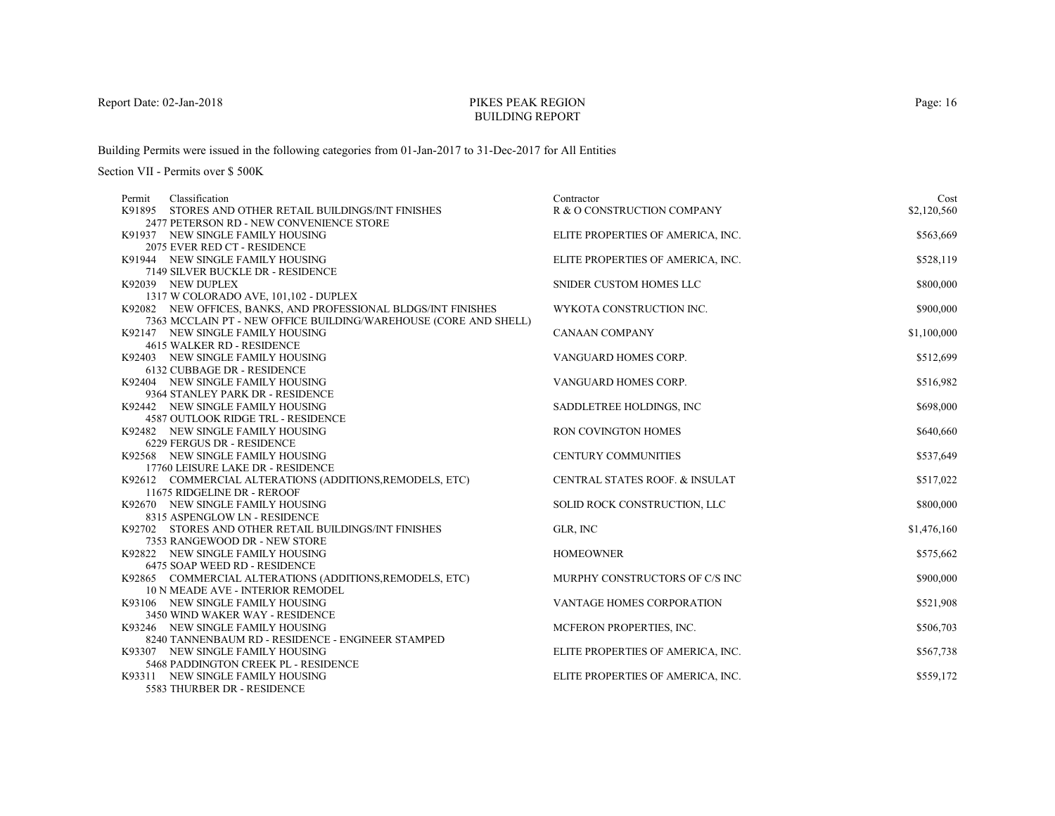# PIKES PEAK REGION BUILDING REPORT

Report Date: 02-Jan-2018

Building Permits were issued in the following categories from 01-Jan-2017 to 31-Dec-2017 for All Entities

Section VII - Permits over $ 500K

| Permit | Classification | Contractor | Cost |
|---|---|---|---|
| K91895 | STORES AND OTHER RETAIL BUILDINGS/INT FINISHES<br>2477 PETERSON RD - NEW CONVENIENCE STORE | R & O CONSTRUCTION COMPANY | $2,120,560 |
| K91937 | NEW SINGLE FAMILY HOUSING<br>2075 EVER RED CT - RESIDENCE | ELITE PROPERTIES OF AMERICA, INC. | $563,669 |
| K91944 | NEW SINGLE FAMILY HOUSING<br>7149 SILVER BUCKLE DR - RESIDENCE | ELITE PROPERTIES OF AMERICA, INC. | $528,119 |
| K92039 | NEW DUPLEX<br>1317 W COLORADO AVE, 101,102 - DUPLEX | SNIDER CUSTOM HOMES LLC | $800,000 |
| K92082 | NEW OFFICES, BANKS, AND PROFESSIONAL BLDGS/INT FINISHES<br>7363 MCCLAIN PT - NEW OFFICE BUILDING/WAREHOUSE (CORE AND SHELL) | WYKOTA CONSTRUCTION INC. | $900,000 |
| K92147 | NEW SINGLE FAMILY HOUSING<br>4615 WALKER RD - RESIDENCE | CANAAN COMPANY | $1,100,000 |
| K92403 | NEW SINGLE FAMILY HOUSING<br>6132 CUBBAGE DR - RESIDENCE | VANGUARD HOMES CORP. | $512,699 |
| K92404 | NEW SINGLE FAMILY HOUSING<br>9364 STANLEY PARK DR - RESIDENCE | VANGUARD HOMES CORP. | $516,982 |
| K92442 | NEW SINGLE FAMILY HOUSING<br>4587 OUTLOOK RIDGE TRL - RESIDENCE | SADDLETREE HOLDINGS, INC | $698,000 |
| K92482 | NEW SINGLE FAMILY HOUSING<br>6229 FERGUS DR - RESIDENCE | RON COVINGTON HOMES | $640,660 |
| K92568 | NEW SINGLE FAMILY HOUSING<br>17760 LEISURE LAKE DR - RESIDENCE | CENTURY COMMUNITIES | $537,649 |
| K92612 | COMMERCIAL ALTERATIONS (ADDITIONS,REMODELS, ETC)<br>11675 RIDGELINE DR - REROOF | CENTRAL STATES ROOF. & INSULAT | $517,022 |
| K92670 | NEW SINGLE FAMILY HOUSING<br>8315 ASPENGLOW LN - RESIDENCE | SOLID ROCK CONSTRUCTION, LLC | $800,000 |
| K92702 | STORES AND OTHER RETAIL BUILDINGS/INT FINISHES<br>7353 RANGEWOOD DR - NEW STORE | GLR, INC | $1,476,160 |
| K92822 | NEW SINGLE FAMILY HOUSING<br>6475 SOAP WEED RD - RESIDENCE | HOMEOWNER | $575,662 |
| K92865 | COMMERCIAL ALTERATIONS (ADDITIONS,REMODELS, ETC)<br>10 N MEADE AVE - INTERIOR REMODEL | MURPHY CONSTRUCTORS OF C/S INC | $900,000 |
| K93106 | NEW SINGLE FAMILY HOUSING<br>3450 WIND WAKER WAY - RESIDENCE | VANTAGE HOMES CORPORATION | $521,908 |
| K93246 | NEW SINGLE FAMILY HOUSING<br>8240 TANNENBAUM RD - RESIDENCE - ENGINEER STAMPED | MCFERON PROPERTIES, INC. | $506,703 |
| K93307 | NEW SINGLE FAMILY HOUSING<br>5468 PADDINGTON CREEK PL - RESIDENCE | ELITE PROPERTIES OF AMERICA, INC. | $567,738 |
| K93311 | NEW SINGLE FAMILY HOUSING<br>5583 THURBER DR - RESIDENCE | ELITE PROPERTIES OF AMERICA, INC. | $559,172 |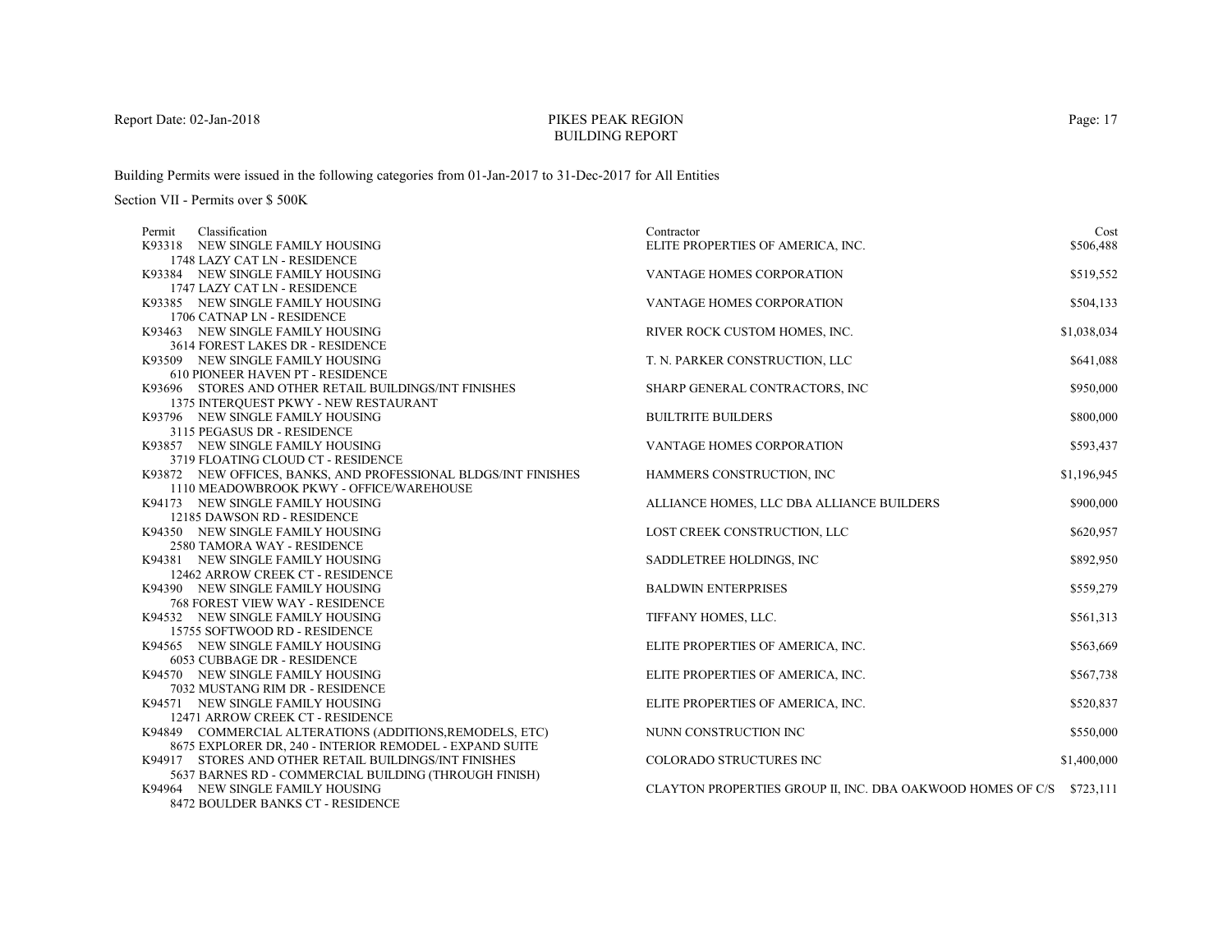# PIKES PEAK REGION BUILDING REPORT

Report Date: 02-Jan-2018

Building Permits were issued in the following categories from 01-Jan-2017 to 31-Dec-2017 for All Entities

Section VII - Permits over $ 500K

| Permit | Classification | Contractor | Cost |
|---|---|---|---|
| K93318 | NEW SINGLE FAMILY HOUSING<br>1748 LAZY CAT LN - RESIDENCE | ELITE PROPERTIES OF AMERICA, INC. | $506,488 |
| K93384 | NEW SINGLE FAMILY HOUSING<br>1747 LAZY CAT LN - RESIDENCE | VANTAGE HOMES CORPORATION | $519,552 |
| K93385 | NEW SINGLE FAMILY HOUSING<br>1706 CATNAP LN - RESIDENCE | VANTAGE HOMES CORPORATION | $504,133 |
| K93463 | NEW SINGLE FAMILY HOUSING<br>3614 FOREST LAKES DR - RESIDENCE | RIVER ROCK CUSTOM HOMES, INC. | $1,038,034 |
| K93509 | NEW SINGLE FAMILY HOUSING<br>610 PIONEER HAVEN PT - RESIDENCE | T. N. PARKER CONSTRUCTION, LLC | $641,088 |
| K93696 | STORES AND OTHER RETAIL BUILDINGS/INT FINISHES<br>1375 INTERQUEST PKWY - NEW RESTAURANT | SHARP GENERAL CONTRACTORS, INC | $950,000 |
| K93796 | NEW SINGLE FAMILY HOUSING<br>3115 PEGASUS DR - RESIDENCE | BUILTRITE BUILDERS | $800,000 |
| K93857 | NEW SINGLE FAMILY HOUSING<br>3719 FLOATING CLOUD CT - RESIDENCE | VANTAGE HOMES CORPORATION | $593,437 |
| K93872 | NEW OFFICES, BANKS, AND PROFESSIONAL BLDGS/INT FINISHES<br>1110 MEADOWBROOK PKWY - OFFICE/WAREHOUSE | HAMMERS CONSTRUCTION, INC | $1,196,945 |
| K94173 | NEW SINGLE FAMILY HOUSING<br>12185 DAWSON RD - RESIDENCE | ALLIANCE HOMES, LLC DBA ALLIANCE BUILDERS | $900,000 |
| K94350 | NEW SINGLE FAMILY HOUSING<br>2580 TAMORA WAY - RESIDENCE | LOST CREEK CONSTRUCTION, LLC | $620,957 |
| K94381 | NEW SINGLE FAMILY HOUSING<br>12462 ARROW CREEK CT - RESIDENCE | SADDLETREE HOLDINGS, INC | $892,950 |
| K94390 | NEW SINGLE FAMILY HOUSING<br>768 FOREST VIEW WAY - RESIDENCE | BALDWIN ENTERPRISES | $559,279 |
| K94532 | NEW SINGLE FAMILY HOUSING<br>15755 SOFTWOOD RD - RESIDENCE | TIFFANY HOMES, LLC. | $561,313 |
| K94565 | NEW SINGLE FAMILY HOUSING<br>6053 CUBBAGE DR - RESIDENCE | ELITE PROPERTIES OF AMERICA, INC. | $563,669 |
| K94570 | NEW SINGLE FAMILY HOUSING<br>7032 MUSTANG RIM DR - RESIDENCE | ELITE PROPERTIES OF AMERICA, INC. | $567,738 |
| K94571 | NEW SINGLE FAMILY HOUSING<br>12471 ARROW CREEK CT - RESIDENCE | ELITE PROPERTIES OF AMERICA, INC. | $520,837 |
| K94849 | COMMERCIAL ALTERATIONS (ADDITIONS,REMODELS, ETC)<br>8675 EXPLORER DR, 240 - INTERIOR REMODEL - EXPAND SUITE | NUNN CONSTRUCTION INC | $550,000 |
| K94917 | STORES AND OTHER RETAIL BUILDINGS/INT FINISHES<br>5637 BARNES RD - COMMERCIAL BUILDING (THROUGH FINISH) | COLORADO STRUCTURES INC | $1,400,000 |
| K94964 | NEW SINGLE FAMILY HOUSING<br>8472 BOULDER BANKS CT - RESIDENCE | CLAYTON PROPERTIES GROUP II, INC. DBA OAKWOOD HOMES OF C/S | $723,111 |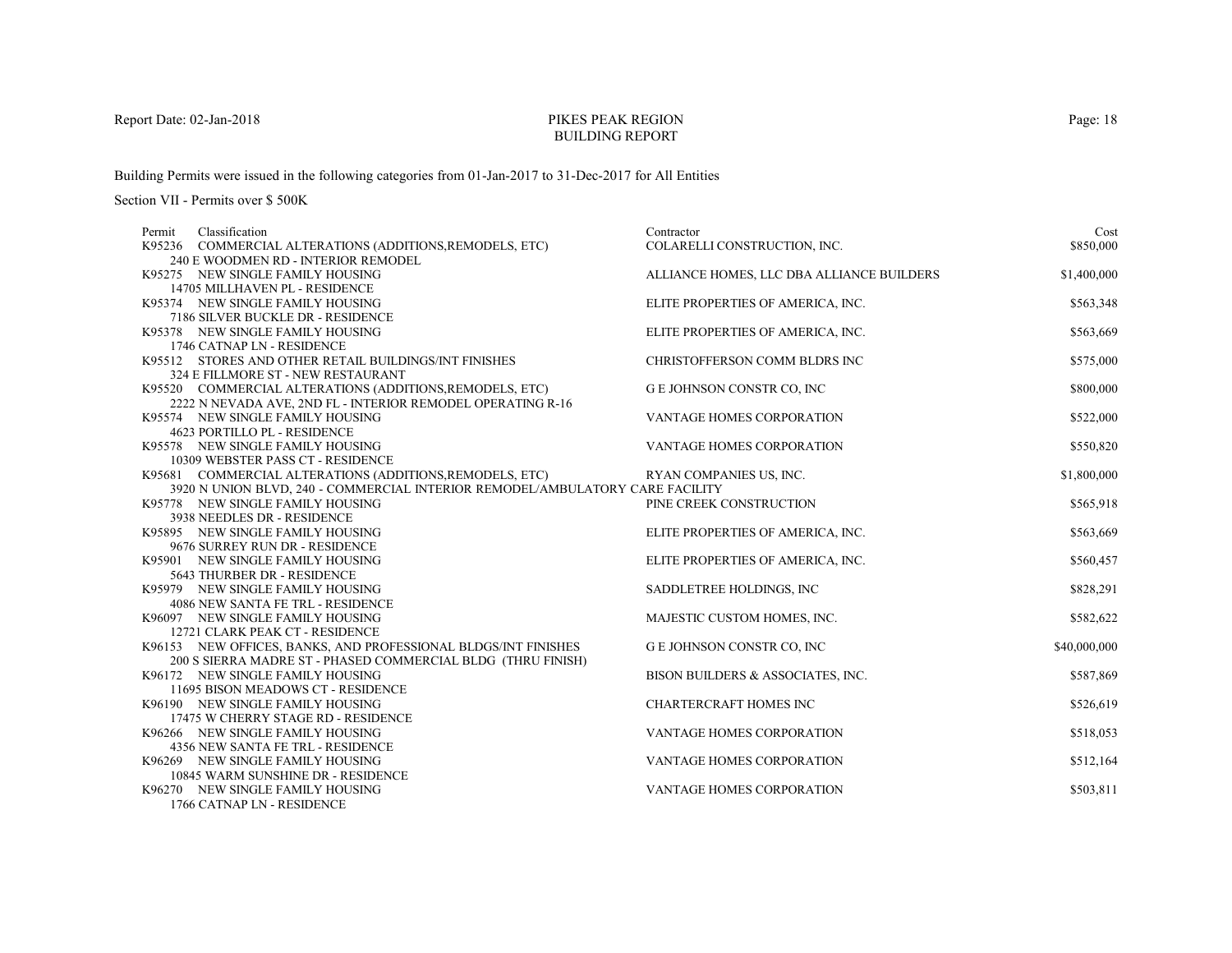Report Date: 02-Jan-2018

# PIKES PEAK REGION
## BUILDING REPORT

Building Permits were issued in the following categories from 01-Jan-2017 to 31-Dec-2017 for All Entities

Section VII - Permits over $ 500K

| Permit | Classification | Contractor | Cost |
|---|---|---|---|
| K95236 | COMMERCIAL ALTERATIONS (ADDITIONS,REMODELS, ETC)<br>240 E WOODMEN RD - INTERIOR REMODEL | COLARELLI CONSTRUCTION, INC. | $850,000 |
| K95275 | NEW SINGLE FAMILY HOUSING<br>14705 MILLHAVEN PL - RESIDENCE | ALLIANCE HOMES, LLC DBA ALLIANCE BUILDERS | $1,400,000 |
| K95374 | NEW SINGLE FAMILY HOUSING<br>7186 SILVER BUCKLE DR - RESIDENCE | ELITE PROPERTIES OF AMERICA, INC. | $563,348 |
| K95378 | NEW SINGLE FAMILY HOUSING<br>1746 CATNAP LN - RESIDENCE | ELITE PROPERTIES OF AMERICA, INC. | $563,669 |
| K95512 | STORES AND OTHER RETAIL BUILDINGS/INT FINISHES<br>324 E FILLMORE ST - NEW RESTAURANT | CHRISTOFFERSON COMM BLDRS INC | $575,000 |
| K95520 | COMMERCIAL ALTERATIONS (ADDITIONS,REMODELS, ETC)<br>2222 N NEVADA AVE, 2ND FL - INTERIOR REMODEL OPERATING R-16 | G E JOHNSON CONSTR CO, INC | $800,000 |
| K95574 | NEW SINGLE FAMILY HOUSING<br>4623 PORTILLO PL - RESIDENCE | VANTAGE HOMES CORPORATION | $522,000 |
| K95578 | NEW SINGLE FAMILY HOUSING<br>10309 WEBSTER PASS CT - RESIDENCE | VANTAGE HOMES CORPORATION | $550,820 |
| K95681 | COMMERCIAL ALTERATIONS (ADDITIONS,REMODELS, ETC)<br>3920 N UNION BLVD, 240 - COMMERCIAL INTERIOR REMODEL/AMBULATORY CARE FACILITY | RYAN COMPANIES US, INC. | $1,800,000 |
| K95778 | NEW SINGLE FAMILY HOUSING<br>3938 NEEDLES DR - RESIDENCE | PINE CREEK CONSTRUCTION | $565,918 |
| K95895 | NEW SINGLE FAMILY HOUSING<br>9676 SURREY RUN DR - RESIDENCE | ELITE PROPERTIES OF AMERICA, INC. | $563,669 |
| K95901 | NEW SINGLE FAMILY HOUSING<br>5643 THURBER DR - RESIDENCE | ELITE PROPERTIES OF AMERICA, INC. | $560,457 |
| K95979 | NEW SINGLE FAMILY HOUSING<br>4086 NEW SANTA FE TRL - RESIDENCE | SADDLETREE HOLDINGS, INC | $828,291 |
| K96097 | NEW SINGLE FAMILY HOUSING<br>12721 CLARK PEAK CT - RESIDENCE | MAJESTIC CUSTOM HOMES, INC. | $582,622 |
| K96153 | NEW OFFICES, BANKS, AND PROFESSIONAL BLDGS/INT FINISHES<br>200 S SIERRA MADRE ST - PHASED COMMERCIAL BLDG (THRU FINISH) | G E JOHNSON CONSTR CO, INC | $40,000,000 |
| K96172 | NEW SINGLE FAMILY HOUSING<br>11695 BISON MEADOWS CT - RESIDENCE | BISON BUILDERS & ASSOCIATES, INC. | $587,869 |
| K96190 | NEW SINGLE FAMILY HOUSING<br>17475 W CHERRY STAGE RD - RESIDENCE | CHARTERCRAFT HOMES INC | $526,619 |
| K96266 | NEW SINGLE FAMILY HOUSING<br>4356 NEW SANTA FE TRL - RESIDENCE | VANTAGE HOMES CORPORATION | $518,053 |
| K96269 | NEW SINGLE FAMILY HOUSING<br>10845 WARM SUNSHINE DR - RESIDENCE | VANTAGE HOMES CORPORATION | $512,164 |
| K96270 | NEW SINGLE FAMILY HOUSING<br>1766 CATNAP LN - RESIDENCE | VANTAGE HOMES CORPORATION | $503,811 |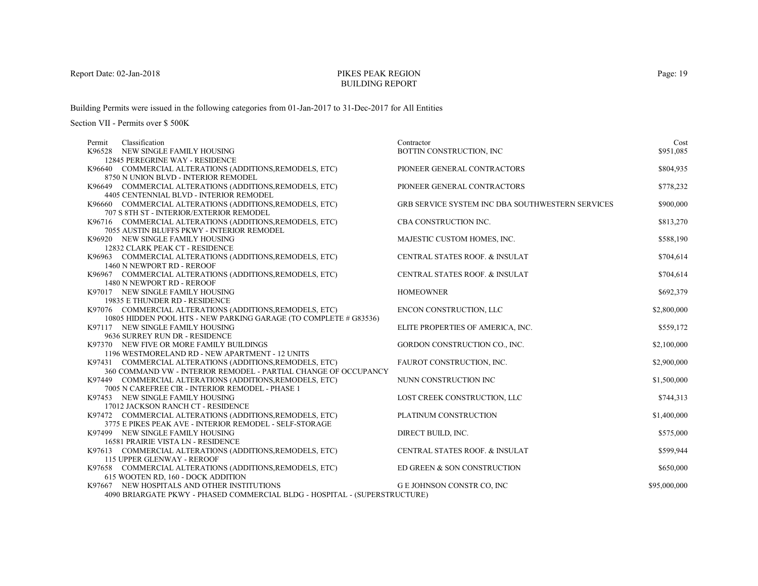Report Date: 02-Jan-2018

# PIKES PEAK REGION
## BUILDING REPORT

Building Permits were issued in the following categories from 01-Jan-2017 to 31-Dec-2017 for All Entities

Section VII - Permits over $ 500K

| Permit | Classification | Contractor | Cost |
|---|---|---|---|
| K96528 | NEW SINGLE FAMILY HOUSING<br>12845 PEREGRINE WAY - RESIDENCE | BOTTIN CONSTRUCTION, INC | $951,085 |
| K96640 | COMMERCIAL ALTERATIONS (ADDITIONS,REMODELS, ETC)<br>8750 N UNION BLVD - INTERIOR REMODEL | PIONEER GENERAL CONTRACTORS | $804,935 |
| K96649 | COMMERCIAL ALTERATIONS (ADDITIONS,REMODELS, ETC)<br>4405 CENTENNIAL BLVD - INTERIOR REMODEL | PIONEER GENERAL CONTRACTORS | $778,232 |
| K96660 | COMMERCIAL ALTERATIONS (ADDITIONS,REMODELS, ETC)<br>707 S 8TH ST - INTERIOR/EXTERIOR REMODEL | GRB SERVICE SYSTEM INC DBA SOUTHWESTERN SERVICES | $900,000 |
| K96716 | COMMERCIAL ALTERATIONS (ADDITIONS,REMODELS, ETC)<br>7055 AUSTIN BLUFFS PKWY - INTERIOR REMODEL | CBA CONSTRUCTION INC. | $813,270 |
| K96920 | NEW SINGLE FAMILY HOUSING<br>12832 CLARK PEAK CT - RESIDENCE | MAJESTIC CUSTOM HOMES, INC. | $588,190 |
| K96963 | COMMERCIAL ALTERATIONS (ADDITIONS,REMODELS, ETC)<br>1460 N NEWPORT RD - REROOF | CENTRAL STATES ROOF. & INSULAT | $704,614 |
| K96967 | COMMERCIAL ALTERATIONS (ADDITIONS,REMODELS, ETC)<br>1480 N NEWPORT RD - REROOF | CENTRAL STATES ROOF. & INSULAT | $704,614 |
| K97017 | NEW SINGLE FAMILY HOUSING<br>19835 E THUNDER RD - RESIDENCE | HOMEOWNER | $692,379 |
| K97076 | COMMERCIAL ALTERATIONS (ADDITIONS,REMODELS, ETC)<br>10805 HIDDEN POOL HTS - NEW PARKING GARAGE (TO COMPLETE # G83536) | ENCON CONSTRUCTION, LLC | $2,800,000 |
| K97117 | NEW SINGLE FAMILY HOUSING<br>9636 SURREY RUN DR - RESIDENCE | ELITE PROPERTIES OF AMERICA, INC. | $559,172 |
| K97370 | NEW FIVE OR MORE FAMILY BUILDINGS<br>1196 WESTMORELAND RD - NEW APARTMENT - 12 UNITS | GORDON CONSTRUCTION CO., INC. | $2,100,000 |
| K97431 | COMMERCIAL ALTERATIONS (ADDITIONS,REMODELS, ETC)<br>360 COMMAND VW - INTERIOR REMODEL - PARTIAL CHANGE OF OCCUPANCY | FAUROT CONSTRUCTION, INC. | $2,900,000 |
| K97449 | COMMERCIAL ALTERATIONS (ADDITIONS,REMODELS, ETC)<br>7005 N CAREFREE CIR - INTERIOR REMODEL - PHASE 1 | NUNN CONSTRUCTION INC | $1,500,000 |
| K97453 | NEW SINGLE FAMILY HOUSING<br>17012 JACKSON RANCH CT - RESIDENCE | LOST CREEK CONSTRUCTION, LLC | $744,313 |
| K97472 | COMMERCIAL ALTERATIONS (ADDITIONS,REMODELS, ETC)<br>3775 E PIKES PEAK AVE - INTERIOR REMODEL - SELF-STORAGE | PLATINUM CONSTRUCTION | $1,400,000 |
| K97499 | NEW SINGLE FAMILY HOUSING<br>16581 PRAIRIE VISTA LN - RESIDENCE | DIRECT BUILD, INC. | $575,000 |
| K97613 | COMMERCIAL ALTERATIONS (ADDITIONS,REMODELS, ETC)<br>115 UPPER GLENWAY - REROOF | CENTRAL STATES ROOF. & INSULAT | $599,944 |
| K97658 | COMMERCIAL ALTERATIONS (ADDITIONS,REMODELS, ETC)<br>615 WOOTEN RD, 160 - DOCK ADDITION | ED GREEN & SON CONSTRUCTION | $650,000 |
| K97667 | NEW HOSPITALS AND OTHER INSTITUTIONS<br>4090 BRIARGATE PKWY - PHASED COMMERCIAL BLDG - HOSPITAL - (SUPERSTRUCTURE) | G E JOHNSON CONSTR CO, INC | $95,000,000 |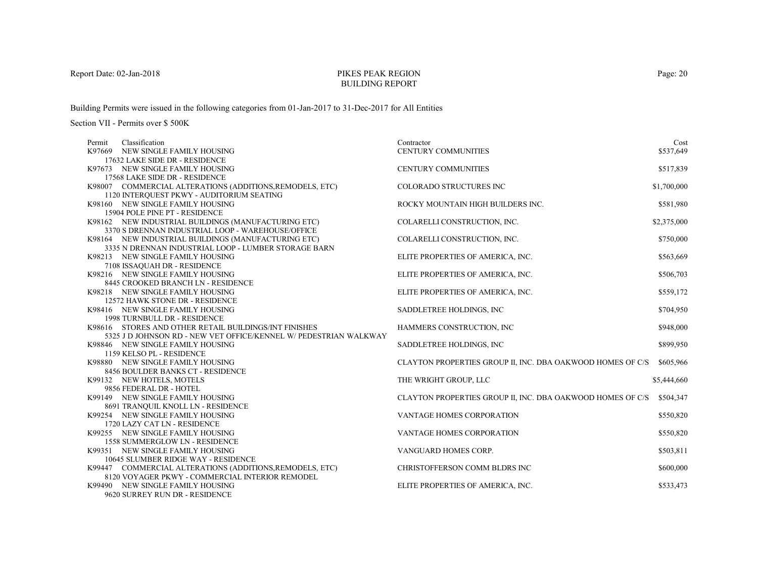Report Date: 02-Jan-2018

# PIKES PEAK REGION
## BUILDING REPORT

Building Permits were issued in the following categories from 01-Jan-2017 to 31-Dec-2017 for All Entities

Section VII - Permits over $ 500K

| Permit | Classification | Contractor | Cost |
|---|---|---|---|
| K97669 | NEW SINGLE FAMILY HOUSING<br>17632 LAKE SIDE DR - RESIDENCE | CENTURY COMMUNITIES | $537,649 |
| K97673 | NEW SINGLE FAMILY HOUSING<br>17568 LAKE SIDE DR - RESIDENCE | CENTURY COMMUNITIES | $517,839 |
| K98007 | COMMERCIAL ALTERATIONS (ADDITIONS,REMODELS, ETC)<br>1120 INTERQUEST PKWY - AUDITORIUM SEATING | COLORADO STRUCTURES INC | $1,700,000 |
| K98160 | NEW SINGLE FAMILY HOUSING<br>15904 POLE PINE PT - RESIDENCE | ROCKY MOUNTAIN HIGH BUILDERS INC. | $581,980 |
| K98162 | NEW INDUSTRIAL BUILDINGS (MANUFACTURING ETC)<br>3370 S DRENNAN INDUSTRIAL LOOP - WAREHOUSE/OFFICE | COLARELLI CONSTRUCTION, INC. | $2,375,000 |
| K98164 | NEW INDUSTRIAL BUILDINGS (MANUFACTURING ETC)<br>3335 N DRENNAN INDUSTRIAL LOOP - LUMBER STORAGE BARN | COLARELLI CONSTRUCTION, INC. | $750,000 |
| K98213 | NEW SINGLE FAMILY HOUSING<br>7108 ISSAQUAH DR - RESIDENCE | ELITE PROPERTIES OF AMERICA, INC. | $563,669 |
| K98216 | NEW SINGLE FAMILY HOUSING<br>8445 CROOKED BRANCH LN - RESIDENCE | ELITE PROPERTIES OF AMERICA, INC. | $506,703 |
| K98218 | NEW SINGLE FAMILY HOUSING<br>12572 HAWK STONE DR - RESIDENCE | ELITE PROPERTIES OF AMERICA, INC. | $559,172 |
| K98416 | NEW SINGLE FAMILY HOUSING<br>1998 TURNBULL DR - RESIDENCE | SADDLETREE HOLDINGS, INC | $704,950 |
| K98616 | STORES AND OTHER RETAIL BUILDINGS/INT FINISHES<br>5325 J D JOHNSON RD - NEW VET OFFICE/KENNEL W/ PEDESTRIAN WALKWAY | HAMMERS CONSTRUCTION, INC | $948,000 |
| K98846 | NEW SINGLE FAMILY HOUSING<br>1159 KELSO PL - RESIDENCE | SADDLETREE HOLDINGS, INC | $899,950 |
| K98880 | NEW SINGLE FAMILY HOUSING<br>8456 BOULDER BANKS CT - RESIDENCE | CLAYTON PROPERTIES GROUP II, INC. DBA OAKWOOD HOMES OF C/S | $605,966 |
| K99132 | NEW HOTELS, MOTELS<br>9856 FEDERAL DR - HOTEL | THE WRIGHT GROUP, LLC | $5,444,660 |
| K99149 | NEW SINGLE FAMILY HOUSING<br>8691 TRANQUIL KNOLL LN - RESIDENCE | CLAYTON PROPERTIES GROUP II, INC. DBA OAKWOOD HOMES OF C/S | $504,347 |
| K99254 | NEW SINGLE FAMILY HOUSING<br>1720 LAZY CAT LN - RESIDENCE | VANTAGE HOMES CORPORATION | $550,820 |
| K99255 | NEW SINGLE FAMILY HOUSING<br>1558 SUMMERGLOW LN - RESIDENCE | VANTAGE HOMES CORPORATION | $550,820 |
| K99351 | NEW SINGLE FAMILY HOUSING<br>10645 SLUMBER RIDGE WAY - RESIDENCE | VANGUARD HOMES CORP. | $503,811 |
| K99447 | COMMERCIAL ALTERATIONS (ADDITIONS,REMODELS, ETC)<br>8120 VOYAGER PKWY - COMMERCIAL INTERIOR REMODEL | CHRISTOFFERSON COMM BLDRS INC | $600,000 |
| K99490 | NEW SINGLE FAMILY HOUSING<br>9620 SURREY RUN DR - RESIDENCE | ELITE PROPERTIES OF AMERICA, INC. | $533,473 |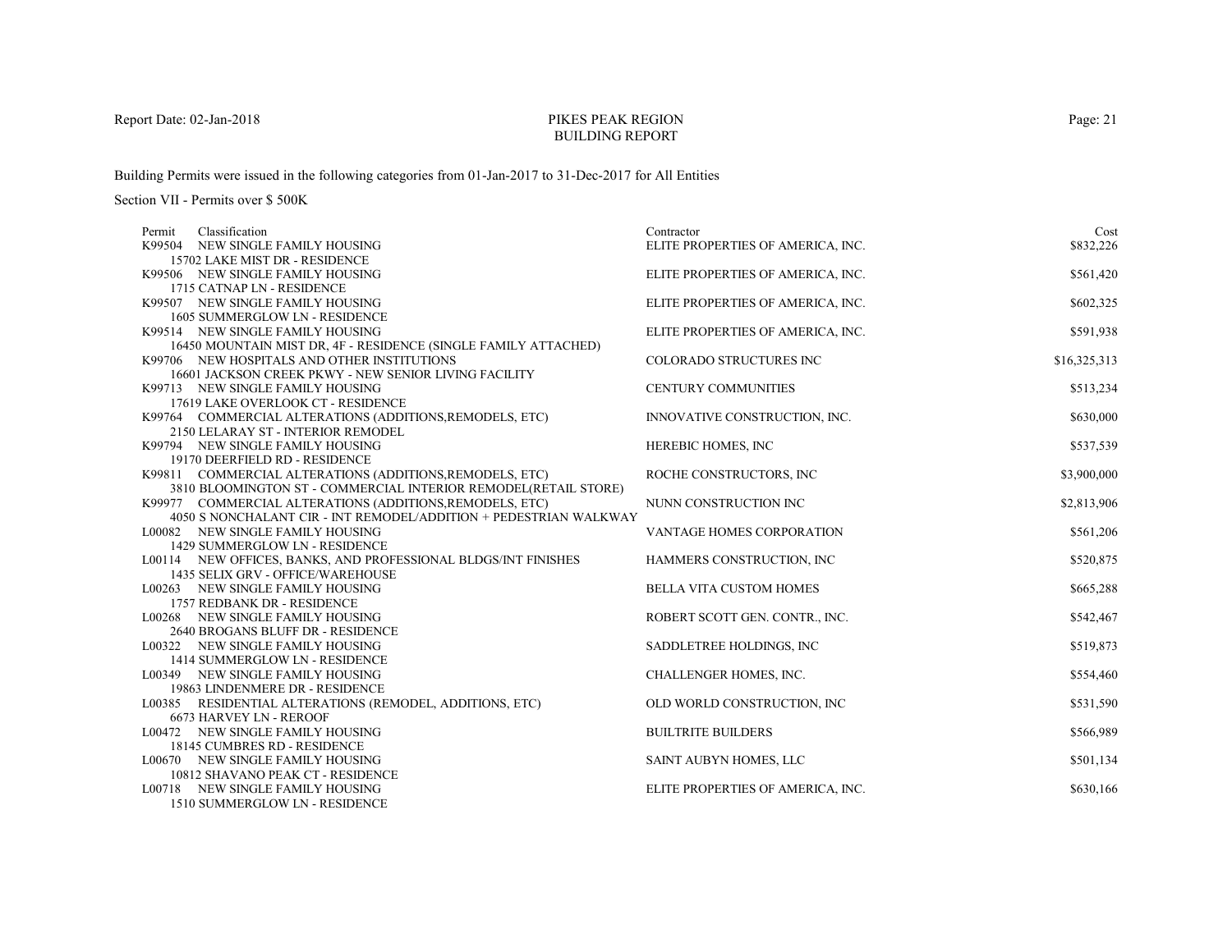PIKES PEAK REGION
BUILDING REPORT

Report Date: 02-Jan-2018

Building Permits were issued in the following categories from 01-Jan-2017 to 31-Dec-2017 for All Entities

Section VII - Permits over $ 500K

| Permit | Classification | Contractor | Cost |
|---|---|---|---|
| K99504 | NEW SINGLE FAMILY HOUSING<br>15702 LAKE MIST DR - RESIDENCE | ELITE PROPERTIES OF AMERICA, INC. | $832,226 |
| K99506 | NEW SINGLE FAMILY HOUSING<br>1715 CATNAP LN - RESIDENCE | ELITE PROPERTIES OF AMERICA, INC. | $561,420 |
| K99507 | NEW SINGLE FAMILY HOUSING<br>1605 SUMMERGLOW LN - RESIDENCE | ELITE PROPERTIES OF AMERICA, INC. | $602,325 |
| K99514 | NEW SINGLE FAMILY HOUSING<br>16450 MOUNTAIN MIST DR, 4F - RESIDENCE (SINGLE FAMILY ATTACHED) | ELITE PROPERTIES OF AMERICA, INC. | $591,938 |
| K99706 | NEW HOSPITALS AND OTHER INSTITUTIONS<br>16601 JACKSON CREEK PKWY - NEW SENIOR LIVING FACILITY | COLORADO STRUCTURES INC | $16,325,313 |
| K99713 | NEW SINGLE FAMILY HOUSING<br>17619 LAKE OVERLOOK CT - RESIDENCE | CENTURY COMMUNITIES | $513,234 |
| K99764 | COMMERCIAL ALTERATIONS (ADDITIONS,REMODELS, ETC)<br>2150 LELARAY ST - INTERIOR REMODEL | INNOVATIVE CONSTRUCTION, INC. | $630,000 |
| K99794 | NEW SINGLE FAMILY HOUSING<br>19170 DEERFIELD RD - RESIDENCE | HEREBIC HOMES, INC | $537,539 |
| K99811 | COMMERCIAL ALTERATIONS (ADDITIONS,REMODELS, ETC)<br>3810 BLOOMINGTON ST - COMMERCIAL INTERIOR REMODEL(RETAIL STORE) | ROCHE CONSTRUCTORS, INC | $3,900,000 |
| K99977 | COMMERCIAL ALTERATIONS (ADDITIONS,REMODELS, ETC)<br>4050 S NONCHALANT CIR - INT REMODEL/ADDITION + PEDESTRIAN WALKWAY | NUNN CONSTRUCTION INC | $2,813,906 |
| L00082 | NEW SINGLE FAMILY HOUSING<br>1429 SUMMERGLOW LN - RESIDENCE | VANTAGE HOMES CORPORATION | $561,206 |
| L00114 | NEW OFFICES, BANKS, AND PROFESSIONAL BLDGS/INT FINISHES<br>1435 SELIX GRV - OFFICE/WAREHOUSE | HAMMERS CONSTRUCTION, INC | $520,875 |
| L00263 | NEW SINGLE FAMILY HOUSING<br>1757 REDBANK DR - RESIDENCE | BELLA VITA CUSTOM HOMES | $665,288 |
| L00268 | NEW SINGLE FAMILY HOUSING<br>2640 BROGANS BLUFF DR - RESIDENCE | ROBERT SCOTT GEN. CONTR., INC. | $542,467 |
| L00322 | NEW SINGLE FAMILY HOUSING<br>1414 SUMMERGLOW LN - RESIDENCE | SADDLETREE HOLDINGS, INC | $519,873 |
| L00349 | NEW SINGLE FAMILY HOUSING<br>19863 LINDENMERE DR - RESIDENCE | CHALLENGER HOMES, INC. | $554,460 |
| L00385 | RESIDENTIAL ALTERATIONS (REMODEL, ADDITIONS, ETC)<br>6673 HARVEY LN - REROOF | OLD WORLD CONSTRUCTION, INC | $531,590 |
| L00472 | NEW SINGLE FAMILY HOUSING<br>18145 CUMBRES RD - RESIDENCE | BUILTRITE BUILDERS | $566,989 |
| L00670 | NEW SINGLE FAMILY HOUSING<br>10812 SHAVANO PEAK CT - RESIDENCE | SAINT AUBYN HOMES, LLC | $501,134 |
| L00718 | NEW SINGLE FAMILY HOUSING<br>1510 SUMMERGLOW LN - RESIDENCE | ELITE PROPERTIES OF AMERICA, INC. | $630,166 |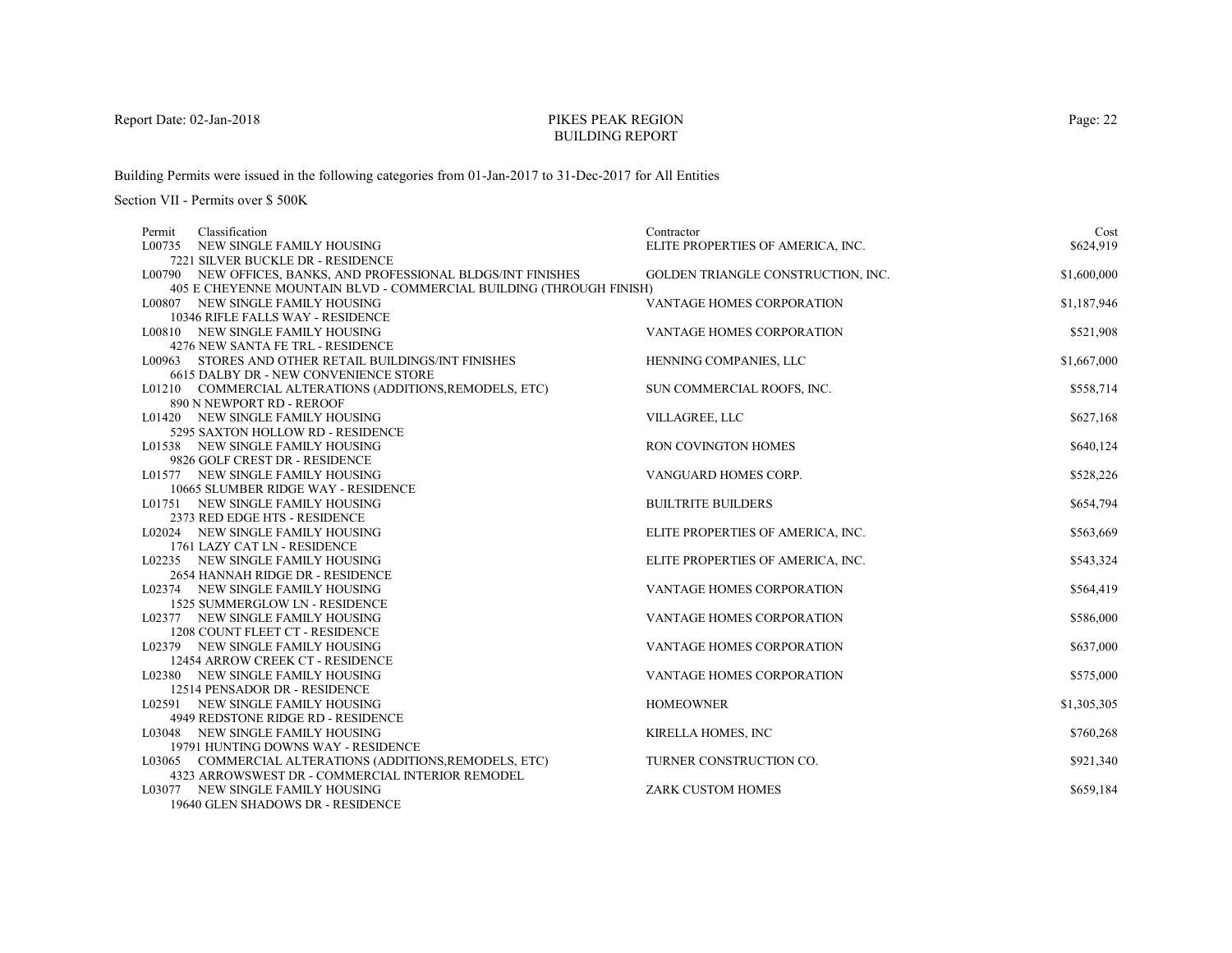# PIKES PEAK REGION
## BUILDING REPORT

Report Date: 02-Jan-2018

Building Permits were issued in the following categories from 01-Jan-2017 to 31-Dec-2017 for All Entities

Section VII - Permits over $ 500K

| Permit | Classification | Contractor | Cost |
|---|---|---|---|
| L00735 | NEW SINGLE FAMILY HOUSING<br>7221 SILVER BUCKLE DR - RESIDENCE | ELITE PROPERTIES OF AMERICA, INC. | $624,919 |
| L00790 | NEW OFFICES, BANKS, AND PROFESSIONAL BLDGS/INT FINISHES<br>405 E CHEYENNE MOUNTAIN BLVD - COMMERCIAL BUILDING (THROUGH FINISH) | GOLDEN TRIANGLE CONSTRUCTION, INC. | $1,600,000 |
| L00807 | NEW SINGLE FAMILY HOUSING<br>10346 RIFLE FALLS WAY - RESIDENCE | VANTAGE HOMES CORPORATION | $1,187,946 |
| L00810 | NEW SINGLE FAMILY HOUSING<br>4276 NEW SANTA FE TRL - RESIDENCE | VANTAGE HOMES CORPORATION | $521,908 |
| L00963 | STORES AND OTHER RETAIL BUILDINGS/INT FINISHES<br>6615 DALBY DR - NEW CONVENIENCE STORE | HENNING COMPANIES, LLC | $1,667,000 |
| L01210 | COMMERCIAL ALTERATIONS (ADDITIONS,REMODELS, ETC)<br>890 N NEWPORT RD - REROOF | SUN COMMERCIAL ROOFS, INC. | $558,714 |
| L01420 | NEW SINGLE FAMILY HOUSING<br>5295 SAXTON HOLLOW RD - RESIDENCE | VILLAGREE, LLC | $627,168 |
| L01538 | NEW SINGLE FAMILY HOUSING<br>9826 GOLF CREST DR - RESIDENCE | RON COVINGTON HOMES | $640,124 |
| L01577 | NEW SINGLE FAMILY HOUSING<br>10665 SLUMBER RIDGE WAY - RESIDENCE | VANGUARD HOMES CORP. | $528,226 |
| L01751 | NEW SINGLE FAMILY HOUSING<br>2373 RED EDGE HTS - RESIDENCE | BUILTRITE BUILDERS | $654,794 |
| L02024 | NEW SINGLE FAMILY HOUSING<br>1761 LAZY CAT LN - RESIDENCE | ELITE PROPERTIES OF AMERICA, INC. | $563,669 |
| L02235 | NEW SINGLE FAMILY HOUSING<br>2654 HANNAH RIDGE DR - RESIDENCE | ELITE PROPERTIES OF AMERICA, INC. | $543,324 |
| L02374 | NEW SINGLE FAMILY HOUSING<br>1525 SUMMERGLOW LN - RESIDENCE | VANTAGE HOMES CORPORATION | $564,419 |
| L02377 | NEW SINGLE FAMILY HOUSING<br>1208 COUNT FLEET CT - RESIDENCE | VANTAGE HOMES CORPORATION | $586,000 |
| L02379 | NEW SINGLE FAMILY HOUSING<br>12454 ARROW CREEK CT - RESIDENCE | VANTAGE HOMES CORPORATION | $637,000 |
| L02380 | NEW SINGLE FAMILY HOUSING<br>12514 PENSADOR DR - RESIDENCE | VANTAGE HOMES CORPORATION | $575,000 |
| L02591 | NEW SINGLE FAMILY HOUSING<br>4949 REDSTONE RIDGE RD - RESIDENCE | HOMEOWNER | $1,305,305 |
| L03048 | NEW SINGLE FAMILY HOUSING<br>19791 HUNTING DOWNS WAY - RESIDENCE | KIRELLA HOMES, INC | $760,268 |
| L03065 | COMMERCIAL ALTERATIONS (ADDITIONS,REMODELS, ETC)<br>4323 ARROWSWEST DR - COMMERCIAL INTERIOR REMODEL | TURNER CONSTRUCTION CO. | $921,340 |
| L03077 | NEW SINGLE FAMILY HOUSING<br>19640 GLEN SHADOWS DR - RESIDENCE | ZARK CUSTOM HOMES | $659,184 |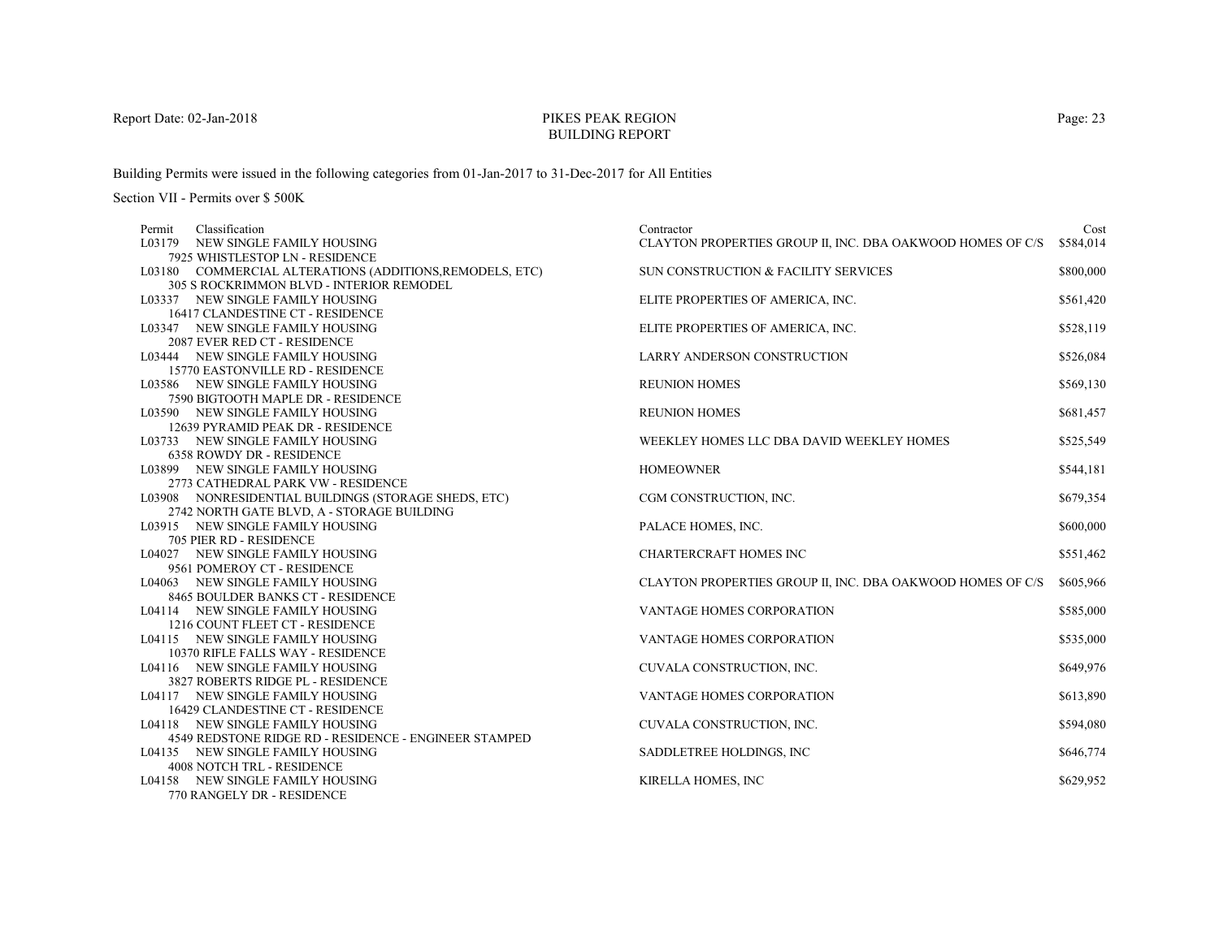Report Date: 02-Jan-2018

# PIKES PEAK REGION
## BUILDING REPORT

Building Permits were issued in the following categories from 01-Jan-2017 to 31-Dec-2017 for All Entities

Section VII - Permits over $ 500K

| Permit | Classification | Contractor | Cost |
|---|---|---|---|
| L03179 | NEW SINGLE FAMILY HOUSING<br>7925 WHISTLESTOP LN - RESIDENCE | CLAYTON PROPERTIES GROUP II, INC. DBA OAKWOOD HOMES OF C/S | $584,014 |
| L03180 | COMMERCIAL ALTERATIONS (ADDITIONS,REMODELS, ETC)<br>305 S ROCKRIMMON BLVD - INTERIOR REMODEL | SUN CONSTRUCTION & FACILITY SERVICES | $800,000 |
| L03337 | NEW SINGLE FAMILY HOUSING<br>16417 CLANDESTINE CT - RESIDENCE | ELITE PROPERTIES OF AMERICA, INC. | $561,420 |
| L03347 | NEW SINGLE FAMILY HOUSING<br>2087 EVER RED CT - RESIDENCE | ELITE PROPERTIES OF AMERICA, INC. | $528,119 |
| L03444 | NEW SINGLE FAMILY HOUSING<br>15770 EASTONVILLE RD - RESIDENCE | LARRY ANDERSON CONSTRUCTION | $526,084 |
| L03586 | NEW SINGLE FAMILY HOUSING<br>7590 BIGTOOTH MAPLE DR - RESIDENCE | REUNION HOMES | $569,130 |
| L03590 | NEW SINGLE FAMILY HOUSING<br>12639 PYRAMID PEAK DR - RESIDENCE | REUNION HOMES | $681,457 |
| L03733 | NEW SINGLE FAMILY HOUSING<br>6358 ROWDY DR - RESIDENCE | WEEKLEY HOMES LLC DBA DAVID WEEKLEY HOMES | $525,549 |
| L03899 | NEW SINGLE FAMILY HOUSING<br>2773 CATHEDRAL PARK VW - RESIDENCE | HOMEOWNER | $544,181 |
| L03908 | NONRESIDENTIAL BUILDINGS (STORAGE SHEDS, ETC)<br>2742 NORTH GATE BLVD, A - STORAGE BUILDING | CGM CONSTRUCTION, INC. | $679,354 |
| L03915 | NEW SINGLE FAMILY HOUSING<br>705 PIER RD - RESIDENCE | PALACE HOMES, INC. | $600,000 |
| L04027 | NEW SINGLE FAMILY HOUSING<br>9561 POMEROY CT - RESIDENCE | CHARTERCRAFT HOMES INC | $551,462 |
| L04063 | NEW SINGLE FAMILY HOUSING<br>8465 BOULDER BANKS CT - RESIDENCE | CLAYTON PROPERTIES GROUP II, INC. DBA OAKWOOD HOMES OF C/S | $605,966 |
| L04114 | NEW SINGLE FAMILY HOUSING<br>1216 COUNT FLEET CT - RESIDENCE | VANTAGE HOMES CORPORATION | $585,000 |
| L04115 | NEW SINGLE FAMILY HOUSING<br>10370 RIFLE FALLS WAY - RESIDENCE | VANTAGE HOMES CORPORATION | $535,000 |
| L04116 | NEW SINGLE FAMILY HOUSING<br>3827 ROBERTS RIDGE PL - RESIDENCE | CUVALA CONSTRUCTION, INC. | $649,976 |
| L04117 | NEW SINGLE FAMILY HOUSING<br>16429 CLANDESTINE CT - RESIDENCE | VANTAGE HOMES CORPORATION | $613,890 |
| L04118 | NEW SINGLE FAMILY HOUSING<br>4549 REDSTONE RIDGE RD - RESIDENCE - ENGINEER STAMPED | CUVALA CONSTRUCTION, INC. | $594,080 |
| L04135 | NEW SINGLE FAMILY HOUSING<br>4008 NOTCH TRL - RESIDENCE | SADDLETREE HOLDINGS, INC | $646,774 |
| L04158 | NEW SINGLE FAMILY HOUSING<br>770 RANGELY DR - RESIDENCE | KIRELLA HOMES, INC | $629,952 |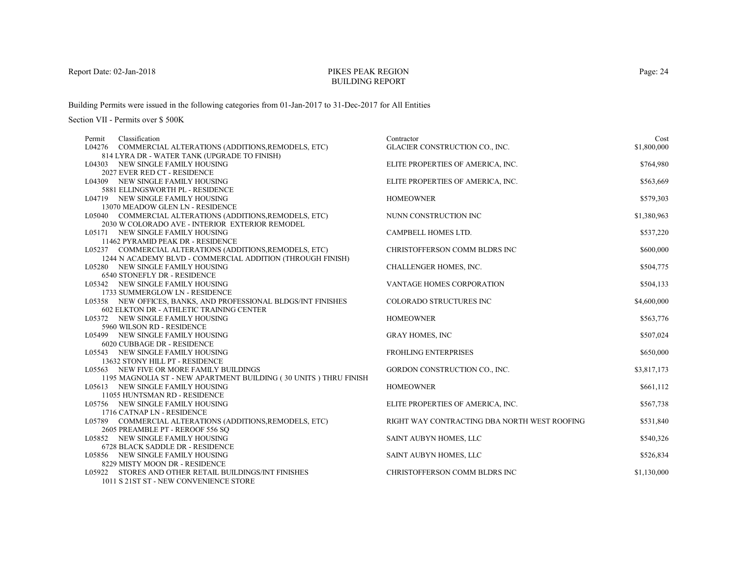Report Date: 02-Jan-2018

# PIKES PEAK REGION
## BUILDING REPORT

Building Permits were issued in the following categories from 01-Jan-2017 to 31-Dec-2017 for All Entities

Section VII - Permits over $ 500K

| Permit | Classification | Contractor | Cost |
|---|---|---|---|
| L04276 | COMMERCIAL ALTERATIONS (ADDITIONS,REMODELS, ETC)<br>814 LYRA DR - WATER TANK (UPGRADE TO FINISH) | GLACIER CONSTRUCTION CO., INC. | $1,800,000 |
| L04303 | NEW SINGLE FAMILY HOUSING<br>2027 EVER RED CT - RESIDENCE | ELITE PROPERTIES OF AMERICA, INC. | $764,980 |
| L04309 | NEW SINGLE FAMILY HOUSING<br>5881 ELLINGSWORTH PL - RESIDENCE | ELITE PROPERTIES OF AMERICA, INC. | $563,669 |
| L04719 | NEW SINGLE FAMILY HOUSING<br>13070 MEADOW GLEN LN - RESIDENCE | HOMEOWNER | $579,303 |
| L05040 | COMMERCIAL ALTERATIONS (ADDITIONS,REMODELS, ETC)<br>2030 W COLORADO AVE - INTERIOR EXTERIOR REMODEL | NUNN CONSTRUCTION INC | $1,380,963 |
| L05171 | NEW SINGLE FAMILY HOUSING<br>11462 PYRAMID PEAK DR - RESIDENCE | CAMPBELL HOMES LTD. | $537,220 |
| L05237 | COMMERCIAL ALTERATIONS (ADDITIONS,REMODELS, ETC)<br>1244 N ACADEMY BLVD - COMMERCIAL ADDITION (THROUGH FINISH) | CHRISTOFFERSON COMM BLDRS INC | $600,000 |
| L05280 | NEW SINGLE FAMILY HOUSING<br>6540 STONEFLY DR - RESIDENCE | CHALLENGER HOMES, INC. | $504,775 |
| L05342 | NEW SINGLE FAMILY HOUSING<br>1733 SUMMERGLOW LN - RESIDENCE | VANTAGE HOMES CORPORATION | $504,133 |
| L05358 | NEW OFFICES, BANKS, AND PROFESSIONAL BLDGS/INT FINISHES<br>602 ELKTON DR - ATHLETIC TRAINING CENTER | COLORADO STRUCTURES INC | $4,600,000 |
| L05372 | NEW SINGLE FAMILY HOUSING<br>5960 WILSON RD - RESIDENCE | HOMEOWNER | $563,776 |
| L05499 | NEW SINGLE FAMILY HOUSING<br>6020 CUBBAGE DR - RESIDENCE | GRAY HOMES, INC | $507,024 |
| L05543 | NEW SINGLE FAMILY HOUSING<br>13632 STONY HILL PT - RESIDENCE | FROHLING ENTERPRISES | $650,000 |
| L05563 | NEW FIVE OR MORE FAMILY BUILDINGS<br>1195 MAGNOLIA ST - NEW APARTMENT BUILDING ( 30 UNITS ) THRU FINISH | GORDON CONSTRUCTION CO., INC. | $3,817,173 |
| L05613 | NEW SINGLE FAMILY HOUSING<br>11055 HUNTSMAN RD - RESIDENCE | HOMEOWNER | $661,112 |
| L05756 | NEW SINGLE FAMILY HOUSING<br>1716 CATNAP LN - RESIDENCE | ELITE PROPERTIES OF AMERICA, INC. | $567,738 |
| L05789 | COMMERCIAL ALTERATIONS (ADDITIONS,REMODELS, ETC)<br>2605 PREAMBLE PT - REROOF 556 SQ | RIGHT WAY CONTRACTING DBA NORTH WEST ROOFING | $531,840 |
| L05852 | NEW SINGLE FAMILY HOUSING<br>6728 BLACK SADDLE DR - RESIDENCE | SAINT AUBYN HOMES, LLC | $540,326 |
| L05856 | NEW SINGLE FAMILY HOUSING<br>8229 MISTY MOON DR - RESIDENCE | SAINT AUBYN HOMES, LLC | $526,834 |
| L05922 | STORES AND OTHER RETAIL BUILDINGS/INT FINISHES<br>1011 S 21ST ST - NEW CONVENIENCE STORE | CHRISTOFFERSON COMM BLDRS INC | $1,130,000 |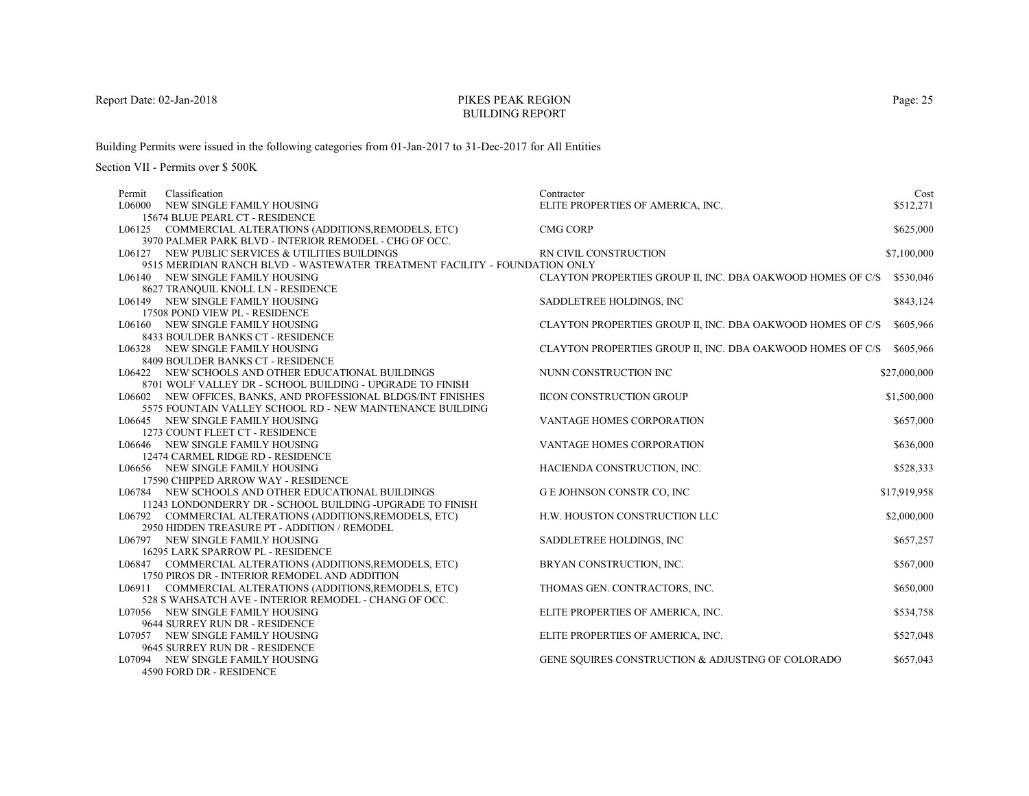Building Permits were issued in the following categories from 01-Jan-2017 to 31-Dec-2017 for All Entities

Section VII - Permits over $ 500K

| Permit | Classification | Contractor | Cost |
|---|---|---|---|
| L06000 | NEW SINGLE FAMILY HOUSING<br>15674 BLUE PEARL CT - RESIDENCE | ELITE PROPERTIES OF AMERICA, INC. | $512,271 |
| L06125 | COMMERCIAL ALTERATIONS (ADDITIONS,REMODELS, ETC)<br>3970 PALMER PARK BLVD - INTERIOR REMODEL - CHG OF OCC. | CMG CORP | $625,000 |
| L06127 | NEW PUBLIC SERVICES & UTILITIES BUILDINGS<br>9515 MERIDIAN RANCH BLVD - WASTEWATER TREATMENT FACILITY - FOUNDATION ONLY | RN CIVIL CONSTRUCTION | $7,100,000 |
| L06140 | NEW SINGLE FAMILY HOUSING<br>8627 TRANQUIL KNOLL LN - RESIDENCE | CLAYTON PROPERTIES GROUP II, INC. DBA OAKWOOD HOMES OF C/S | $530,046 |
| L06149 | NEW SINGLE FAMILY HOUSING<br>17508 POND VIEW PL - RESIDENCE | SADDLETREE HOLDINGS, INC | $843,124 |
| L06160 | NEW SINGLE FAMILY HOUSING<br>8433 BOULDER BANKS CT - RESIDENCE | CLAYTON PROPERTIES GROUP II, INC. DBA OAKWOOD HOMES OF C/S | $605,966 |
| L06328 | NEW SINGLE FAMILY HOUSING<br>8409 BOULDER BANKS CT - RESIDENCE | CLAYTON PROPERTIES GROUP II, INC. DBA OAKWOOD HOMES OF C/S | $605,966 |
| L06422 | NEW SCHOOLS AND OTHER EDUCATIONAL BUILDINGS<br>8701 WOLF VALLEY DR - SCHOOL BUILDING - UPGRADE TO FINISH | NUNN CONSTRUCTION INC | $27,000,000 |
| L06602 | NEW OFFICES, BANKS, AND PROFESSIONAL BLDGS/INT FINISHES<br>5575 FOUNTAIN VALLEY SCHOOL RD - NEW MAINTENANCE BUILDING | IICON CONSTRUCTION GROUP | $1,500,000 |
| L06645 | NEW SINGLE FAMILY HOUSING<br>1273 COUNT FLEET CT - RESIDENCE | VANTAGE HOMES CORPORATION | $657,000 |
| L06646 | NEW SINGLE FAMILY HOUSING<br>12474 CARMEL RIDGE RD - RESIDENCE | VANTAGE HOMES CORPORATION | $636,000 |
| L06656 | NEW SINGLE FAMILY HOUSING<br>17590 CHIPPED ARROW WAY - RESIDENCE | HACIENDA CONSTRUCTION, INC. | $528,333 |
| L06784 | NEW SCHOOLS AND OTHER EDUCATIONAL BUILDINGS<br>11243 LONDONDERRY DR - SCHOOL BUILDING -UPGRADE TO FINISH | G E JOHNSON CONSTR CO, INC | $17,919,958 |
| L06792 | COMMERCIAL ALTERATIONS (ADDITIONS,REMODELS, ETC)<br>2950 HIDDEN TREASURE PT - ADDITION / REMODEL | H.W. HOUSTON CONSTRUCTION LLC | $2,000,000 |
| L06797 | NEW SINGLE FAMILY HOUSING<br>16295 LARK SPARROW PL - RESIDENCE | SADDLETREE HOLDINGS, INC | $657,257 |
| L06847 | COMMERCIAL ALTERATIONS (ADDITIONS,REMODELS, ETC)<br>1750 PIROS DR - INTERIOR REMODEL AND ADDITION | BRYAN CONSTRUCTION, INC. | $567,000 |
| L06911 | COMMERCIAL ALTERATIONS (ADDITIONS,REMODELS, ETC)<br>528 S WAHSATCH AVE - INTERIOR REMODEL - CHANG OF OCC. | THOMAS GEN. CONTRACTORS, INC. | $650,000 |
| L07056 | NEW SINGLE FAMILY HOUSING<br>9644 SURREY RUN DR - RESIDENCE | ELITE PROPERTIES OF AMERICA, INC. | $534,758 |
| L07057 | NEW SINGLE FAMILY HOUSING<br>9645 SURREY RUN DR - RESIDENCE | ELITE PROPERTIES OF AMERICA, INC. | $527,048 |
| L07094 | NEW SINGLE FAMILY HOUSING<br>4590 FORD DR - RESIDENCE | GENE SQUIRES CONSTRUCTION & ADJUSTING OF COLORADO | $657,043 |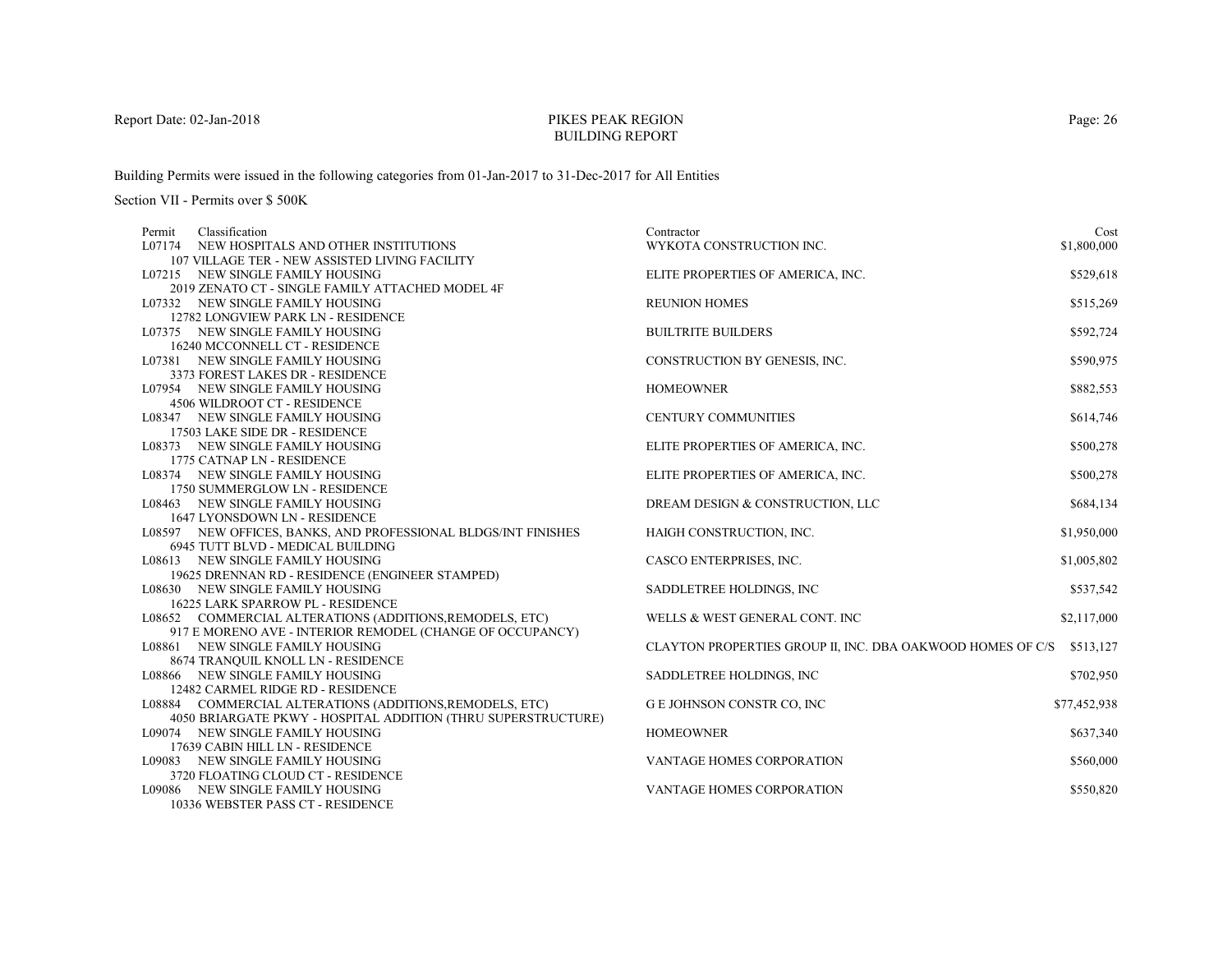# PIKES PEAK REGION BUILDING REPORT

Report Date: 02-Jan-2018

Building Permits were issued in the following categories from 01-Jan-2017 to 31-Dec-2017 for All Entities

Section VII - Permits over $ 500K

| Permit | Classification | Contractor | Cost |
|---|---|---|---|
| L07174 | NEW HOSPITALS AND OTHER INSTITUTIONS<br>107 VILLAGE TER - NEW ASSISTED LIVING FACILITY | WYKOTA CONSTRUCTION INC. | $1,800,000 |
| L07215 | NEW SINGLE FAMILY HOUSING<br>2019 ZENATO CT - SINGLE FAMILY ATTACHED MODEL 4F | ELITE PROPERTIES OF AMERICA, INC. | $529,618 |
| L07332 | NEW SINGLE FAMILY HOUSING<br>12782 LONGVIEW PARK LN - RESIDENCE | REUNION HOMES | $515,269 |
| L07375 | NEW SINGLE FAMILY HOUSING<br>16240 MCCONNELL CT - RESIDENCE | BUILTRITE BUILDERS | $592,724 |
| L07381 | NEW SINGLE FAMILY HOUSING<br>3373 FOREST LAKES DR - RESIDENCE | CONSTRUCTION BY GENESIS, INC. | $590,975 |
| L07954 | NEW SINGLE FAMILY HOUSING<br>4506 WILDROOT CT - RESIDENCE | HOMEOWNER | $882,553 |
| L08347 | NEW SINGLE FAMILY HOUSING<br>17503 LAKE SIDE DR - RESIDENCE | CENTURY COMMUNITIES | $614,746 |
| L08373 | NEW SINGLE FAMILY HOUSING<br>1775 CATNAP LN - RESIDENCE | ELITE PROPERTIES OF AMERICA, INC. | $500,278 |
| L08374 | NEW SINGLE FAMILY HOUSING<br>1750 SUMMERGLOW LN - RESIDENCE | ELITE PROPERTIES OF AMERICA, INC. | $500,278 |
| L08463 | NEW SINGLE FAMILY HOUSING<br>1647 LYONSDOWN LN - RESIDENCE | DREAM DESIGN & CONSTRUCTION, LLC | $684,134 |
| L08597 | NEW OFFICES, BANKS, AND PROFESSIONAL BLDGS/INT FINISHES<br>6945 TUTT BLVD - MEDICAL BUILDING | HAIGH CONSTRUCTION, INC. | $1,950,000 |
| L08613 | NEW SINGLE FAMILY HOUSING<br>19625 DRENNAN RD - RESIDENCE (ENGINEER STAMPED) | CASCO ENTERPRISES, INC. | $1,005,802 |
| L08630 | NEW SINGLE FAMILY HOUSING<br>16225 LARK SPARROW PL - RESIDENCE | SADDLETREE HOLDINGS, INC | $537,542 |
| L08652 | COMMERCIAL ALTERATIONS (ADDITIONS,REMODELS, ETC)<br>917 E MORENO AVE - INTERIOR REMODEL (CHANGE OF OCCUPANCY) | WELLS & WEST GENERAL CONT. INC | $2,117,000 |
| L08861 | NEW SINGLE FAMILY HOUSING<br>8674 TRANQUIL KNOLL LN - RESIDENCE | CLAYTON PROPERTIES GROUP II, INC. DBA OAKWOOD HOMES OF C/S | $513,127 |
| L08866 | NEW SINGLE FAMILY HOUSING<br>12482 CARMEL RIDGE RD - RESIDENCE | SADDLETREE HOLDINGS, INC | $702,950 |
| L08884 | COMMERCIAL ALTERATIONS (ADDITIONS,REMODELS, ETC)<br>4050 BRIARGATE PKWY - HOSPITAL ADDITION (THRU SUPERSTRUCTURE) | G E JOHNSON CONSTR CO, INC | $77,452,938 |
| L09074 | NEW SINGLE FAMILY HOUSING<br>17639 CABIN HILL LN - RESIDENCE | HOMEOWNER | $637,340 |
| L09083 | NEW SINGLE FAMILY HOUSING<br>3720 FLOATING CLOUD CT - RESIDENCE | VANTAGE HOMES CORPORATION | $560,000 |
| L09086 | NEW SINGLE FAMILY HOUSING<br>10336 WEBSTER PASS CT - RESIDENCE | VANTAGE HOMES CORPORATION | $550,820 |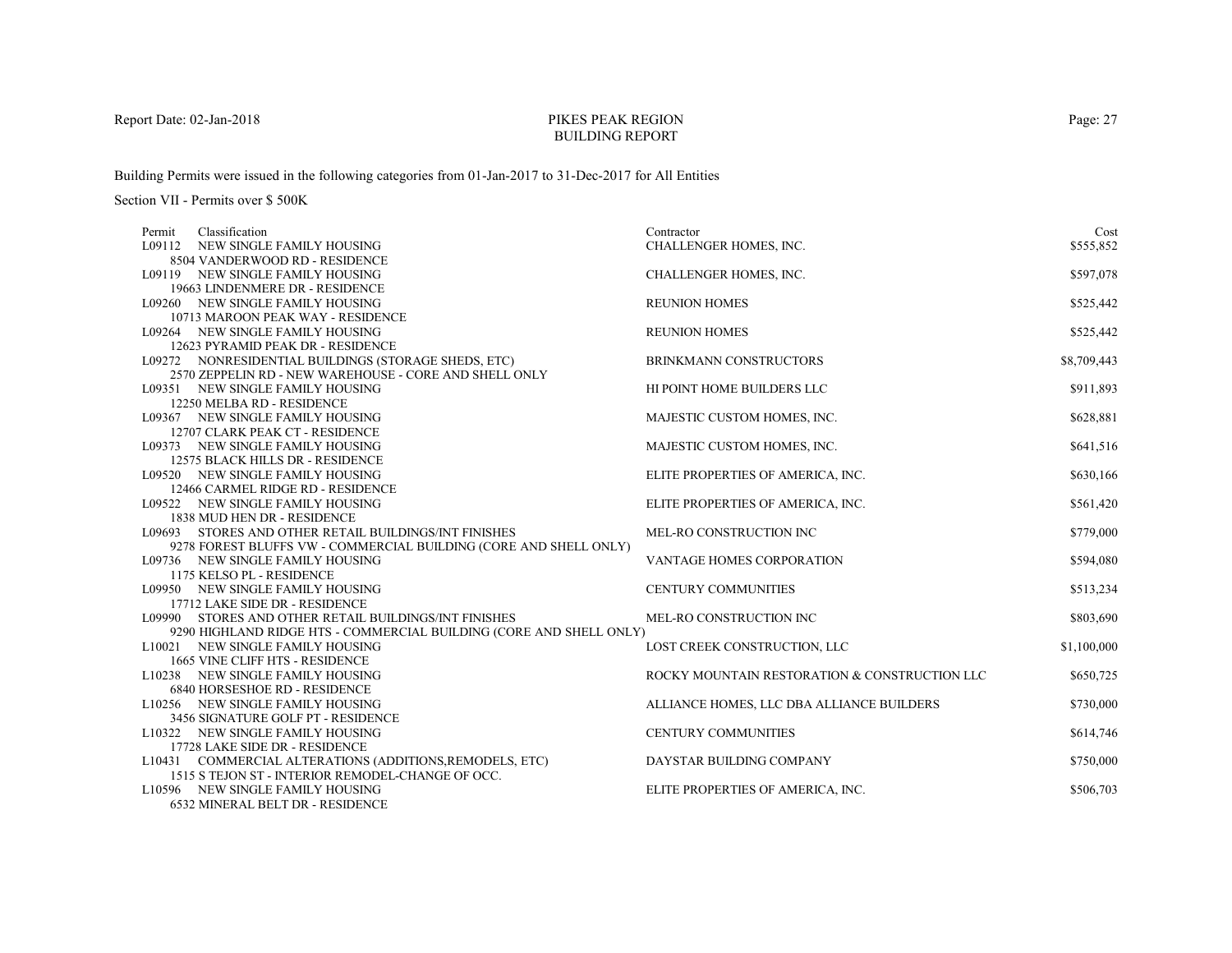PIKES PEAK REGION
BUILDING REPORT

Report Date: 02-Jan-2018

Building Permits were issued in the following categories from 01-Jan-2017 to 31-Dec-2017 for All Entities

Section VII - Permits over $ 500K

| Permit | Classification | Contractor | Cost |
|---|---|---|---|
| L09112 | NEW SINGLE FAMILY HOUSING<br>8504 VANDERWOOD RD - RESIDENCE | CHALLENGER HOMES, INC. | $555,852 |
| L09119 | NEW SINGLE FAMILY HOUSING<br>19663 LINDENMERE DR - RESIDENCE | CHALLENGER HOMES, INC. | $597,078 |
| L09260 | NEW SINGLE FAMILY HOUSING<br>10713 MAROON PEAK WAY - RESIDENCE | REUNION HOMES | $525,442 |
| L09264 | NEW SINGLE FAMILY HOUSING<br>12623 PYRAMID PEAK DR - RESIDENCE | REUNION HOMES | $525,442 |
| L09272 | NONRESIDENTIAL BUILDINGS (STORAGE SHEDS, ETC)<br>2570 ZEPPELIN RD - NEW WAREHOUSE - CORE AND SHELL ONLY | BRINKMANN CONSTRUCTORS | $8,709,443 |
| L09351 | NEW SINGLE FAMILY HOUSING<br>12250 MELBA RD - RESIDENCE | HI POINT HOME BUILDERS LLC | $911,893 |
| L09367 | NEW SINGLE FAMILY HOUSING<br>12707 CLARK PEAK CT - RESIDENCE | MAJESTIC CUSTOM HOMES, INC. | $628,881 |
| L09373 | NEW SINGLE FAMILY HOUSING<br>12575 BLACK HILLS DR - RESIDENCE | MAJESTIC CUSTOM HOMES, INC. | $641,516 |
| L09520 | NEW SINGLE FAMILY HOUSING<br>12466 CARMEL RIDGE RD - RESIDENCE | ELITE PROPERTIES OF AMERICA, INC. | $630,166 |
| L09522 | NEW SINGLE FAMILY HOUSING<br>1838 MUD HEN DR - RESIDENCE | ELITE PROPERTIES OF AMERICA, INC. | $561,420 |
| L09693 | STORES AND OTHER RETAIL BUILDINGS/INT FINISHES<br>9278 FOREST BLUFFS VW - COMMERCIAL BUILDING (CORE AND SHELL ONLY) | MEL-RO CONSTRUCTION INC | $779,000 |
| L09736 | NEW SINGLE FAMILY HOUSING<br>1175 KELSO PL - RESIDENCE | VANTAGE HOMES CORPORATION | $594,080 |
| L09950 | NEW SINGLE FAMILY HOUSING<br>17712 LAKE SIDE DR - RESIDENCE | CENTURY COMMUNITIES | $513,234 |
| L09990 | STORES AND OTHER RETAIL BUILDINGS/INT FINISHES<br>9290 HIGHLAND RIDGE HTS - COMMERCIAL BUILDING (CORE AND SHELL ONLY) | MEL-RO CONSTRUCTION INC | $803,690 |
| L10021 | NEW SINGLE FAMILY HOUSING<br>1665 VINE CLIFF HTS - RESIDENCE | LOST CREEK CONSTRUCTION, LLC | $1,100,000 |
| L10238 | NEW SINGLE FAMILY HOUSING<br>6840 HORSESHOE RD - RESIDENCE | ROCKY MOUNTAIN RESTORATION & CONSTRUCTION LLC | $650,725 |
| L10256 | NEW SINGLE FAMILY HOUSING<br>3456 SIGNATURE GOLF PT - RESIDENCE | ALLIANCE HOMES, LLC DBA ALLIANCE BUILDERS | $730,000 |
| L10322 | NEW SINGLE FAMILY HOUSING<br>17728 LAKE SIDE DR - RESIDENCE | CENTURY COMMUNITIES | $614,746 |
| L10431 | COMMERCIAL ALTERATIONS (ADDITIONS,REMODELS, ETC)<br>1515 S TEJON ST - INTERIOR REMODEL-CHANGE OF OCC. | DAYSTAR BUILDING COMPANY | $750,000 |
| L10596 | NEW SINGLE FAMILY HOUSING<br>6532 MINERAL BELT DR - RESIDENCE | ELITE PROPERTIES OF AMERICA, INC. | $506,703 |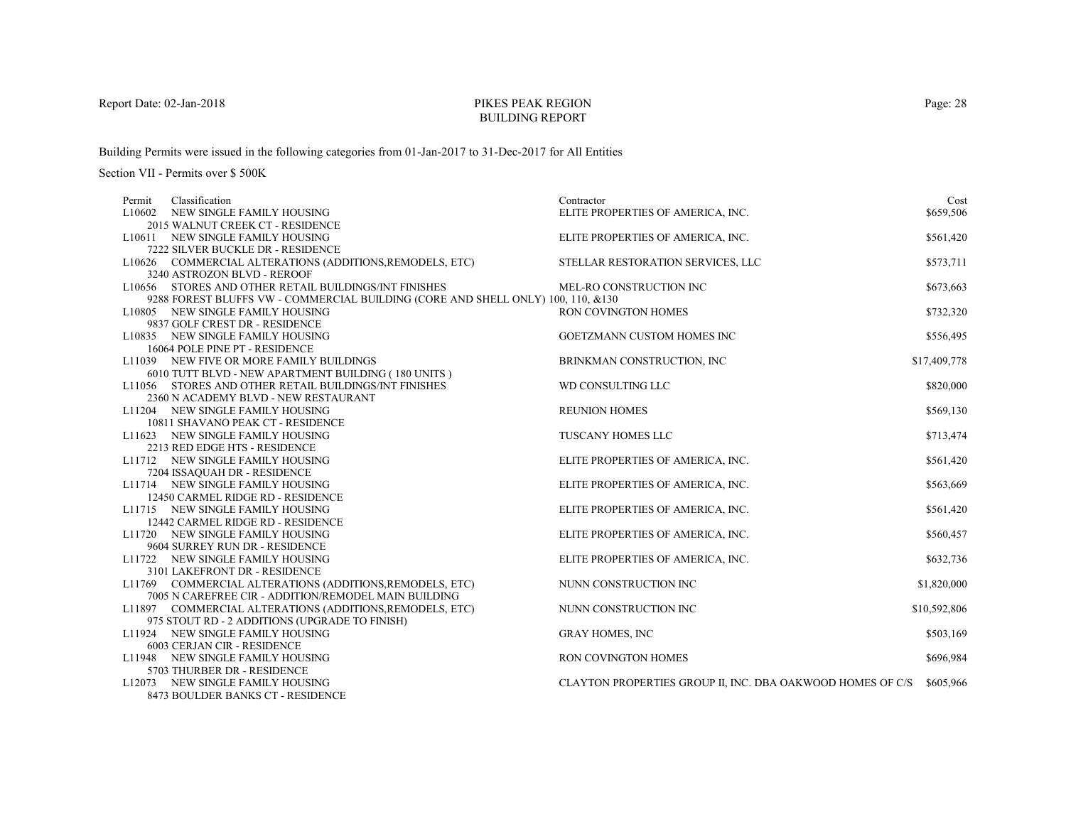# PIKES PEAK REGION BUILDING REPORT

Report Date: 02-Jan-2018

Building Permits were issued in the following categories from 01-Jan-2017 to 31-Dec-2017 for All Entities

Section VII - Permits over $ 500K

| Permit | Classification | Contractor | Cost |
|---|---|---|---|
| L10602 | NEW SINGLE FAMILY HOUSING<br>2015 WALNUT CREEK CT - RESIDENCE | ELITE PROPERTIES OF AMERICA, INC. | $659,506 |
| L10611 | NEW SINGLE FAMILY HOUSING<br>7222 SILVER BUCKLE DR - RESIDENCE | ELITE PROPERTIES OF AMERICA, INC. | $561,420 |
| L10626 | COMMERCIAL ALTERATIONS (ADDITIONS,REMODELS, ETC)<br>3240 ASTROZON BLVD - REROOF | STELLAR RESTORATION SERVICES, LLC | $573,711 |
| L10656 | STORES AND OTHER RETAIL BUILDINGS/INT FINISHES<br>9288 FOREST BLUFFS VW - COMMERCIAL BUILDING (CORE AND SHELL ONLY) 100, 110, &130 | MEL-RO CONSTRUCTION INC | $673,663 |
| L10805 | NEW SINGLE FAMILY HOUSING<br>9837 GOLF CREST DR - RESIDENCE | RON COVINGTON HOMES | $732,320 |
| L10835 | NEW SINGLE FAMILY HOUSING<br>16064 POLE PINE PT - RESIDENCE | GOETZMANN CUSTOM HOMES INC | $556,495 |
| L11039 | NEW FIVE OR MORE FAMILY BUILDINGS<br>6010 TUTT BLVD - NEW APARTMENT BUILDING ( 180 UNITS ) | BRINKMAN CONSTRUCTION, INC | $17,409,778 |
| L11056 | STORES AND OTHER RETAIL BUILDINGS/INT FINISHES<br>2360 N ACADEMY BLVD - NEW RESTAURANT | WD CONSULTING LLC | $820,000 |
| L11204 | NEW SINGLE FAMILY HOUSING<br>10811 SHAVANO PEAK CT - RESIDENCE | REUNION HOMES | $569,130 |
| L11623 | NEW SINGLE FAMILY HOUSING<br>2213 RED EDGE HTS - RESIDENCE | TUSCANY HOMES LLC | $713,474 |
| L11712 | NEW SINGLE FAMILY HOUSING<br>7204 ISSAQUAH DR - RESIDENCE | ELITE PROPERTIES OF AMERICA, INC. | $561,420 |
| L11714 | NEW SINGLE FAMILY HOUSING<br>12450 CARMEL RIDGE RD - RESIDENCE | ELITE PROPERTIES OF AMERICA, INC. | $563,669 |
| L11715 | NEW SINGLE FAMILY HOUSING<br>12442 CARMEL RIDGE RD - RESIDENCE | ELITE PROPERTIES OF AMERICA, INC. | $561,420 |
| L11720 | NEW SINGLE FAMILY HOUSING<br>9604 SURREY RUN DR - RESIDENCE | ELITE PROPERTIES OF AMERICA, INC. | $560,457 |
| L11722 | NEW SINGLE FAMILY HOUSING<br>3101 LAKEFRONT DR - RESIDENCE | ELITE PROPERTIES OF AMERICA, INC. | $632,736 |
| L11769 | COMMERCIAL ALTERATIONS (ADDITIONS,REMODELS, ETC)<br>7005 N CAREFREE CIR - ADDITION/REMODEL MAIN BUILDING | NUNN CONSTRUCTION INC | $1,820,000 |
| L11897 | COMMERCIAL ALTERATIONS (ADDITIONS,REMODELS, ETC)<br>975 STOUT RD - 2 ADDITIONS (UPGRADE TO FINISH) | NUNN CONSTRUCTION INC | $10,592,806 |
| L11924 | NEW SINGLE FAMILY HOUSING<br>6003 CERJAN CIR - RESIDENCE | GRAY HOMES, INC | $503,169 |
| L11948 | NEW SINGLE FAMILY HOUSING<br>5703 THURBER DR - RESIDENCE | RON COVINGTON HOMES | $696,984 |
| L12073 | NEW SINGLE FAMILY HOUSING<br>8473 BOULDER BANKS CT - RESIDENCE | CLAYTON PROPERTIES GROUP II, INC. DBA OAKWOOD HOMES OF C/S | $605,966 |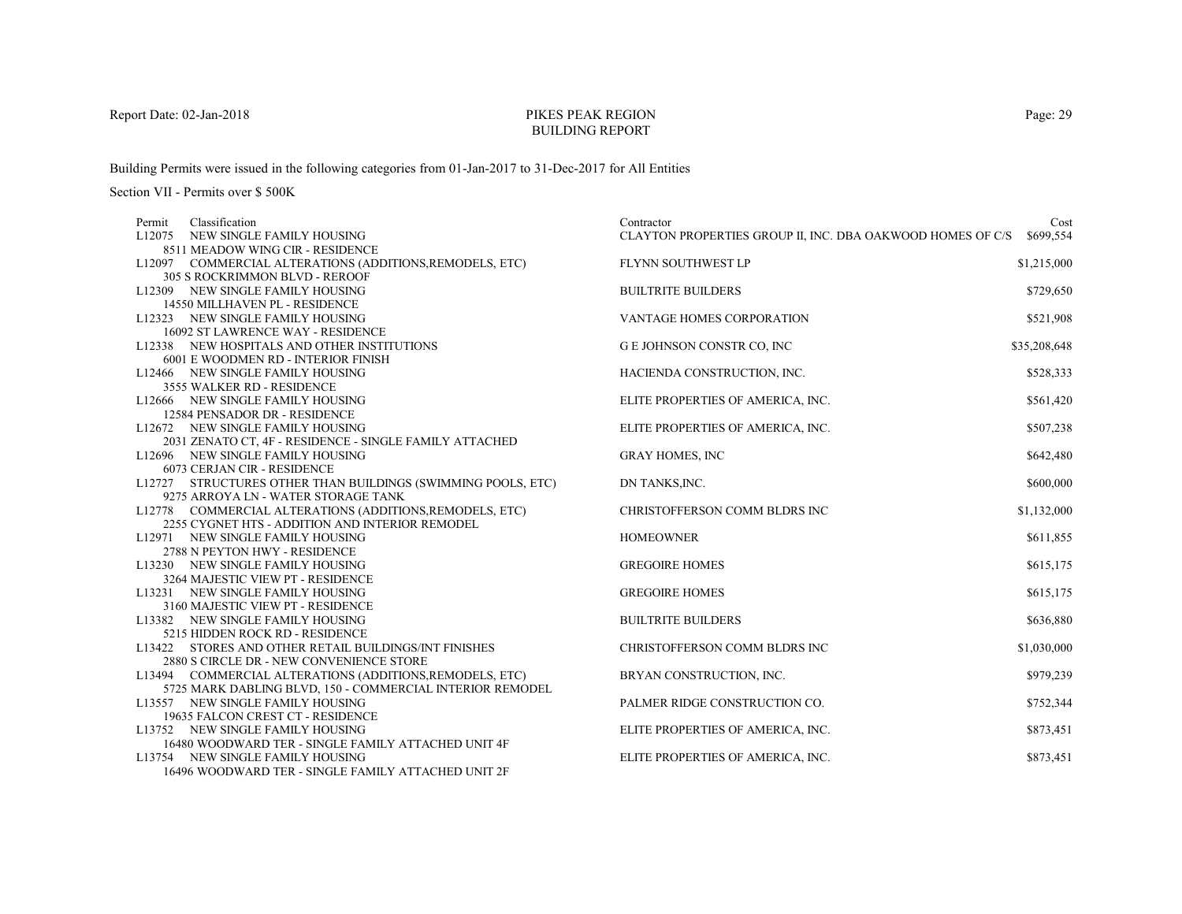Report Date: 02-Jan-2018

# PIKES PEAK REGION
## BUILDING REPORT

Building Permits were issued in the following categories from 01-Jan-2017 to 31-Dec-2017 for All Entities

Section VII - Permits over $ 500K

| Permit | Classification | Contractor | Cost |
|---|---|---|---|
| L12075 | NEW SINGLE FAMILY HOUSING<br>8511 MEADOW WING CIR - RESIDENCE | CLAYTON PROPERTIES GROUP II, INC. DBA OAKWOOD HOMES OF C/S | $699,554 |
| L12097 | COMMERCIAL ALTERATIONS (ADDITIONS,REMODELS, ETC)<br>305 S ROCKRIMMON BLVD - REROOF | FLYNN SOUTHWEST LP | $1,215,000 |
| L12309 | NEW SINGLE FAMILY HOUSING<br>14550 MILLHAVEN PL - RESIDENCE | BUILTRITE BUILDERS | $729,650 |
| L12323 | NEW SINGLE FAMILY HOUSING<br>16092 ST LAWRENCE WAY - RESIDENCE | VANTAGE HOMES CORPORATION | $521,908 |
| L12338 | NEW HOSPITALS AND OTHER INSTITUTIONS<br>6001 E WOODMEN RD - INTERIOR FINISH | G E JOHNSON CONSTR CO, INC | $35,208,648 |
| L12466 | NEW SINGLE FAMILY HOUSING<br>3555 WALKER RD - RESIDENCE | HACIENDA CONSTRUCTION, INC. | $528,333 |
| L12666 | NEW SINGLE FAMILY HOUSING<br>12584 PENSADOR DR - RESIDENCE | ELITE PROPERTIES OF AMERICA, INC. | $561,420 |
| L12672 | NEW SINGLE FAMILY HOUSING<br>2031 ZENATO CT, 4F - RESIDENCE - SINGLE FAMILY ATTACHED | ELITE PROPERTIES OF AMERICA, INC. | $507,238 |
| L12696 | NEW SINGLE FAMILY HOUSING<br>6073 CERJAN CIR - RESIDENCE | GRAY HOMES, INC | $642,480 |
| L12727 | STRUCTURES OTHER THAN BUILDINGS (SWIMMING POOLS, ETC)<br>9275 ARROYA LN - WATER STORAGE TANK | DN TANKS,INC. | $600,000 |
| L12778 | COMMERCIAL ALTERATIONS (ADDITIONS,REMODELS, ETC)<br>2255 CYGNET HTS - ADDITION AND INTERIOR REMODEL | CHRISTOFFERSON COMM BLDRS INC | $1,132,000 |
| L12971 | NEW SINGLE FAMILY HOUSING<br>2788 N PEYTON HWY - RESIDENCE | HOMEOWNER | $611,855 |
| L13230 | NEW SINGLE FAMILY HOUSING<br>3264 MAJESTIC VIEW PT - RESIDENCE | GREGOIRE HOMES | $615,175 |
| L13231 | NEW SINGLE FAMILY HOUSING<br>3160 MAJESTIC VIEW PT - RESIDENCE | GREGOIRE HOMES | $615,175 |
| L13382 | NEW SINGLE FAMILY HOUSING<br>5215 HIDDEN ROCK RD - RESIDENCE | BUILTRITE BUILDERS | $636,880 |
| L13422 | STORES AND OTHER RETAIL BUILDINGS/INT FINISHES<br>2880 S CIRCLE DR - NEW CONVENIENCE STORE | CHRISTOFFERSON COMM BLDRS INC | $1,030,000 |
| L13494 | COMMERCIAL ALTERATIONS (ADDITIONS,REMODELS, ETC)<br>5725 MARK DABLING BLVD, 150 - COMMERCIAL INTERIOR REMODEL | BRYAN CONSTRUCTION, INC. | $979,239 |
| L13557 | NEW SINGLE FAMILY HOUSING<br>19635 FALCON CREST CT - RESIDENCE | PALMER RIDGE CONSTRUCTION CO. | $752,344 |
| L13752 | NEW SINGLE FAMILY HOUSING<br>16480 WOODWARD TER - SINGLE FAMILY ATTACHED UNIT 4F | ELITE PROPERTIES OF AMERICA, INC. | $873,451 |
| L13754 | NEW SINGLE FAMILY HOUSING<br>16496 WOODWARD TER - SINGLE FAMILY ATTACHED UNIT 2F | ELITE PROPERTIES OF AMERICA, INC. | $873,451 |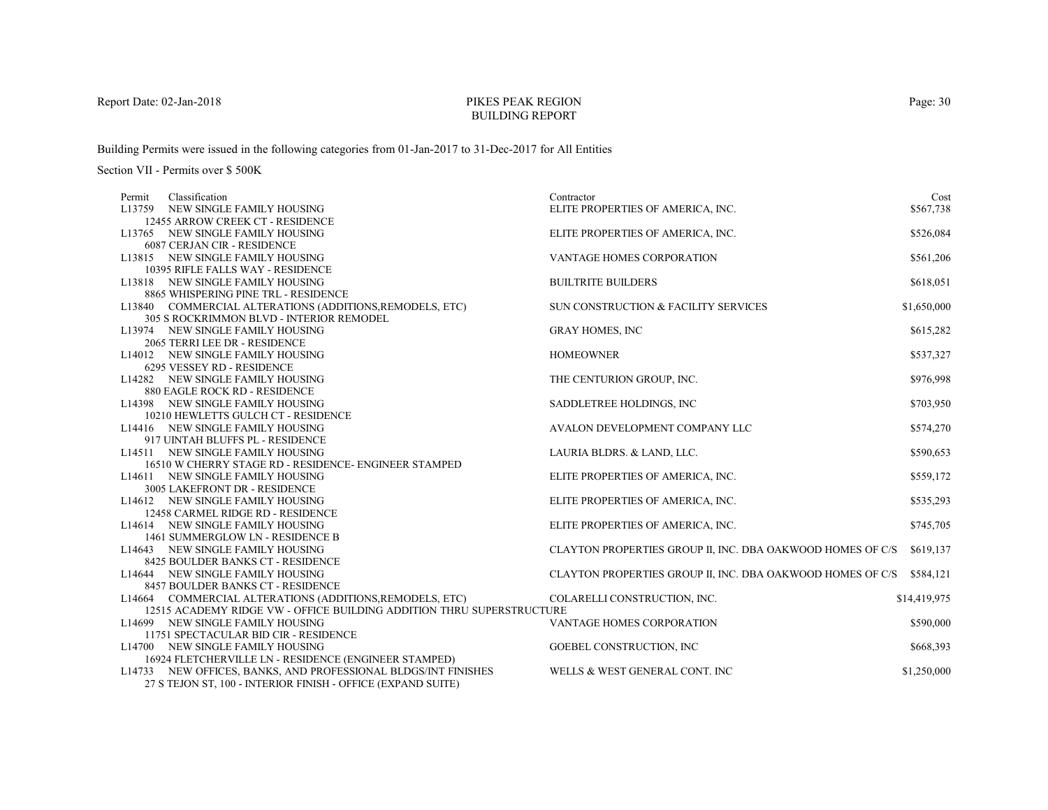# PIKES PEAK REGION
## BUILDING REPORT

Report Date: 02-Jan-2018

Building Permits were issued in the following categories from 01-Jan-2017 to 31-Dec-2017 for All Entities

Section VII - Permits over $ 500K

| Permit | Classification | Contractor | Cost |
|---|---|---|---|
| L13759 | NEW SINGLE FAMILY HOUSING<br>12455 ARROW CREEK CT - RESIDENCE | ELITE PROPERTIES OF AMERICA, INC. | $567,738 |
| L13765 | NEW SINGLE FAMILY HOUSING<br>6087 CERJAN CIR - RESIDENCE | ELITE PROPERTIES OF AMERICA, INC. | $526,084 |
| L13815 | NEW SINGLE FAMILY HOUSING<br>10395 RIFLE FALLS WAY - RESIDENCE | VANTAGE HOMES CORPORATION | $561,206 |
| L13818 | NEW SINGLE FAMILY HOUSING<br>8865 WHISPERING PINE TRL - RESIDENCE | BUILTRITE BUILDERS | $618,051 |
| L13840 | COMMERCIAL ALTERATIONS (ADDITIONS,REMODELS, ETC)<br>305 S ROCKRIMMON BLVD - INTERIOR REMODEL | SUN CONSTRUCTION & FACILITY SERVICES | $1,650,000 |
| L13974 | NEW SINGLE FAMILY HOUSING<br>2065 TERRI LEE DR - RESIDENCE | GRAY HOMES, INC | $615,282 |
| L14012 | NEW SINGLE FAMILY HOUSING<br>6295 VESSEY RD - RESIDENCE | HOMEOWNER | $537,327 |
| L14282 | NEW SINGLE FAMILY HOUSING<br>880 EAGLE ROCK RD - RESIDENCE | THE CENTURION GROUP, INC. | $976,998 |
| L14398 | NEW SINGLE FAMILY HOUSING<br>10210 HEWLETTS GULCH CT - RESIDENCE | SADDLETREE HOLDINGS, INC | $703,950 |
| L14416 | NEW SINGLE FAMILY HOUSING<br>917 UINTAH BLUFFS PL - RESIDENCE | AVALON DEVELOPMENT COMPANY LLC | $574,270 |
| L14511 | NEW SINGLE FAMILY HOUSING<br>16510 W CHERRY STAGE RD - RESIDENCE- ENGINEER STAMPED | LAURIA BLDRS. & LAND, LLC. | $590,653 |
| L14611 | NEW SINGLE FAMILY HOUSING<br>3005 LAKEFRONT DR - RESIDENCE | ELITE PROPERTIES OF AMERICA, INC. | $559,172 |
| L14612 | NEW SINGLE FAMILY HOUSING<br>12458 CARMEL RIDGE RD - RESIDENCE | ELITE PROPERTIES OF AMERICA, INC. | $535,293 |
| L14614 | NEW SINGLE FAMILY HOUSING<br>1461 SUMMERGLOW LN - RESIDENCE B | ELITE PROPERTIES OF AMERICA, INC. | $745,705 |
| L14643 | NEW SINGLE FAMILY HOUSING<br>8425 BOULDER BANKS CT - RESIDENCE | CLAYTON PROPERTIES GROUP II, INC. DBA OAKWOOD HOMES OF C/S | $619,137 |
| L14644 | NEW SINGLE FAMILY HOUSING<br>8457 BOULDER BANKS CT - RESIDENCE | CLAYTON PROPERTIES GROUP II, INC. DBA OAKWOOD HOMES OF C/S | $584,121 |
| L14664 | COMMERCIAL ALTERATIONS (ADDITIONS,REMODELS, ETC)<br>12515 ACADEMY RIDGE VW - OFFICE BUILDING ADDITION THRU SUPERSTRUCTURE | COLARELLI CONSTRUCTION, INC. | $14,419,975 |
| L14699 | NEW SINGLE FAMILY HOUSING<br>11751 SPECTACULAR BID CIR - RESIDENCE | VANTAGE HOMES CORPORATION | $590,000 |
| L14700 | NEW SINGLE FAMILY HOUSING<br>16924 FLETCHERVILLE LN - RESIDENCE (ENGINEER STAMPED) | GOEBEL CONSTRUCTION, INC | $668,393 |
| L14733 | NEW OFFICES, BANKS, AND PROFESSIONAL BLDGS/INT FINISHES<br>27 S TEJON ST, 100 - INTERIOR FINISH - OFFICE (EXPAND SUITE) | WELLS & WEST GENERAL CONT. INC | $1,250,000 |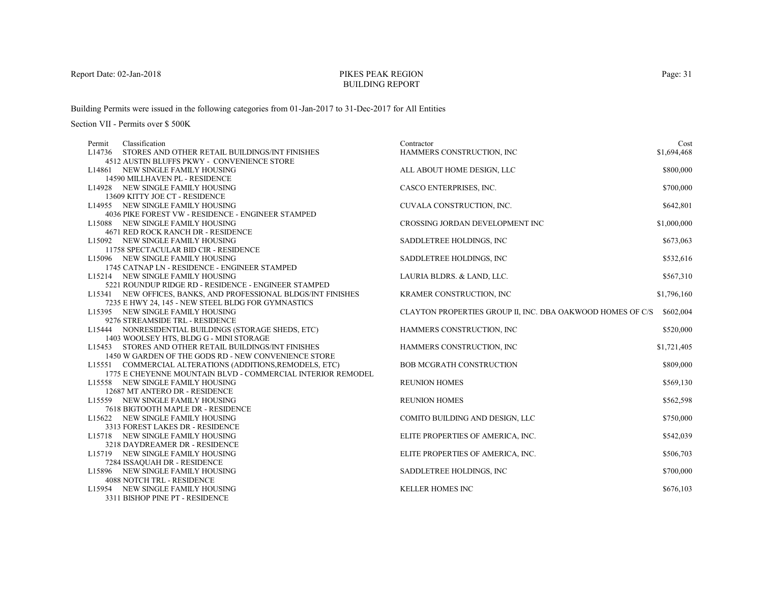# PIKES PEAK REGION BUILDING REPORT

Report Date: 02-Jan-2018

Building Permits were issued in the following categories from 01-Jan-2017 to 31-Dec-2017 for All Entities

Section VII - Permits over $ 500K

| Permit | Classification | Contractor | Cost |
|---|---|---|---|
| L14736 | STORES AND OTHER RETAIL BUILDINGS/INT FINISHES<br>4512 AUSTIN BLUFFS PKWY - CONVENIENCE STORE | HAMMERS CONSTRUCTION, INC | $1,694,468 |
| L14861 | NEW SINGLE FAMILY HOUSING<br>14590 MILLHAVEN PL - RESIDENCE | ALL ABOUT HOME DESIGN, LLC | $800,000 |
| L14928 | NEW SINGLE FAMILY HOUSING<br>13609 KITTY JOE CT - RESIDENCE | CASCO ENTERPRISES, INC. | $700,000 |
| L14955 | NEW SINGLE FAMILY HOUSING<br>4036 PIKE FOREST VW - RESIDENCE - ENGINEER STAMPED | CUVALA CONSTRUCTION, INC. | $642,801 |
| L15088 | NEW SINGLE FAMILY HOUSING<br>4671 RED ROCK RANCH DR - RESIDENCE | CROSSING JORDAN DEVELOPMENT INC | $1,000,000 |
| L15092 | NEW SINGLE FAMILY HOUSING<br>11758 SPECTACULAR BID CIR - RESIDENCE | SADDLETREE HOLDINGS, INC | $673,063 |
| L15096 | NEW SINGLE FAMILY HOUSING<br>1745 CATNAP LN - RESIDENCE - ENGINEER STAMPED | SADDLETREE HOLDINGS, INC | $532,616 |
| L15214 | NEW SINGLE FAMILY HOUSING<br>5221 ROUNDUP RIDGE RD - RESIDENCE - ENGINEER STAMPED | LAURIA BLDRS. & LAND, LLC. | $567,310 |
| L15341 | NEW OFFICES, BANKS, AND PROFESSIONAL BLDGS/INT FINISHES<br>7235 E HWY 24, 145 - NEW STEEL BLDG FOR GYMNASTICS | KRAMER CONSTRUCTION, INC | $1,796,160 |
| L15395 | NEW SINGLE FAMILY HOUSING<br>9276 STREAMSIDE TRL - RESIDENCE | CLAYTON PROPERTIES GROUP II, INC. DBA OAKWOOD HOMES OF C/S | $602,004 |
| L15444 | NONRESIDENTIAL BUILDINGS (STORAGE SHEDS, ETC)<br>1403 WOOLSEY HTS, BLDG G - MINI STORAGE | HAMMERS CONSTRUCTION, INC | $520,000 |
| L15453 | STORES AND OTHER RETAIL BUILDINGS/INT FINISHES<br>1450 W GARDEN OF THE GODS RD - NEW CONVENIENCE STORE | HAMMERS CONSTRUCTION, INC | $1,721,405 |
| L15551 | COMMERCIAL ALTERATIONS (ADDITIONS,REMODELS, ETC)<br>1775 E CHEYENNE MOUNTAIN BLVD - COMMERCIAL INTERIOR REMODEL | BOB MCGRATH CONSTRUCTION | $809,000 |
| L15558 | NEW SINGLE FAMILY HOUSING<br>12687 MT ANTERO DR - RESIDENCE | REUNION HOMES | $569,130 |
| L15559 | NEW SINGLE FAMILY HOUSING<br>7618 BIGTOOTH MAPLE DR - RESIDENCE | REUNION HOMES | $562,598 |
| L15622 | NEW SINGLE FAMILY HOUSING<br>3313 FOREST LAKES DR - RESIDENCE | COMITO BUILDING AND DESIGN, LLC | $750,000 |
| L15718 | NEW SINGLE FAMILY HOUSING<br>3218 DAYDREAMER DR - RESIDENCE | ELITE PROPERTIES OF AMERICA, INC. | $542,039 |
| L15719 | NEW SINGLE FAMILY HOUSING<br>7284 ISSAQUAH DR - RESIDENCE | ELITE PROPERTIES OF AMERICA, INC. | $506,703 |
| L15896 | NEW SINGLE FAMILY HOUSING<br>4088 NOTCH TRL - RESIDENCE | SADDLETREE HOLDINGS, INC | $700,000 |
| L15954 | NEW SINGLE FAMILY HOUSING<br>3311 BISHOP PINE PT - RESIDENCE | KELLER HOMES INC | $676,103 |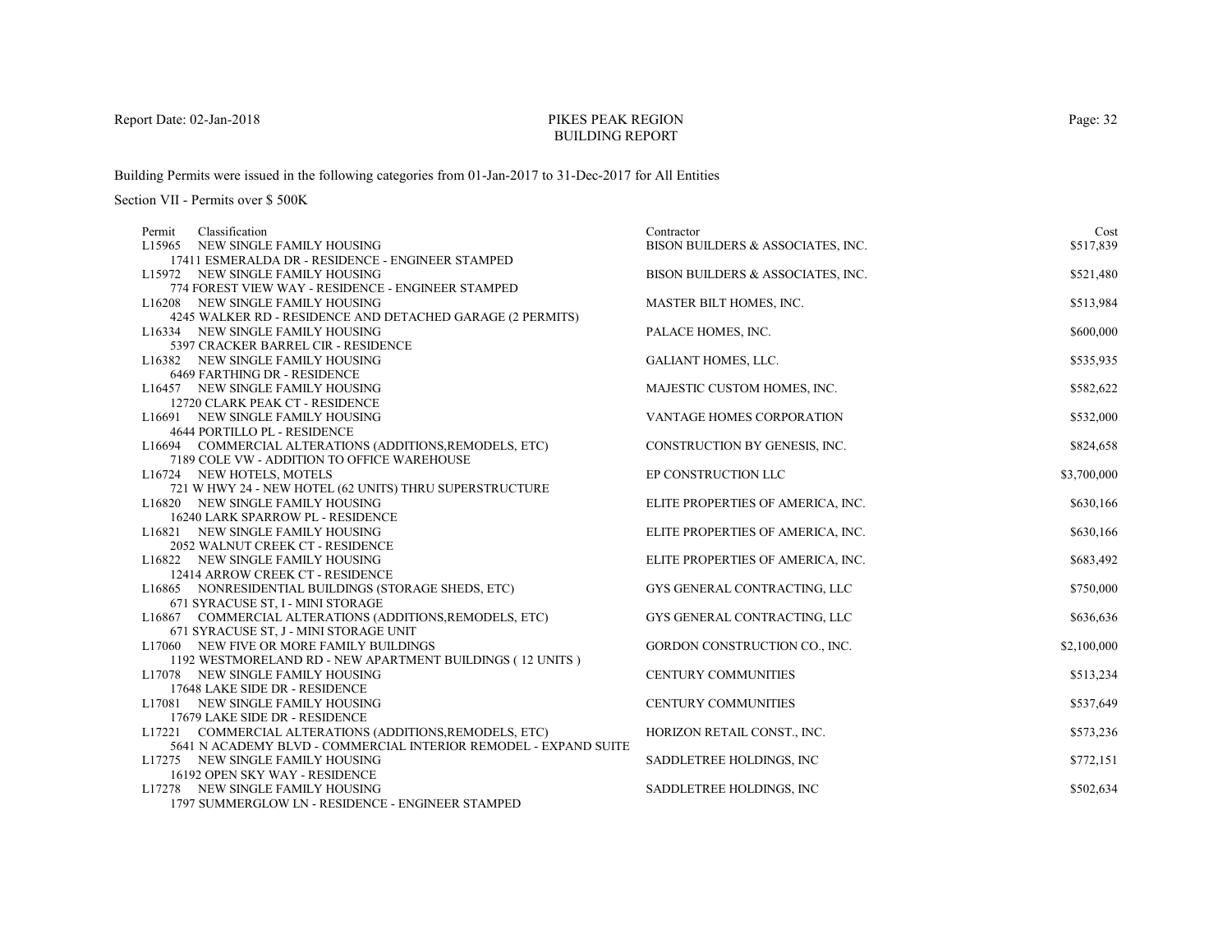# PIKES PEAK REGION
## BUILDING REPORT

Report Date: 02-Jan-2018

Building Permits were issued in the following categories from 01-Jan-2017 to 31-Dec-2017 for All Entities

Section VII - Permits over $ 500K

| Permit | Classification | Contractor | Cost |
|---|---|---|---|
| L15965 | NEW SINGLE FAMILY HOUSING<br>17411 ESMERALDA DR - RESIDENCE - ENGINEER STAMPED | BISON BUILDERS & ASSOCIATES, INC. | $517,839 |
| L15972 | NEW SINGLE FAMILY HOUSING<br>774 FOREST VIEW WAY - RESIDENCE - ENGINEER STAMPED | BISON BUILDERS & ASSOCIATES, INC. | $521,480 |
| L16208 | NEW SINGLE FAMILY HOUSING<br>4245 WALKER RD - RESIDENCE AND DETACHED GARAGE (2 PERMITS) | MASTER BILT HOMES, INC. | $513,984 |
| L16334 | NEW SINGLE FAMILY HOUSING<br>5397 CRACKER BARREL CIR - RESIDENCE | PALACE HOMES, INC. | $600,000 |
| L16382 | NEW SINGLE FAMILY HOUSING<br>6469 FARTHING DR - RESIDENCE | GALIANT HOMES, LLC. | $535,935 |
| L16457 | NEW SINGLE FAMILY HOUSING<br>12720 CLARK PEAK CT - RESIDENCE | MAJESTIC CUSTOM HOMES, INC. | $582,622 |
| L16691 | NEW SINGLE FAMILY HOUSING<br>4644 PORTILLO PL - RESIDENCE | VANTAGE HOMES CORPORATION | $532,000 |
| L16694 | COMMERCIAL ALTERATIONS (ADDITIONS,REMODELS, ETC)<br>7189 COLE VW - ADDITION TO OFFICE WAREHOUSE | CONSTRUCTION BY GENESIS, INC. | $824,658 |
| L16724 | NEW HOTELS, MOTELS<br>721 W HWY 24 - NEW HOTEL (62 UNITS) THRU SUPERSTRUCTURE | EP CONSTRUCTION LLC | $3,700,000 |
| L16820 | NEW SINGLE FAMILY HOUSING<br>16240 LARK SPARROW PL - RESIDENCE | ELITE PROPERTIES OF AMERICA, INC. | $630,166 |
| L16821 | NEW SINGLE FAMILY HOUSING<br>2052 WALNUT CREEK CT - RESIDENCE | ELITE PROPERTIES OF AMERICA, INC. | $630,166 |
| L16822 | NEW SINGLE FAMILY HOUSING<br>12414 ARROW CREEK CT - RESIDENCE | ELITE PROPERTIES OF AMERICA, INC. | $683,492 |
| L16865 | NONRESIDENTIAL BUILDINGS (STORAGE SHEDS, ETC)<br>671 SYRACUSE ST, I - MINI STORAGE | GYS GENERAL CONTRACTING, LLC | $750,000 |
| L16867 | COMMERCIAL ALTERATIONS (ADDITIONS,REMODELS, ETC)<br>671 SYRACUSE ST, J - MINI STORAGE UNIT | GYS GENERAL CONTRACTING, LLC | $636,636 |
| L17060 | NEW FIVE OR MORE FAMILY BUILDINGS<br>1192 WESTMORELAND RD - NEW APARTMENT BUILDINGS ( 12 UNITS ) | GORDON CONSTRUCTION CO., INC. | $2,100,000 |
| L17078 | NEW SINGLE FAMILY HOUSING<br>17648 LAKE SIDE DR - RESIDENCE | CENTURY COMMUNITIES | $513,234 |
| L17081 | NEW SINGLE FAMILY HOUSING<br>17679 LAKE SIDE DR - RESIDENCE | CENTURY COMMUNITIES | $537,649 |
| L17221 | COMMERCIAL ALTERATIONS (ADDITIONS,REMODELS, ETC)<br>5641 N ACADEMY BLVD - COMMERCIAL INTERIOR REMODEL - EXPAND SUITE | HORIZON RETAIL CONST., INC. | $573,236 |
| L17275 | NEW SINGLE FAMILY HOUSING<br>16192 OPEN SKY WAY - RESIDENCE | SADDLETREE HOLDINGS, INC | $772,151 |
| L17278 | NEW SINGLE FAMILY HOUSING<br>1797 SUMMERGLOW LN - RESIDENCE - ENGINEER STAMPED | SADDLETREE HOLDINGS, INC | $502,634 |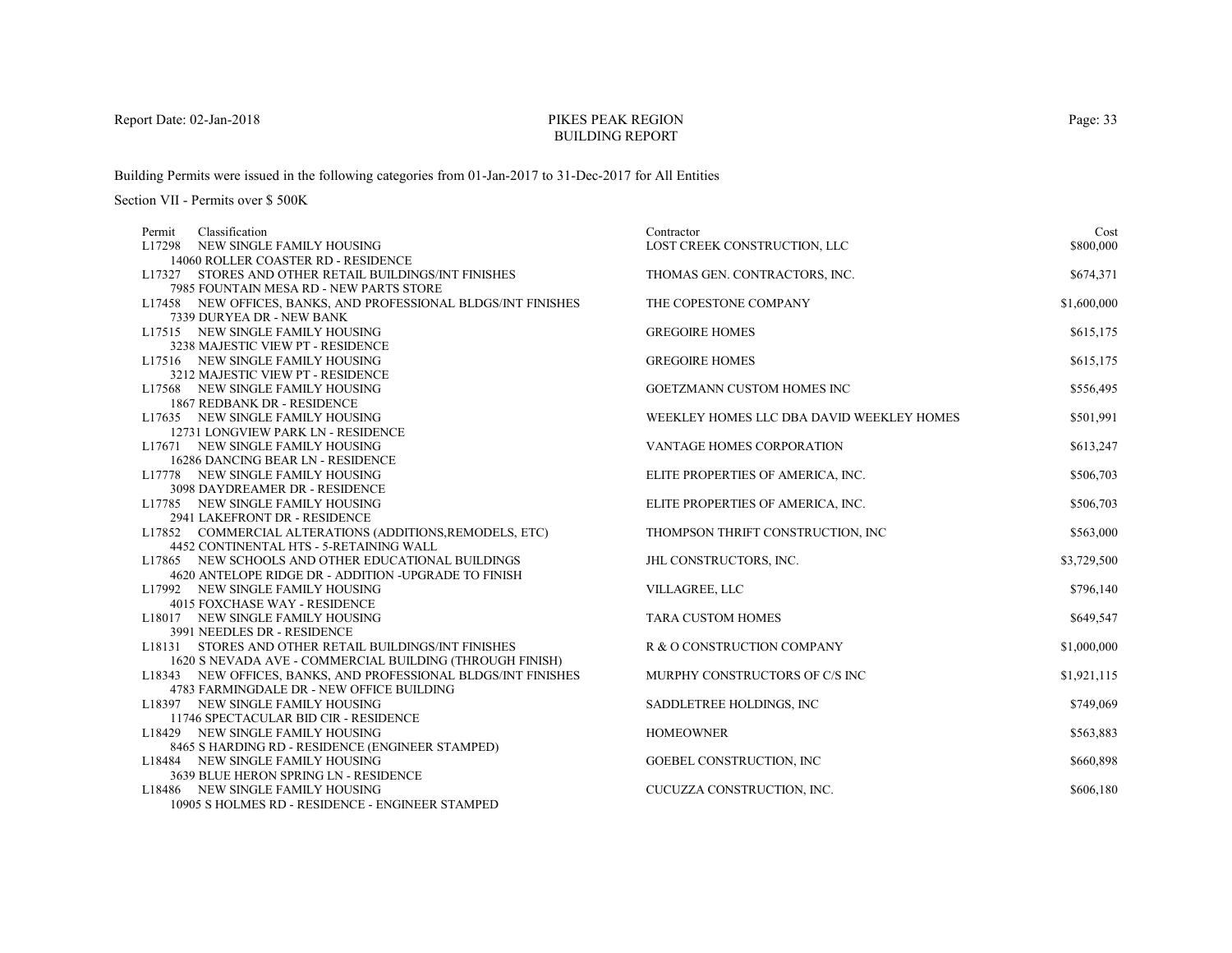Report Date: 02-Jan-2018

# PIKES PEAK REGION
## BUILDING REPORT

Building Permits were issued in the following categories from 01-Jan-2017 to 31-Dec-2017 for All Entities

Section VII - Permits over $ 500K

| Permit | Classification | Contractor | Cost |
|---|---|---|---|
| L17298 | NEW SINGLE FAMILY HOUSING<br>14060 ROLLER COASTER RD - RESIDENCE | LOST CREEK CONSTRUCTION, LLC | $800,000 |
| L17327 | STORES AND OTHER RETAIL BUILDINGS/INT FINISHES<br>7985 FOUNTAIN MESA RD - NEW PARTS STORE | THOMAS GEN. CONTRACTORS, INC. | $674,371 |
| L17458 | NEW OFFICES, BANKS, AND PROFESSIONAL BLDGS/INT FINISHES<br>7339 DURYEA DR - NEW BANK | THE COPESTONE COMPANY | $1,600,000 |
| L17515 | NEW SINGLE FAMILY HOUSING<br>3238 MAJESTIC VIEW PT - RESIDENCE | GREGOIRE HOMES | $615,175 |
| L17516 | NEW SINGLE FAMILY HOUSING<br>3212 MAJESTIC VIEW PT - RESIDENCE | GREGOIRE HOMES | $615,175 |
| L17568 | NEW SINGLE FAMILY HOUSING<br>1867 REDBANK DR - RESIDENCE | GOETZMANN CUSTOM HOMES INC | $556,495 |
| L17635 | NEW SINGLE FAMILY HOUSING<br>12731 LONGVIEW PARK LN - RESIDENCE | WEEKLEY HOMES LLC DBA DAVID WEEKLEY HOMES | $501,991 |
| L17671 | NEW SINGLE FAMILY HOUSING<br>16286 DANCING BEAR LN - RESIDENCE | VANTAGE HOMES CORPORATION | $613,247 |
| L17778 | NEW SINGLE FAMILY HOUSING<br>3098 DAYDREAMER DR - RESIDENCE | ELITE PROPERTIES OF AMERICA, INC. | $506,703 |
| L17785 | NEW SINGLE FAMILY HOUSING<br>2941 LAKEFRONT DR - RESIDENCE | ELITE PROPERTIES OF AMERICA, INC. | $506,703 |
| L17852 | COMMERCIAL ALTERATIONS (ADDITIONS,REMODELS, ETC)<br>4452 CONTINENTAL HTS - 5-RETAINING WALL | THOMPSON THRIFT CONSTRUCTION, INC | $563,000 |
| L17865 | NEW SCHOOLS AND OTHER EDUCATIONAL BUILDINGS<br>4620 ANTELOPE RIDGE DR - ADDITION -UPGRADE TO FINISH | JHL CONSTRUCTORS, INC. | $3,729,500 |
| L17992 | NEW SINGLE FAMILY HOUSING<br>4015 FOXCHASE WAY - RESIDENCE | VILLAGREE, LLC | $796,140 |
| L18017 | NEW SINGLE FAMILY HOUSING<br>3991 NEEDLES DR - RESIDENCE | TARA CUSTOM HOMES | $649,547 |
| L18131 | STORES AND OTHER RETAIL BUILDINGS/INT FINISHES<br>1620 S NEVADA AVE - COMMERCIAL BUILDING (THROUGH FINISH) | R & O CONSTRUCTION COMPANY | $1,000,000 |
| L18343 | NEW OFFICES, BANKS, AND PROFESSIONAL BLDGS/INT FINISHES<br>4783 FARMINGDALE DR - NEW OFFICE BUILDING | MURPHY CONSTRUCTORS OF C/S INC | $1,921,115 |
| L18397 | NEW SINGLE FAMILY HOUSING<br>11746 SPECTACULAR BID CIR - RESIDENCE | SADDLETREE HOLDINGS, INC | $749,069 |
| L18429 | NEW SINGLE FAMILY HOUSING<br>8465 S HARDING RD - RESIDENCE (ENGINEER STAMPED) | HOMEOWNER | $563,883 |
| L18484 | NEW SINGLE FAMILY HOUSING<br>3639 BLUE HERON SPRING LN - RESIDENCE | GOEBEL CONSTRUCTION, INC | $660,898 |
| L18486 | NEW SINGLE FAMILY HOUSING<br>10905 S HOLMES RD - RESIDENCE - ENGINEER STAMPED | CUCUZZA CONSTRUCTION, INC. | $606,180 |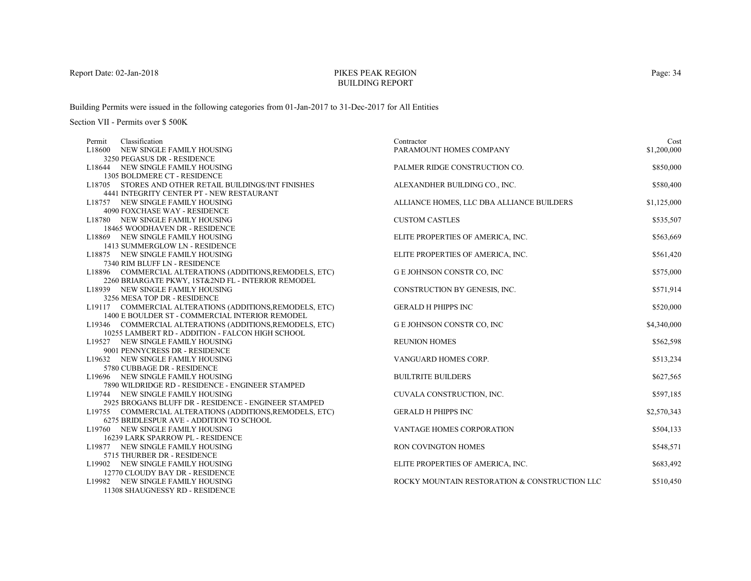Report Date: 02-Jan-2018

# PIKES PEAK REGION
## BUILDING REPORT

Building Permits were issued in the following categories from 01-Jan-2017 to 31-Dec-2017 for All Entities

Section VII - Permits over $ 500K

| Permit | Classification | Contractor | Cost |
|---|---|---|---|
| L18600 | NEW SINGLE FAMILY HOUSING<br>3250 PEGASUS DR - RESIDENCE | PARAMOUNT HOMES COMPANY | $1,200,000 |
| L18644 | NEW SINGLE FAMILY HOUSING<br>1305 BOLDMERE CT - RESIDENCE | PALMER RIDGE CONSTRUCTION CO. | $850,000 |
| L18705 | STORES AND OTHER RETAIL BUILDINGS/INT FINISHES<br>4441 INTEGRITY CENTER PT - NEW RESTAURANT | ALEXANDHER BUILDING CO., INC. | $580,400 |
| L18757 | NEW SINGLE FAMILY HOUSING<br>4090 FOXCHASE WAY - RESIDENCE | ALLIANCE HOMES, LLC DBA ALLIANCE BUILDERS | $1,125,000 |
| L18780 | NEW SINGLE FAMILY HOUSING<br>18465 WOODHAVEN DR - RESIDENCE | CUSTOM CASTLES | $535,507 |
| L18869 | NEW SINGLE FAMILY HOUSING<br>1413 SUMMERGLOW LN - RESIDENCE | ELITE PROPERTIES OF AMERICA, INC. | $563,669 |
| L18875 | NEW SINGLE FAMILY HOUSING<br>7340 RIM BLUFF LN - RESIDENCE | ELITE PROPERTIES OF AMERICA, INC. | $561,420 |
| L18896 | COMMERCIAL ALTERATIONS (ADDITIONS,REMODELS, ETC)<br>2260 BRIARGATE PKWY, 1ST&2ND FL - INTERIOR REMODEL | G E JOHNSON CONSTR CO, INC | $575,000 |
| L18939 | NEW SINGLE FAMILY HOUSING<br>3256 MESA TOP DR - RESIDENCE | CONSTRUCTION BY GENESIS, INC. | $571,914 |
| L19117 | COMMERCIAL ALTERATIONS (ADDITIONS,REMODELS, ETC)<br>1400 E BOULDER ST - COMMERCIAL INTERIOR REMODEL | GERALD H PHIPPS INC | $520,000 |
| L19346 | COMMERCIAL ALTERATIONS (ADDITIONS,REMODELS, ETC)<br>10255 LAMBERT RD - ADDITION - FALCON HIGH SCHOOL | G E JOHNSON CONSTR CO, INC | $4,340,000 |
| L19527 | NEW SINGLE FAMILY HOUSING<br>9001 PENNYCRESS DR - RESIDENCE | REUNION HOMES | $562,598 |
| L19632 | NEW SINGLE FAMILY HOUSING<br>5780 CUBBAGE DR - RESIDENCE | VANGUARD HOMES CORP. | $513,234 |
| L19696 | NEW SINGLE FAMILY HOUSING<br>7890 WILDRIDGE RD - RESIDENCE - ENGINEER STAMPED | BUILTRITE BUILDERS | $627,565 |
| L19744 | NEW SINGLE FAMILY HOUSING<br>2925 BROGANS BLUFF DR - RESIDENCE - ENGINEER STAMPED | CUVALA CONSTRUCTION, INC. | $597,185 |
| L19755 | COMMERCIAL ALTERATIONS (ADDITIONS,REMODELS, ETC)<br>6275 BRIDLESPUR AVE - ADDITION TO SCHOOL | GERALD H PHIPPS INC | $2,570,343 |
| L19760 | NEW SINGLE FAMILY HOUSING<br>16239 LARK SPARROW PL - RESIDENCE | VANTAGE HOMES CORPORATION | $504,133 |
| L19877 | NEW SINGLE FAMILY HOUSING<br>5715 THURBER DR - RESIDENCE | RON COVINGTON HOMES | $548,571 |
| L19902 | NEW SINGLE FAMILY HOUSING<br>12770 CLOUDY BAY DR - RESIDENCE | ELITE PROPERTIES OF AMERICA, INC. | $683,492 |
| L19982 | NEW SINGLE FAMILY HOUSING<br>11308 SHAUGNESSY RD - RESIDENCE | ROCKY MOUNTAIN RESTORATION & CONSTRUCTION LLC | $510,450 |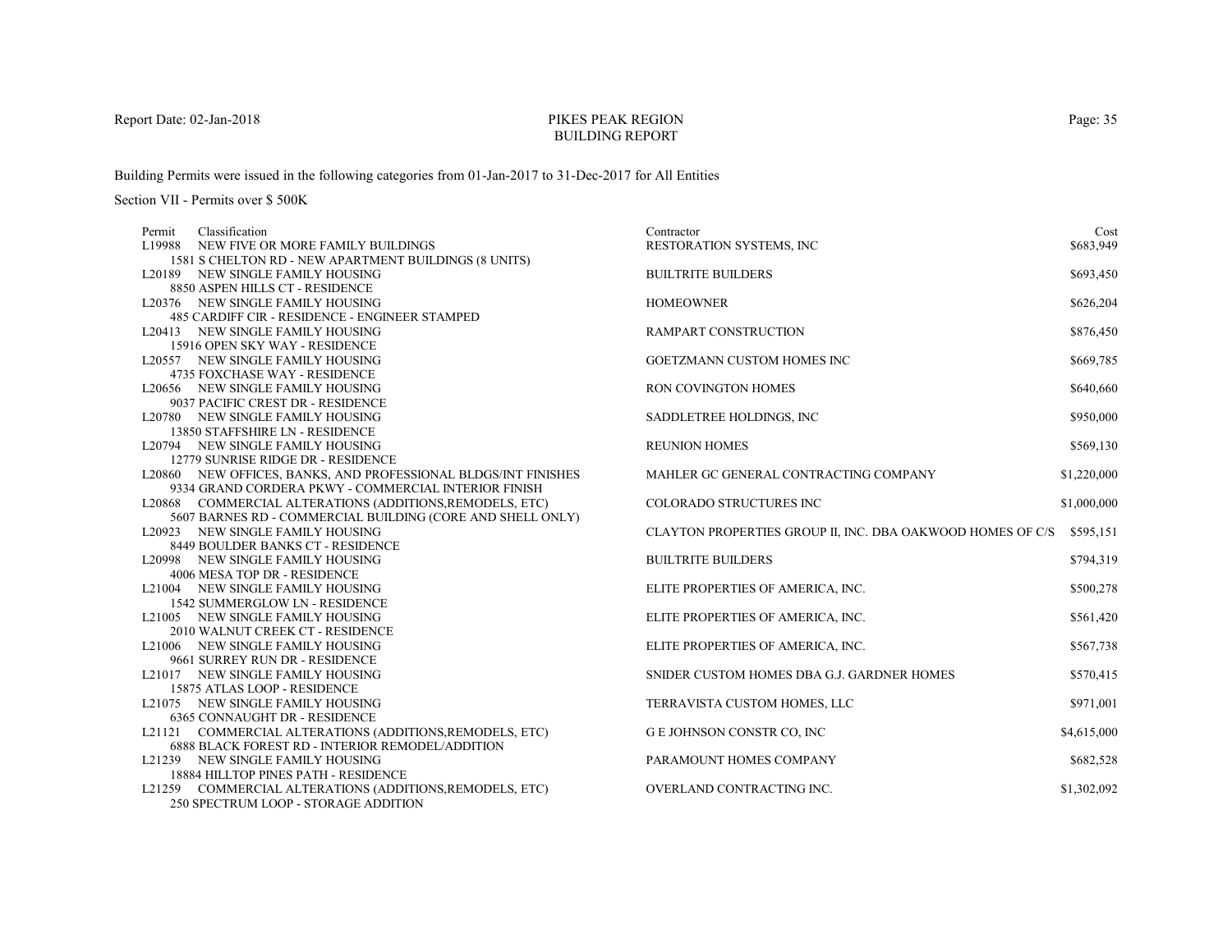# PIKES PEAK REGION
## BUILDING REPORT

Building Permits were issued in the following categories from 01-Jan-2017 to 31-Dec-2017 for All Entities

Section VII - Permits over $ 500K

| Permit | Classification | Contractor | Cost |
|---|---|---|---|
| L19988 | NEW FIVE OR MORE FAMILY BUILDINGS<br>1581 S CHELTON RD - NEW APARTMENT BUILDINGS (8 UNITS) | RESTORATION SYSTEMS, INC | $683,949 |
| L20189 | NEW SINGLE FAMILY HOUSING<br>8850 ASPEN HILLS CT - RESIDENCE | BUILTRITE BUILDERS | $693,450 |
| L20376 | NEW SINGLE FAMILY HOUSING<br>485 CARDIFF CIR - RESIDENCE - ENGINEER STAMPED | HOMEOWNER | $626,204 |
| L20413 | NEW SINGLE FAMILY HOUSING<br>15916 OPEN SKY WAY - RESIDENCE | RAMPART CONSTRUCTION | $876,450 |
| L20557 | NEW SINGLE FAMILY HOUSING<br>4735 FOXCHASE WAY - RESIDENCE | GOETZMANN CUSTOM HOMES INC | $669,785 |
| L20656 | NEW SINGLE FAMILY HOUSING<br>9037 PACIFIC CREST DR - RESIDENCE | RON COVINGTON HOMES | $640,660 |
| L20780 | NEW SINGLE FAMILY HOUSING<br>13850 STAFFSHIRE LN - RESIDENCE | SADDLETREE HOLDINGS, INC | $950,000 |
| L20794 | NEW SINGLE FAMILY HOUSING<br>12779 SUNRISE RIDGE DR - RESIDENCE | REUNION HOMES | $569,130 |
| L20860 | NEW OFFICES, BANKS, AND PROFESSIONAL BLDGS/INT FINISHES<br>9334 GRAND CORDERA PKWY - COMMERCIAL INTERIOR FINISH | MAHLER GC GENERAL CONTRACTING COMPANY | $1,220,000 |
| L20868 | COMMERCIAL ALTERATIONS (ADDITIONS,REMODELS, ETC)<br>5607 BARNES RD - COMMERCIAL BUILDING (CORE AND SHELL ONLY) | COLORADO STRUCTURES INC | $1,000,000 |
| L20923 | NEW SINGLE FAMILY HOUSING<br>8449 BOULDER BANKS CT - RESIDENCE | CLAYTON PROPERTIES GROUP II, INC. DBA OAKWOOD HOMES OF C/S | $595,151 |
| L20998 | NEW SINGLE FAMILY HOUSING<br>4006 MESA TOP DR - RESIDENCE | BUILTRITE BUILDERS | $794,319 |
| L21004 | NEW SINGLE FAMILY HOUSING<br>1542 SUMMERGLOW LN - RESIDENCE | ELITE PROPERTIES OF AMERICA, INC. | $500,278 |
| L21005 | NEW SINGLE FAMILY HOUSING<br>2010 WALNUT CREEK CT - RESIDENCE | ELITE PROPERTIES OF AMERICA, INC. | $561,420 |
| L21006 | NEW SINGLE FAMILY HOUSING<br>9661 SURREY RUN DR - RESIDENCE | ELITE PROPERTIES OF AMERICA, INC. | $567,738 |
| L21017 | NEW SINGLE FAMILY HOUSING<br>15875 ATLAS LOOP - RESIDENCE | SNIDER CUSTOM HOMES DBA G.J. GARDNER HOMES | $570,415 |
| L21075 | NEW SINGLE FAMILY HOUSING<br>6365 CONNAUGHT DR - RESIDENCE | TERRAVISTA CUSTOM HOMES, LLC | $971,001 |
| L21121 | COMMERCIAL ALTERATIONS (ADDITIONS,REMODELS, ETC)<br>6888 BLACK FOREST RD - INTERIOR REMODEL/ADDITION | G E JOHNSON CONSTR CO, INC | $4,615,000 |
| L21239 | NEW SINGLE FAMILY HOUSING<br>18884 HILLTOP PINES PATH - RESIDENCE | PARAMOUNT HOMES COMPANY | $682,528 |
| L21259 | COMMERCIAL ALTERATIONS (ADDITIONS,REMODELS, ETC)<br>250 SPECTRUM LOOP - STORAGE ADDITION | OVERLAND CONTRACTING INC. | $1,302,092 |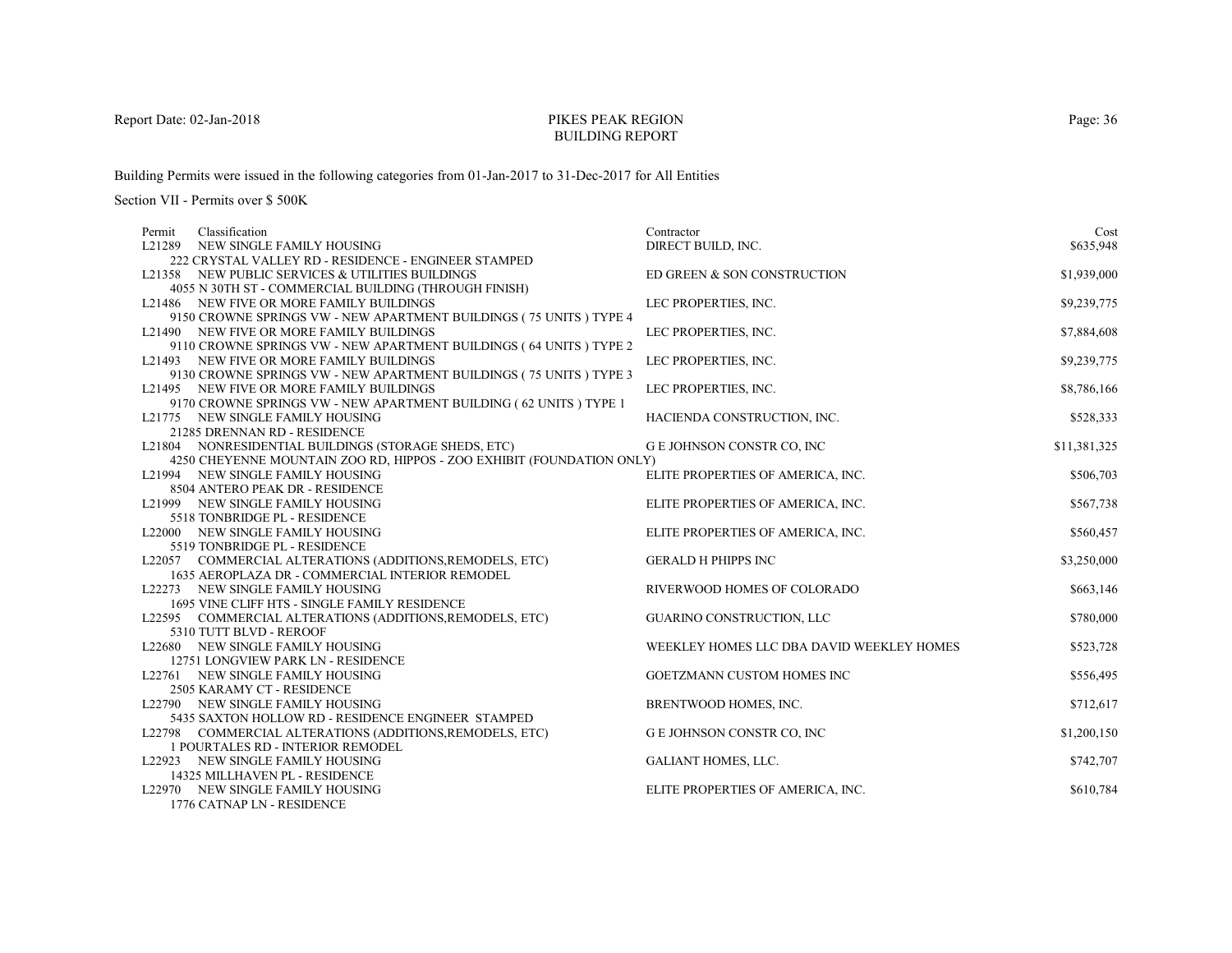# PIKES PEAK REGION BUILDING REPORT

Report Date: 02-Jan-2018

Building Permits were issued in the following categories from 01-Jan-2017 to 31-Dec-2017 for All Entities

Section VII - Permits over $ 500K

| Permit | Classification | Contractor | Cost |
|---|---|---|---|
| L21289 | NEW SINGLE FAMILY HOUSING<br>222 CRYSTAL VALLEY RD - RESIDENCE - ENGINEER STAMPED | DIRECT BUILD, INC. | $635,948 |
| L21358 | NEW PUBLIC SERVICES & UTILITIES BUILDINGS<br>4055 N 30TH ST - COMMERCIAL BUILDING (THROUGH FINISH) | ED GREEN & SON CONSTRUCTION | $1,939,000 |
| L21486 | NEW FIVE OR MORE FAMILY BUILDINGS<br>9150 CROWNE SPRINGS VW - NEW APARTMENT BUILDINGS ( 75 UNITS ) TYPE 4 | LEC PROPERTIES, INC. | $9,239,775 |
| L21490 | NEW FIVE OR MORE FAMILY BUILDINGS<br>9110 CROWNE SPRINGS VW - NEW APARTMENT BUILDINGS ( 64 UNITS ) TYPE 2 | LEC PROPERTIES, INC. | $7,884,608 |
| L21493 | NEW FIVE OR MORE FAMILY BUILDINGS<br>9130 CROWNE SPRINGS VW - NEW APARTMENT BUILDINGS ( 75 UNITS ) TYPE 3 | LEC PROPERTIES, INC. | $9,239,775 |
| L21495 | NEW FIVE OR MORE FAMILY BUILDINGS<br>9170 CROWNE SPRINGS VW - NEW APARTMENT BUILDING ( 62 UNITS ) TYPE 1 | LEC PROPERTIES, INC. | $8,786,166 |
| L21775 | NEW SINGLE FAMILY HOUSING<br>21285 DRENNAN RD - RESIDENCE | HACIENDA CONSTRUCTION, INC. | $528,333 |
| L21804 | NONRESIDENTIAL BUILDINGS (STORAGE SHEDS, ETC)<br>4250 CHEYENNE MOUNTAIN ZOO RD, HIPPOS - ZOO EXHIBIT (FOUNDATION ONLY) | G E JOHNSON CONSTR CO, INC | $11,381,325 |
| L21994 | NEW SINGLE FAMILY HOUSING<br>8504 ANTERO PEAK DR - RESIDENCE | ELITE PROPERTIES OF AMERICA, INC. | $506,703 |
| L21999 | NEW SINGLE FAMILY HOUSING<br>5518 TONBRIDGE PL - RESIDENCE | ELITE PROPERTIES OF AMERICA, INC. | $567,738 |
| L22000 | NEW SINGLE FAMILY HOUSING<br>5519 TONBRIDGE PL - RESIDENCE | ELITE PROPERTIES OF AMERICA, INC. | $560,457 |
| L22057 | COMMERCIAL ALTERATIONS (ADDITIONS,REMODELS, ETC)<br>1635 AEROPLAZA DR - COMMERCIAL INTERIOR REMODEL | GERALD H PHIPPS INC | $3,250,000 |
| L22273 | NEW SINGLE FAMILY HOUSING<br>1695 VINE CLIFF HTS - SINGLE FAMILY RESIDENCE | RIVERWOOD HOMES OF COLORADO | $663,146 |
| L22595 | COMMERCIAL ALTERATIONS (ADDITIONS,REMODELS, ETC)<br>5310 TUTT BLVD - REROOF | GUARINO CONSTRUCTION, LLC | $780,000 |
| L22680 | NEW SINGLE FAMILY HOUSING<br>12751 LONGVIEW PARK LN - RESIDENCE | WEEKLEY HOMES LLC DBA DAVID WEEKLEY HOMES | $523,728 |
| L22761 | NEW SINGLE FAMILY HOUSING<br>2505 KARAMY CT - RESIDENCE | GOETZMANN CUSTOM HOMES INC | $556,495 |
| L22790 | NEW SINGLE FAMILY HOUSING<br>5435 SAXTON HOLLOW RD - RESIDENCE ENGINEER STAMPED | BRENTWOOD HOMES, INC. | $712,617 |
| L22798 | COMMERCIAL ALTERATIONS (ADDITIONS,REMODELS, ETC)<br>1 POURTALES RD - INTERIOR REMODEL | G E JOHNSON CONSTR CO, INC | $1,200,150 |
| L22923 | NEW SINGLE FAMILY HOUSING<br>14325 MILLHAVEN PL - RESIDENCE | GALIANT HOMES, LLC. | $742,707 |
| L22970 | NEW SINGLE FAMILY HOUSING<br>1776 CATNAP LN - RESIDENCE | ELITE PROPERTIES OF AMERICA, INC. | $610,784 |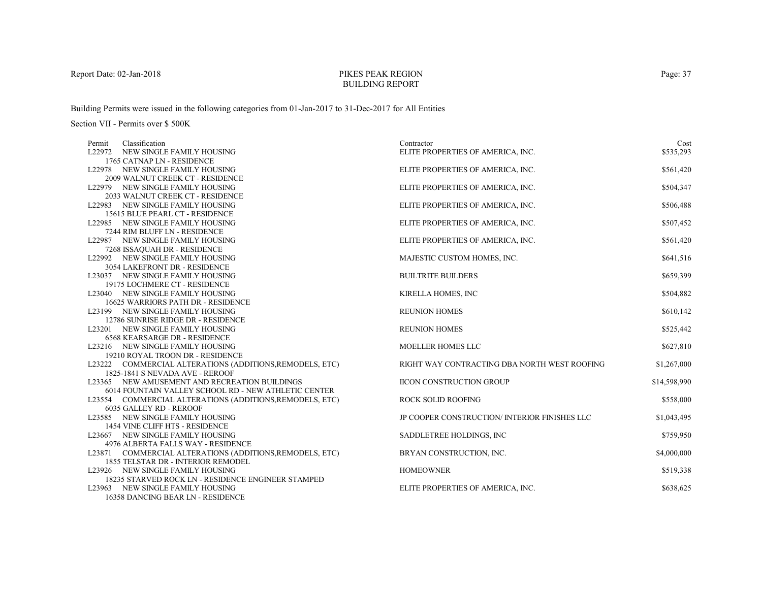# PIKES PEAK REGION
## BUILDING REPORT

Report Date: 02-Jan-2018

Building Permits were issued in the following categories from 01-Jan-2017 to 31-Dec-2017 for All Entities

Section VII - Permits over $ 500K

| Permit | Classification | Contractor | Cost |
|---|---|---|---|
| L22972 | NEW SINGLE FAMILY HOUSING<br>1765 CATNAP LN - RESIDENCE | ELITE PROPERTIES OF AMERICA, INC. | $535,293 |
| L22978 | NEW SINGLE FAMILY HOUSING<br>2009 WALNUT CREEK CT - RESIDENCE | ELITE PROPERTIES OF AMERICA, INC. | $561,420 |
| L22979 | NEW SINGLE FAMILY HOUSING<br>2033 WALNUT CREEK CT - RESIDENCE | ELITE PROPERTIES OF AMERICA, INC. | $504,347 |
| L22983 | NEW SINGLE FAMILY HOUSING<br>15615 BLUE PEARL CT - RESIDENCE | ELITE PROPERTIES OF AMERICA, INC. | $506,488 |
| L22985 | NEW SINGLE FAMILY HOUSING<br>7244 RIM BLUFF LN - RESIDENCE | ELITE PROPERTIES OF AMERICA, INC. | $507,452 |
| L22987 | NEW SINGLE FAMILY HOUSING<br>7268 ISSAQUAH DR - RESIDENCE | ELITE PROPERTIES OF AMERICA, INC. | $561,420 |
| L22992 | NEW SINGLE FAMILY HOUSING<br>3054 LAKEFRONT DR - RESIDENCE | MAJESTIC CUSTOM HOMES, INC. | $641,516 |
| L23037 | NEW SINGLE FAMILY HOUSING<br>19175 LOCHMERE CT - RESIDENCE | BUILTRITE BUILDERS | $659,399 |
| L23040 | NEW SINGLE FAMILY HOUSING<br>16625 WARRIORS PATH DR - RESIDENCE | KIRELLA HOMES, INC | $504,882 |
| L23199 | NEW SINGLE FAMILY HOUSING<br>12786 SUNRISE RIDGE DR - RESIDENCE | REUNION HOMES | $610,142 |
| L23201 | NEW SINGLE FAMILY HOUSING<br>6568 KEARSARGE DR - RESIDENCE | REUNION HOMES | $525,442 |
| L23216 | NEW SINGLE FAMILY HOUSING<br>19210 ROYAL TROON DR - RESIDENCE | MOELLER HOMES LLC | $627,810 |
| L23222 | COMMERCIAL ALTERATIONS (ADDITIONS,REMODELS, ETC)<br>1825-1841 S NEVADA AVE - REROOF | RIGHT WAY CONTRACTING DBA NORTH WEST ROOFING | $1,267,000 |
| L23365 | NEW AMUSEMENT AND RECREATION BUILDINGS<br>6014 FOUNTAIN VALLEY SCHOOL RD - NEW ATHLETIC CENTER | IICON CONSTRUCTION GROUP | $14,598,990 |
| L23554 | COMMERCIAL ALTERATIONS (ADDITIONS,REMODELS, ETC)<br>6035 GALLEY RD - REROOF | ROCK SOLID ROOFING | $558,000 |
| L23585 | NEW SINGLE FAMILY HOUSING<br>1454 VINE CLIFF HTS - RESIDENCE | JP COOPER CONSTRUCTION/ INTERIOR FINISHES LLC | $1,043,495 |
| L23667 | NEW SINGLE FAMILY HOUSING<br>4976 ALBERTA FALLS WAY - RESIDENCE | SADDLETREE HOLDINGS, INC | $759,950 |
| L23871 | COMMERCIAL ALTERATIONS (ADDITIONS,REMODELS, ETC)<br>1855 TELSTAR DR - INTERIOR REMODEL | BRYAN CONSTRUCTION, INC. | $4,000,000 |
| L23926 | NEW SINGLE FAMILY HOUSING<br>18235 STARVED ROCK LN - RESIDENCE ENGINEER STAMPED | HOMEOWNER | $519,338 |
| L23963 | NEW SINGLE FAMILY HOUSING<br>16358 DANCING BEAR LN - RESIDENCE | ELITE PROPERTIES OF AMERICA, INC. | $638,625 |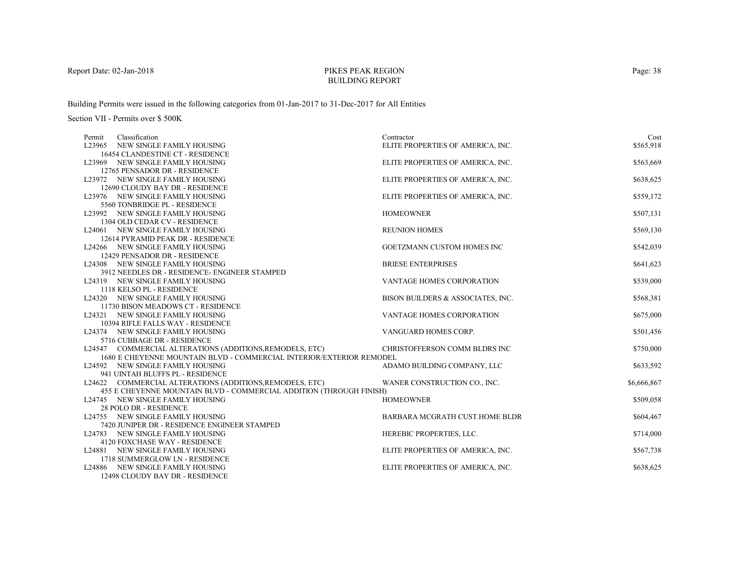# PIKES PEAK REGION
## BUILDING REPORT

Report Date: 02-Jan-2018

Building Permits were issued in the following categories from 01-Jan-2017 to 31-Dec-2017 for All Entities

Section VII - Permits over $ 500K

| Permit | Classification | Contractor | Cost |
|---|---|---|---|
| L23965 | NEW SINGLE FAMILY HOUSING<br>16454 CLANDESTINE CT - RESIDENCE | ELITE PROPERTIES OF AMERICA, INC. | $565,918 |
| L23969 | NEW SINGLE FAMILY HOUSING<br>12765 PENSADOR DR - RESIDENCE | ELITE PROPERTIES OF AMERICA, INC. | $563,669 |
| L23972 | NEW SINGLE FAMILY HOUSING<br>12690 CLOUDY BAY DR - RESIDENCE | ELITE PROPERTIES OF AMERICA, INC. | $638,625 |
| L23976 | NEW SINGLE FAMILY HOUSING<br>5560 TONBRIDGE PL - RESIDENCE | ELITE PROPERTIES OF AMERICA, INC. | $559,172 |
| L23992 | NEW SINGLE FAMILY HOUSING<br>1304 OLD CEDAR CV - RESIDENCE | HOMEOWNER | $507,131 |
| L24061 | NEW SINGLE FAMILY HOUSING<br>12614 PYRAMID PEAK DR - RESIDENCE | REUNION HOMES | $569,130 |
| L24266 | NEW SINGLE FAMILY HOUSING<br>12429 PENSADOR DR - RESIDENCE | GOETZMANN CUSTOM HOMES INC | $542,039 |
| L24308 | NEW SINGLE FAMILY HOUSING<br>3912 NEEDLES DR - RESIDENCE- ENGINEER STAMPED | BRIESE ENTERPRISES | $641,623 |
| L24319 | NEW SINGLE FAMILY HOUSING<br>1118 KELSO PL - RESIDENCE | VANTAGE HOMES CORPORATION | $539,000 |
| L24320 | NEW SINGLE FAMILY HOUSING<br>11730 BISON MEADOWS CT - RESIDENCE | BISON BUILDERS & ASSOCIATES, INC. | $568,381 |
| L24321 | NEW SINGLE FAMILY HOUSING<br>10394 RIFLE FALLS WAY - RESIDENCE | VANTAGE HOMES CORPORATION | $675,000 |
| L24374 | NEW SINGLE FAMILY HOUSING<br>5716 CUBBAGE DR - RESIDENCE | VANGUARD HOMES CORP. | $501,456 |
| L24547 | COMMERCIAL ALTERATIONS (ADDITIONS,REMODELS, ETC)<br>1680 E CHEYENNE MOUNTAIN BLVD - COMMERCIAL INTERIOR/EXTERIOR REMODEL | CHRISTOFFERSON COMM BLDRS INC | $750,000 |
| L24592 | NEW SINGLE FAMILY HOUSING<br>941 UINTAH BLUFFS PL - RESIDENCE | ADAMO BUILDING COMPANY, LLC | $633,592 |
| L24622 | COMMERCIAL ALTERATIONS (ADDITIONS,REMODELS, ETC)<br>455 E CHEYENNE MOUNTAIN BLVD - COMMERCIAL ADDITION (THROUGH FINISH) | WANER CONSTRUCTION CO., INC. | $6,666,867 |
| L24745 | NEW SINGLE FAMILY HOUSING<br>28 POLO DR - RESIDENCE | HOMEOWNER | $509,058 |
| L24755 | NEW SINGLE FAMILY HOUSING<br>7420 JUNIPER DR - RESIDENCE ENGINEER STAMPED | BARBARA MCGRATH CUST.HOME BLDR | $604,467 |
| L24783 | NEW SINGLE FAMILY HOUSING<br>4120 FOXCHASE WAY - RESIDENCE | HEREBIC PROPERTIES, LLC. | $714,000 |
| L24881 | NEW SINGLE FAMILY HOUSING<br>1718 SUMMERGLOW LN - RESIDENCE | ELITE PROPERTIES OF AMERICA, INC. | $567,738 |
| L24886 | NEW SINGLE FAMILY HOUSING<br>12498 CLOUDY BAY DR - RESIDENCE | ELITE PROPERTIES OF AMERICA, INC. | $638,625 |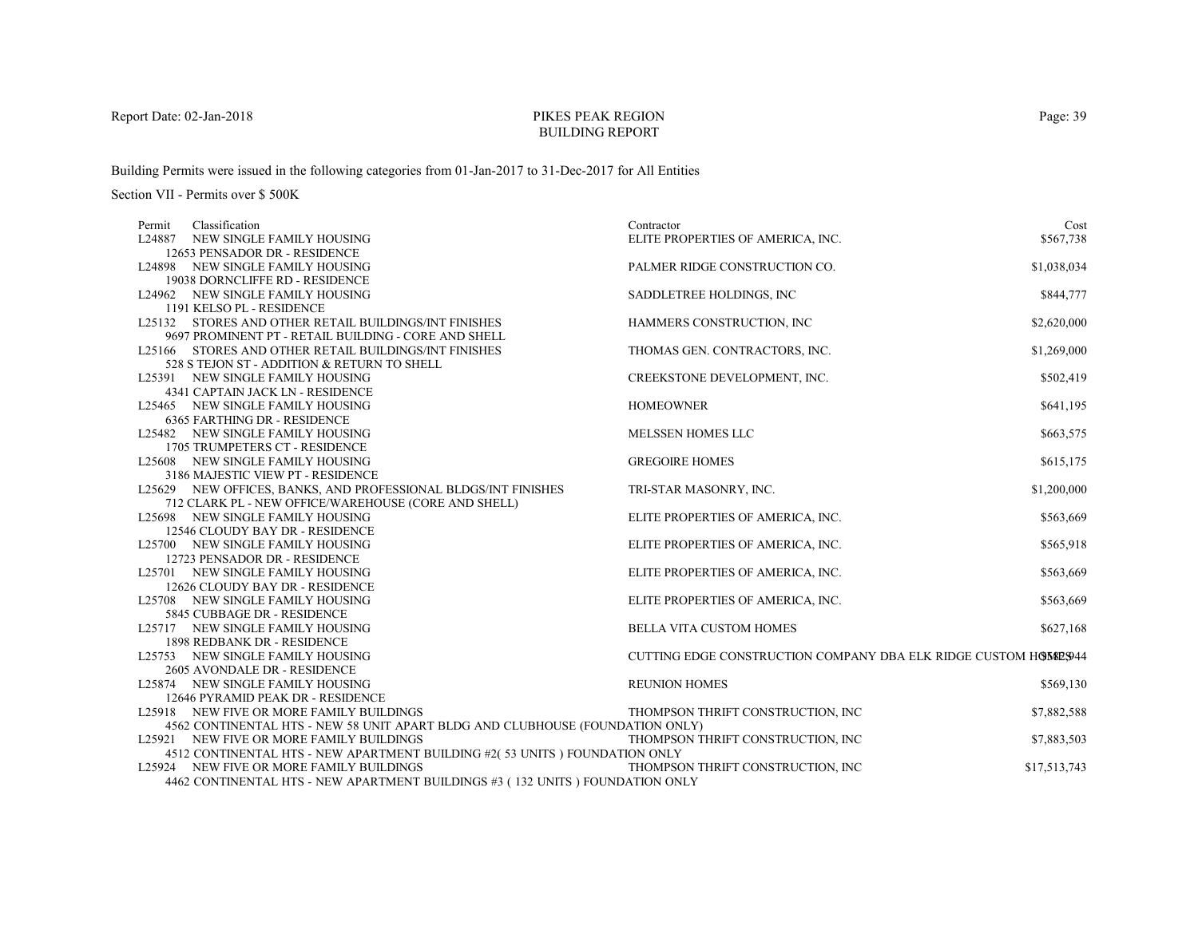PIKES PEAK REGION
BUILDING REPORT

Building Permits were issued in the following categories from 01-Jan-2017 to 31-Dec-2017 for All Entities

Section VII - Permits over $ 500K

| Permit | Classification | Contractor | Cost |
|---|---|---|---|
| L24887 | NEW SINGLE FAMILY HOUSING<br>12653 PENSADOR DR - RESIDENCE | ELITE PROPERTIES OF AMERICA, INC. | $567,738 |
| L24898 | NEW SINGLE FAMILY HOUSING<br>19038 DORNCLIFFE RD - RESIDENCE | PALMER RIDGE CONSTRUCTION CO. | $1,038,034 |
| L24962 | NEW SINGLE FAMILY HOUSING<br>1191 KELSO PL - RESIDENCE | SADDLETREE HOLDINGS, INC | $844,777 |
| L25132 | STORES AND OTHER RETAIL BUILDINGS/INT FINISHES<br>9697 PROMINENT PT - RETAIL BUILDING - CORE AND SHELL | HAMMERS CONSTRUCTION, INC | $2,620,000 |
| L25166 | STORES AND OTHER RETAIL BUILDINGS/INT FINISHES<br>528 S TEJON ST - ADDITION & RETURN TO SHELL | THOMAS GEN. CONTRACTORS, INC. | $1,269,000 |
| L25391 | NEW SINGLE FAMILY HOUSING<br>4341 CAPTAIN JACK LN - RESIDENCE | CREEKSTONE DEVELOPMENT, INC. | $502,419 |
| L25465 | NEW SINGLE FAMILY HOUSING<br>6365 FARTHING DR - RESIDENCE | HOMEOWNER | $641,195 |
| L25482 | NEW SINGLE FAMILY HOUSING<br>1705 TRUMPETERS CT - RESIDENCE | MELSSEN HOMES LLC | $663,575 |
| L25608 | NEW SINGLE FAMILY HOUSING<br>3186 MAJESTIC VIEW PT - RESIDENCE | GREGOIRE HOMES | $615,175 |
| L25629 | NEW OFFICES, BANKS, AND PROFESSIONAL BLDGS/INT FINISHES<br>712 CLARK PL - NEW OFFICE/WAREHOUSE (CORE AND SHELL) | TRI-STAR MASONRY, INC. | $1,200,000 |
| L25698 | NEW SINGLE FAMILY HOUSING<br>12546 CLOUDY BAY DR - RESIDENCE | ELITE PROPERTIES OF AMERICA, INC. | $563,669 |
| L25700 | NEW SINGLE FAMILY HOUSING<br>12723 PENSADOR DR - RESIDENCE | ELITE PROPERTIES OF AMERICA, INC. | $565,918 |
| L25701 | NEW SINGLE FAMILY HOUSING<br>12626 CLOUDY BAY DR - RESIDENCE | ELITE PROPERTIES OF AMERICA, INC. | $563,669 |
| L25708 | NEW SINGLE FAMILY HOUSING<br>5845 CUBBAGE DR - RESIDENCE | ELITE PROPERTIES OF AMERICA, INC. | $563,669 |
| L25717 | NEW SINGLE FAMILY HOUSING<br>1898 REDBANK DR - RESIDENCE | BELLA VITA CUSTOM HOMES | $627,168 |
| L25753 | NEW SINGLE FAMILY HOUSING<br>2605 AVONDALE DR - RESIDENCE | CUTTING EDGE CONSTRUCTION COMPANY DBA ELK RIDGE CUSTOM HOMES | $582,944 |
| L25874 | NEW SINGLE FAMILY HOUSING<br>12646 PYRAMID PEAK DR - RESIDENCE | REUNION HOMES | $569,130 |
| L25918 | NEW FIVE OR MORE FAMILY BUILDINGS<br>4562 CONTINENTAL HTS - NEW 58 UNIT APART BLDG AND CLUBHOUSE (FOUNDATION ONLY) | THOMPSON THRIFT CONSTRUCTION, INC | $7,882,588 |
| L25921 | NEW FIVE OR MORE FAMILY BUILDINGS<br>4512 CONTINENTAL HTS - NEW APARTMENT BUILDING #2( 53 UNITS ) FOUNDATION ONLY | THOMPSON THRIFT CONSTRUCTION, INC | $7,883,503 |
| L25924 | NEW FIVE OR MORE FAMILY BUILDINGS<br>4462 CONTINENTAL HTS - NEW APARTMENT BUILDINGS #3 ( 132 UNITS ) FOUNDATION ONLY | THOMPSON THRIFT CONSTRUCTION, INC | $17,513,743 |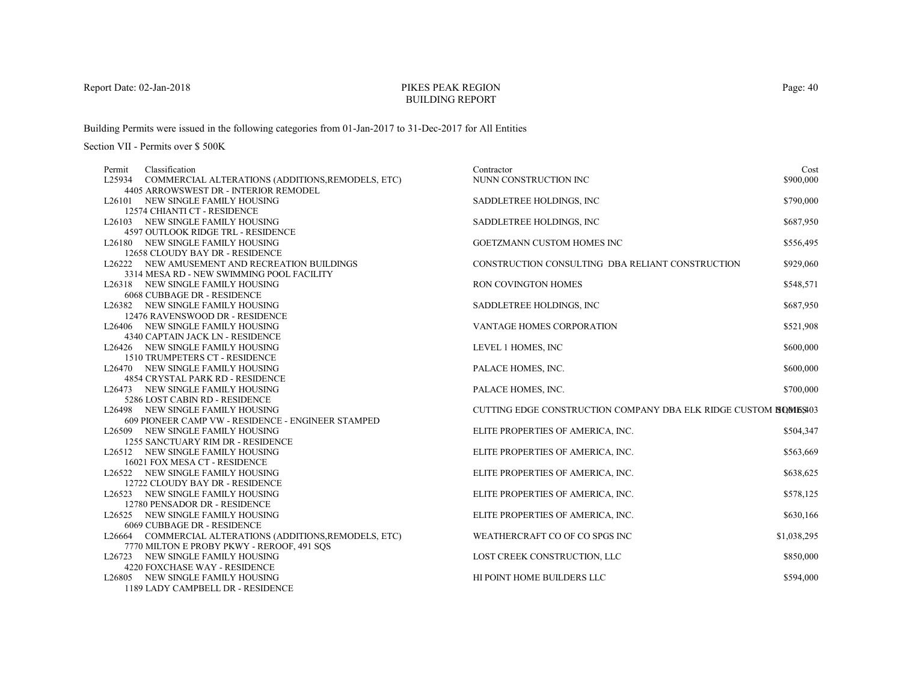Building Permits were issued in the following categories from 01-Jan-2017 to 31-Dec-2017 for All Entities

Section VII - Permits over $ 500K

| Permit | Classification | Contractor | Cost |
|---|---|---|---|
| L25934 | COMMERCIAL ALTERATIONS (ADDITIONS,REMODELS, ETC)<br>4405 ARROWSWEST DR - INTERIOR REMODEL | NUNN CONSTRUCTION INC | $900,000 |
| L26101 | NEW SINGLE FAMILY HOUSING<br>12574 CHIANTI CT - RESIDENCE | SADDLETREE HOLDINGS, INC | $790,000 |
| L26103 | NEW SINGLE FAMILY HOUSING<br>4597 OUTLOOK RIDGE TRL - RESIDENCE | SADDLETREE HOLDINGS, INC | $687,950 |
| L26180 | NEW SINGLE FAMILY HOUSING<br>12658 CLOUDY BAY DR - RESIDENCE | GOETZMANN CUSTOM HOMES INC | $556,495 |
| L26222 | NEW AMUSEMENT AND RECREATION BUILDINGS<br>3314 MESA RD - NEW SWIMMING POOL FACILITY | CONSTRUCTION CONSULTING DBA RELIANT CONSTRUCTION | $929,060 |
| L26318 | NEW SINGLE FAMILY HOUSING<br>6068 CUBBAGE DR - RESIDENCE | RON COVINGTON HOMES | $548,571 |
| L26382 | NEW SINGLE FAMILY HOUSING<br>12476 RAVENSWOOD DR - RESIDENCE | SADDLETREE HOLDINGS, INC | $687,950 |
| L26406 | NEW SINGLE FAMILY HOUSING<br>4340 CAPTAIN JACK LN - RESIDENCE | VANTAGE HOMES CORPORATION | $521,908 |
| L26426 | NEW SINGLE FAMILY HOUSING<br>1510 TRUMPETERS CT - RESIDENCE | LEVEL 1 HOMES, INC | $600,000 |
| L26470 | NEW SINGLE FAMILY HOUSING<br>4854 CRYSTAL PARK RD - RESIDENCE | PALACE HOMES, INC. | $600,000 |
| L26473 | NEW SINGLE FAMILY HOUSING<br>5286 LOST CABIN RD - RESIDENCE | PALACE HOMES, INC. | $700,000 |
| L26498 | NEW SINGLE FAMILY HOUSING<br>609 PIONEER CAMP VW - RESIDENCE - ENGINEER STAMPED | CUTTING EDGE CONSTRUCTION COMPANY DBA ELK RIDGE CUSTOM HOMES | $1,016,403 |
| L26509 | NEW SINGLE FAMILY HOUSING<br>1255 SANCTUARY RIM DR - RESIDENCE | ELITE PROPERTIES OF AMERICA, INC. | $504,347 |
| L26512 | NEW SINGLE FAMILY HOUSING<br>16021 FOX MESA CT - RESIDENCE | ELITE PROPERTIES OF AMERICA, INC. | $563,669 |
| L26522 | NEW SINGLE FAMILY HOUSING<br>12722 CLOUDY BAY DR - RESIDENCE | ELITE PROPERTIES OF AMERICA, INC. | $638,625 |
| L26523 | NEW SINGLE FAMILY HOUSING<br>12780 PENSADOR DR - RESIDENCE | ELITE PROPERTIES OF AMERICA, INC. | $578,125 |
| L26525 | NEW SINGLE FAMILY HOUSING<br>6069 CUBBAGE DR - RESIDENCE | ELITE PROPERTIES OF AMERICA, INC. | $630,166 |
| L26664 | COMMERCIAL ALTERATIONS (ADDITIONS,REMODELS, ETC)<br>7770 MILTON E PROBY PKWY - REROOF, 491 SQS | WEATHERCRAFT CO OF CO SPGS INC | $1,038,295 |
| L26723 | NEW SINGLE FAMILY HOUSING<br>4220 FOXCHASE WAY - RESIDENCE | LOST CREEK CONSTRUCTION, LLC | $850,000 |
| L26805 | NEW SINGLE FAMILY HOUSING<br>1189 LADY CAMPBELL DR - RESIDENCE | HI POINT HOME BUILDERS LLC | $594,000 |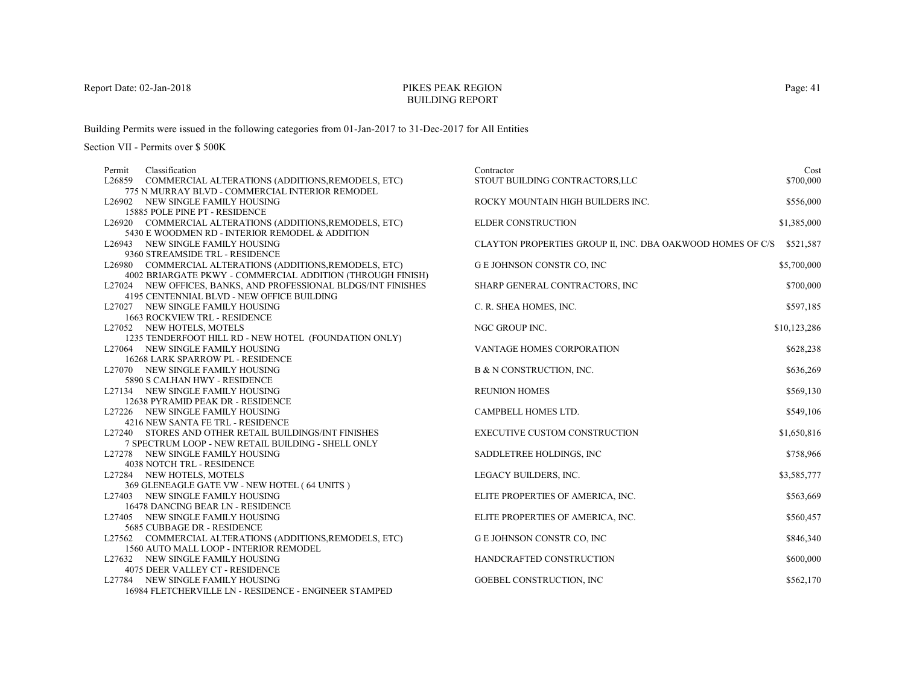Report Date: 02-Jan-2018

# PIKES PEAK REGION
## BUILDING REPORT

Building Permits were issued in the following categories from 01-Jan-2017 to 31-Dec-2017 for All Entities

Section VII - Permits over $ 500K

| Permit | Classification | Contractor | Cost |
|---|---|---|---|
| L26859 | COMMERCIAL ALTERATIONS (ADDITIONS,REMODELS, ETC)<br>775 N MURRAY BLVD - COMMERCIAL INTERIOR REMODEL | STOUT BUILDING CONTRACTORS,LLC | $700,000 |
| L26902 | NEW SINGLE FAMILY HOUSING<br>15885 POLE PINE PT - RESIDENCE | ROCKY MOUNTAIN HIGH BUILDERS INC. | $556,000 |
| L26920 | COMMERCIAL ALTERATIONS (ADDITIONS,REMODELS, ETC)<br>5430 E WOODMEN RD - INTERIOR REMODEL & ADDITION | ELDER CONSTRUCTION | $1,385,000 |
| L26943 | NEW SINGLE FAMILY HOUSING<br>9360 STREAMSIDE TRL - RESIDENCE | CLAYTON PROPERTIES GROUP II, INC. DBA OAKWOOD HOMES OF C/S | $521,587 |
| L26980 | COMMERCIAL ALTERATIONS (ADDITIONS,REMODELS, ETC)<br>4002 BRIARGATE PKWY - COMMERCIAL ADDITION (THROUGH FINISH) | G E JOHNSON CONSTR CO, INC | $5,700,000 |
| L27024 | NEW OFFICES, BANKS, AND PROFESSIONAL BLDGS/INT FINISHES<br>4195 CENTENNIAL BLVD - NEW OFFICE BUILDING | SHARP GENERAL CONTRACTORS, INC | $700,000 |
| L27027 | NEW SINGLE FAMILY HOUSING<br>1663 ROCKVIEW TRL - RESIDENCE | C. R. SHEA HOMES, INC. | $597,185 |
| L27052 | NEW HOTELS, MOTELS<br>1235 TENDERFOOT HILL RD - NEW HOTEL (FOUNDATION ONLY) | NGC GROUP INC. | $10,123,286 |
| L27064 | NEW SINGLE FAMILY HOUSING<br>16268 LARK SPARROW PL - RESIDENCE | VANTAGE HOMES CORPORATION | $628,238 |
| L27070 | NEW SINGLE FAMILY HOUSING<br>5890 S CALHAN HWY - RESIDENCE | B & N CONSTRUCTION, INC. | $636,269 |
| L27134 | NEW SINGLE FAMILY HOUSING<br>12638 PYRAMID PEAK DR - RESIDENCE | REUNION HOMES | $569,130 |
| L27226 | NEW SINGLE FAMILY HOUSING<br>4216 NEW SANTA FE TRL - RESIDENCE | CAMPBELL HOMES LTD. | $549,106 |
| L27240 | STORES AND OTHER RETAIL BUILDINGS/INT FINISHES<br>7 SPECTRUM LOOP - NEW RETAIL BUILDING - SHELL ONLY | EXECUTIVE CUSTOM CONSTRUCTION | $1,650,816 |
| L27278 | NEW SINGLE FAMILY HOUSING<br>4038 NOTCH TRL - RESIDENCE | SADDLETREE HOLDINGS, INC | $758,966 |
| L27284 | NEW HOTELS, MOTELS<br>369 GLENEAGLE GATE VW - NEW HOTEL ( 64 UNITS ) | LEGACY BUILDERS, INC. | $3,585,777 |
| L27403 | NEW SINGLE FAMILY HOUSING<br>16478 DANCING BEAR LN - RESIDENCE | ELITE PROPERTIES OF AMERICA, INC. | $563,669 |
| L27405 | NEW SINGLE FAMILY HOUSING<br>5685 CUBBAGE DR - RESIDENCE | ELITE PROPERTIES OF AMERICA, INC. | $560,457 |
| L27562 | COMMERCIAL ALTERATIONS (ADDITIONS,REMODELS, ETC)<br>1560 AUTO MALL LOOP - INTERIOR REMODEL | G E JOHNSON CONSTR CO, INC | $846,340 |
| L27632 | NEW SINGLE FAMILY HOUSING<br>4075 DEER VALLEY CT - RESIDENCE | HANDCRAFTED CONSTRUCTION | $600,000 |
| L27784 | NEW SINGLE FAMILY HOUSING<br>16984 FLETCHERVILLE LN - RESIDENCE - ENGINEER STAMPED | GOEBEL CONSTRUCTION, INC | $562,170 |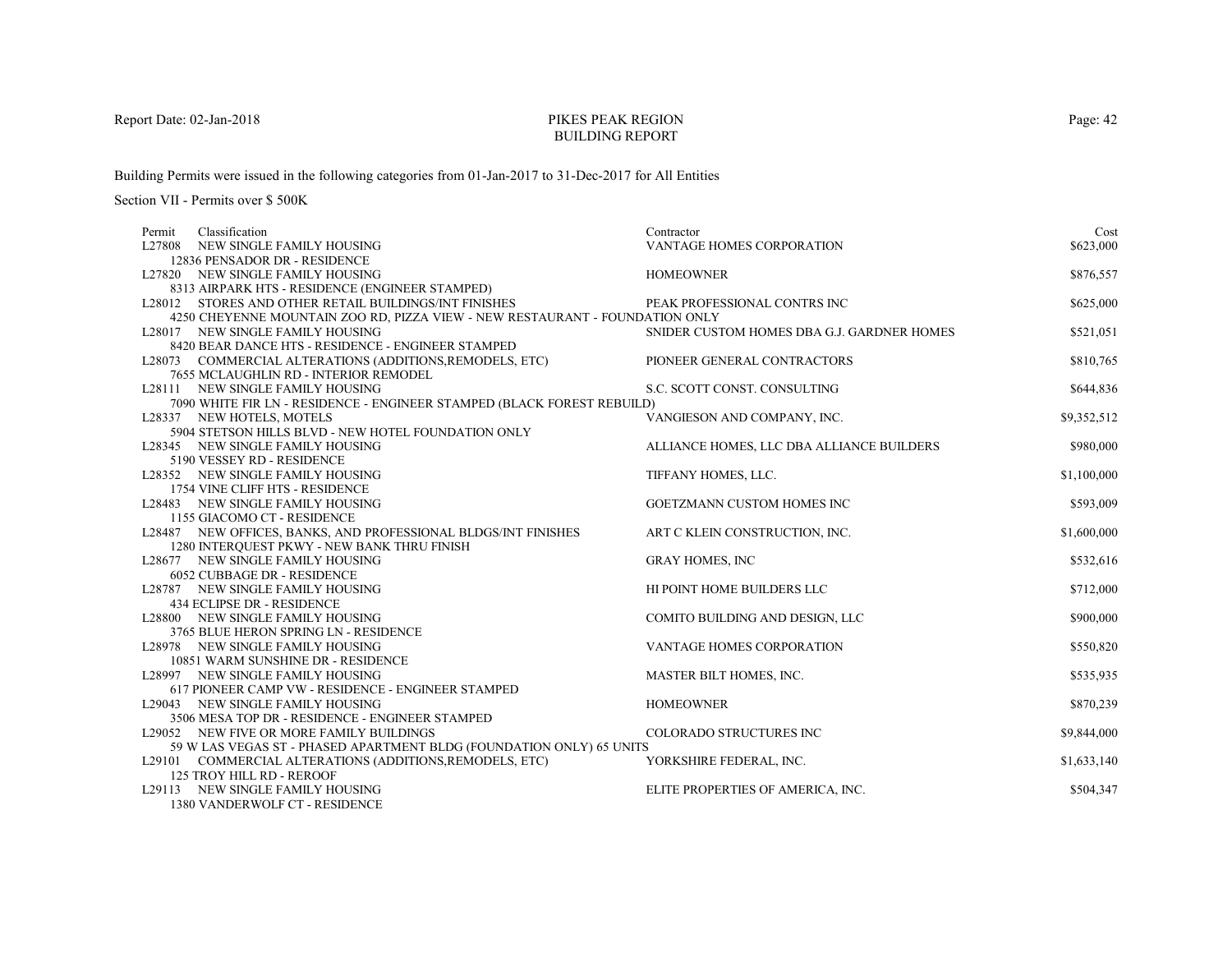Building Permits were issued in the following categories from 01-Jan-2017 to 31-Dec-2017 for All Entities

Section VII - Permits over $ 500K

| Permit | Classification | Contractor | Cost |
|---|---|---|---|
| L27808 | NEW SINGLE FAMILY HOUSING<br>12836 PENSADOR DR - RESIDENCE | VANTAGE HOMES CORPORATION | $623,000 |
| L27820 | NEW SINGLE FAMILY HOUSING<br>8313 AIRPARK HTS - RESIDENCE (ENGINEER STAMPED) | HOMEOWNER | $876,557 |
| L28012 | STORES AND OTHER RETAIL BUILDINGS/INT FINISHES<br>4250 CHEYENNE MOUNTAIN ZOO RD, PIZZA VIEW - NEW RESTAURANT - FOUNDATION ONLY | PEAK PROFESSIONAL CONTRS INC | $625,000 |
| L28017 | NEW SINGLE FAMILY HOUSING<br>8420 BEAR DANCE HTS - RESIDENCE - ENGINEER STAMPED | SNIDER CUSTOM HOMES DBA G.J. GARDNER HOMES | $521,051 |
| L28073 | COMMERCIAL ALTERATIONS (ADDITIONS,REMODELS, ETC)<br>7655 MCLAUGHLIN RD - INTERIOR REMODEL | PIONEER GENERAL CONTRACTORS | $810,765 |
| L28111 | NEW SINGLE FAMILY HOUSING<br>7090 WHITE FIR LN - RESIDENCE - ENGINEER STAMPED (BLACK FOREST REBUILD) | S.C. SCOTT CONST. CONSULTING | $644,836 |
| L28337 | NEW HOTELS, MOTELS<br>5904 STETSON HILLS BLVD - NEW HOTEL FOUNDATION ONLY | VANGIESON AND COMPANY, INC. | $9,352,512 |
| L28345 | NEW SINGLE FAMILY HOUSING<br>5190 VESSEY RD - RESIDENCE | ALLIANCE HOMES, LLC DBA ALLIANCE BUILDERS | $980,000 |
| L28352 | NEW SINGLE FAMILY HOUSING<br>1754 VINE CLIFF HTS - RESIDENCE | TIFFANY HOMES, LLC. | $1,100,000 |
| L28483 | NEW SINGLE FAMILY HOUSING<br>1155 GIACOMO CT - RESIDENCE | GOETZMANN CUSTOM HOMES INC | $593,009 |
| L28487 | NEW OFFICES, BANKS, AND PROFESSIONAL BLDGS/INT FINISHES<br>1280 INTERQUEST PKWY - NEW BANK THRU FINISH | ART C KLEIN CONSTRUCTION, INC. | $1,600,000 |
| L28677 | NEW SINGLE FAMILY HOUSING<br>6052 CUBBAGE DR - RESIDENCE | GRAY HOMES, INC | $532,616 |
| L28787 | NEW SINGLE FAMILY HOUSING<br>434 ECLIPSE DR - RESIDENCE | HI POINT HOME BUILDERS LLC | $712,000 |
| L28800 | NEW SINGLE FAMILY HOUSING<br>3765 BLUE HERON SPRING LN - RESIDENCE | COMITO BUILDING AND DESIGN, LLC | $900,000 |
| L28978 | NEW SINGLE FAMILY HOUSING<br>10851 WARM SUNSHINE DR - RESIDENCE | VANTAGE HOMES CORPORATION | $550,820 |
| L28997 | NEW SINGLE FAMILY HOUSING<br>617 PIONEER CAMP VW - RESIDENCE - ENGINEER STAMPED | MASTER BILT HOMES, INC. | $535,935 |
| L29043 | NEW SINGLE FAMILY HOUSING<br>3506 MESA TOP DR - RESIDENCE - ENGINEER STAMPED | HOMEOWNER | $870,239 |
| L29052 | NEW FIVE OR MORE FAMILY BUILDINGS<br>59 W LAS VEGAS ST - PHASED APARTMENT BLDG (FOUNDATION ONLY) 65 UNITS | COLORADO STRUCTURES INC | $9,844,000 |
| L29101 | COMMERCIAL ALTERATIONS (ADDITIONS,REMODELS, ETC)<br>125 TROY HILL RD - REROOF | YORKSHIRE FEDERAL, INC. | $1,633,140 |
| L29113 | NEW SINGLE FAMILY HOUSING<br>1380 VANDERWOLF CT - RESIDENCE | ELITE PROPERTIES OF AMERICA, INC. | $504,347 |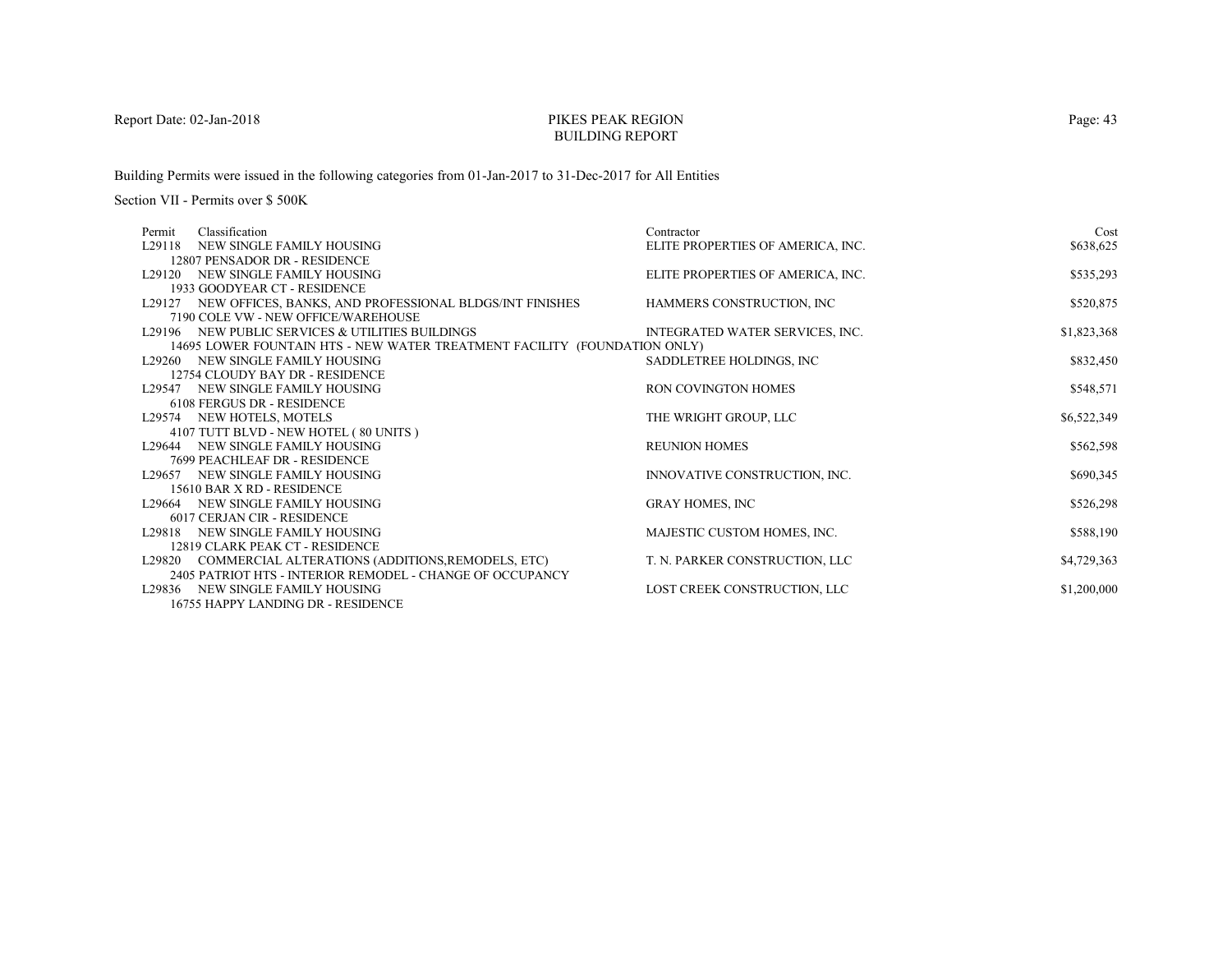# PIKES PEAK REGION
# BUILDING REPORT

Report Date: 02-Jan-2018

Building Permits were issued in the following categories from 01-Jan-2017 to 31-Dec-2017 for All Entities

Section VII - Permits over $ 500K

| Permit | Classification | Contractor | Cost |
| --- | --- | --- | --- |
| L29118 | NEW SINGLE FAMILY HOUSING<br>12807 PENSADOR DR - RESIDENCE | ELITE PROPERTIES OF AMERICA, INC. | $638,625 |
| L29120 | NEW SINGLE FAMILY HOUSING<br>1933 GOODYEAR CT - RESIDENCE | ELITE PROPERTIES OF AMERICA, INC. | $535,293 |
| L29127 | NEW OFFICES, BANKS, AND PROFESSIONAL BLDGS/INT FINISHES<br>7190 COLE VW - NEW OFFICE/WAREHOUSE | HAMMERS CONSTRUCTION, INC | $520,875 |
| L29196 | NEW PUBLIC SERVICES & UTILITIES BUILDINGS<br>14695 LOWER FOUNTAIN HTS - NEW WATER TREATMENT FACILITY (FOUNDATION ONLY) | INTEGRATED WATER SERVICES, INC. | $1,823,368 |
| L29260 | NEW SINGLE FAMILY HOUSING<br>12754 CLOUDY BAY DR - RESIDENCE | SADDLETREE HOLDINGS, INC | $832,450 |
| L29547 | NEW SINGLE FAMILY HOUSING<br>6108 FERGUS DR - RESIDENCE | RON COVINGTON HOMES | $548,571 |
| L29574 | NEW HOTELS, MOTELS<br>4107 TUTT BLVD - NEW HOTEL ( 80 UNITS ) | THE WRIGHT GROUP, LLC | $6,522,349 |
| L29644 | NEW SINGLE FAMILY HOUSING<br>7699 PEACHLEAF DR - RESIDENCE | REUNION HOMES | $562,598 |
| L29657 | NEW SINGLE FAMILY HOUSING<br>15610 BAR X RD - RESIDENCE | INNOVATIVE CONSTRUCTION, INC. | $690,345 |
| L29664 | NEW SINGLE FAMILY HOUSING<br>6017 CERJAN CIR - RESIDENCE | GRAY HOMES, INC | $526,298 |
| L29818 | NEW SINGLE FAMILY HOUSING<br>12819 CLARK PEAK CT - RESIDENCE | MAJESTIC CUSTOM HOMES, INC. | $588,190 |
| L29820 | COMMERCIAL ALTERATIONS (ADDITIONS,REMODELS, ETC)<br>2405 PATRIOT HTS - INTERIOR REMODEL - CHANGE OF OCCUPANCY | T. N. PARKER CONSTRUCTION, LLC | $4,729,363 |
| L29836 | NEW SINGLE FAMILY HOUSING<br>16755 HAPPY LANDING DR - RESIDENCE | LOST CREEK CONSTRUCTION, LLC | $1,200,000 |